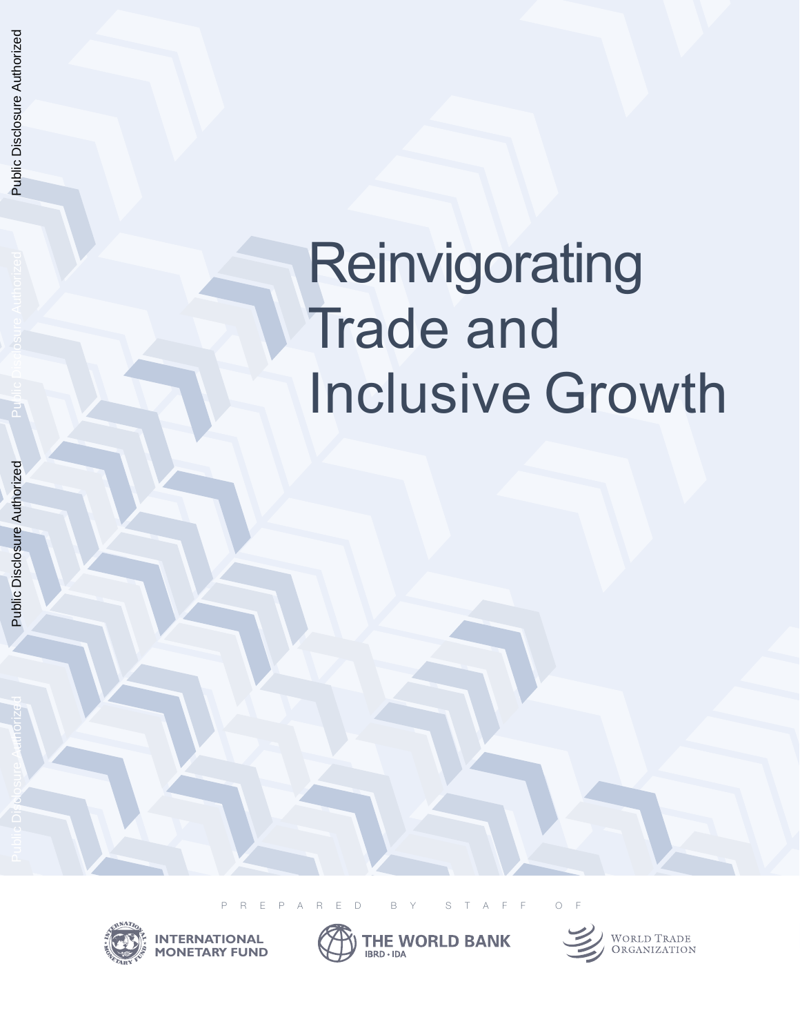# Reinvigorating Trade and Inclusive Growth

PREPARED BY STAFF OF

INTERNATIONAL MONETARY FUND

THE WORLD BANK
IBRD • IDA

WORLD TRADE ORGANIZATION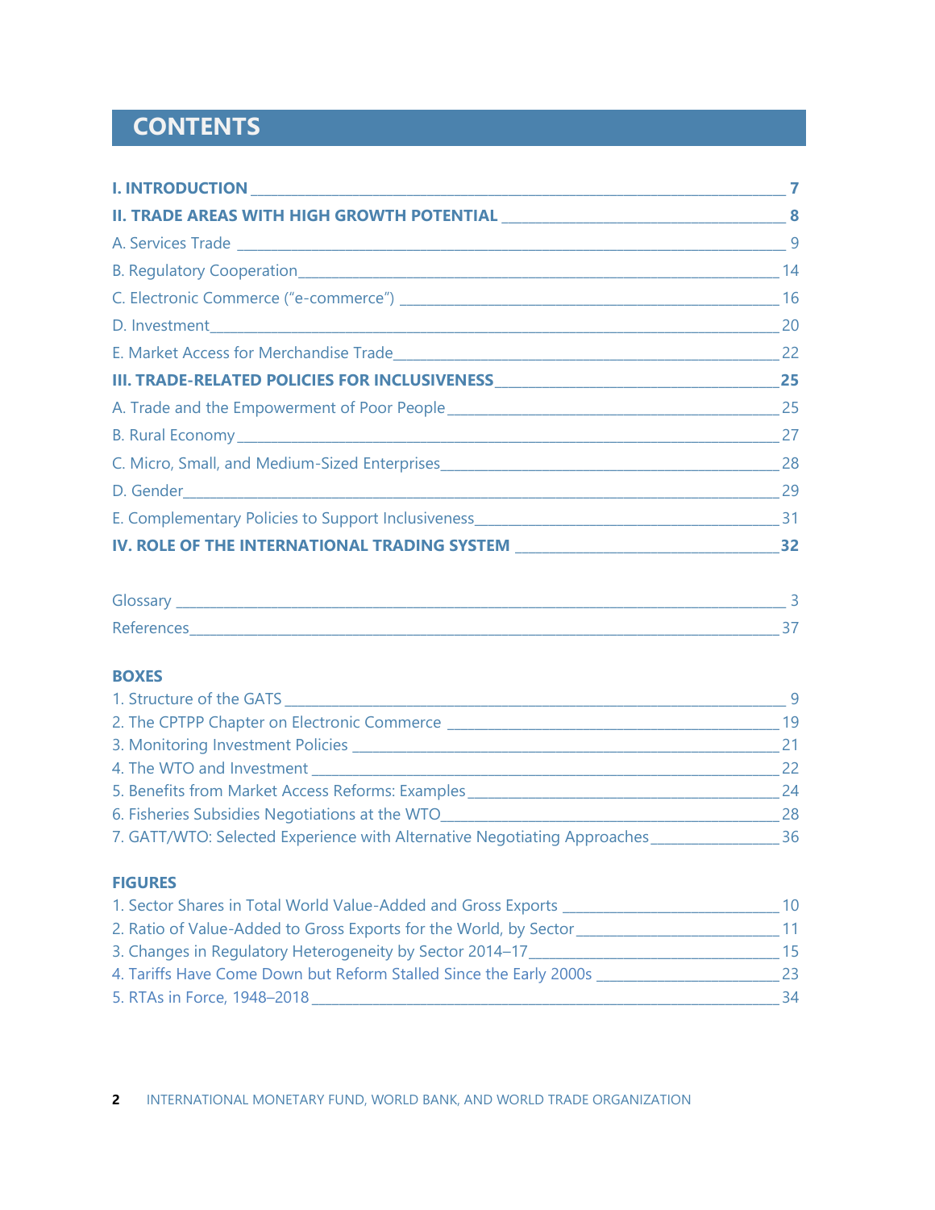# CONTENTS

**I. INTRODUCTION** _______________________________________________ **7**

**II. TRADE AREAS WITH HIGH GROWTH POTENTIAL** ____________________ **8**

A. Services Trade _______________________________________________ 9

B. Regulatory Cooperation _______________________________________ 14

C. Electronic Commerce ("e-commerce") ____________________________ 16

D. Investment _________________________________________________ 20

E. Market Access for Merchandise Trade ____________________________ 22

**III. TRADE-RELATED POLICIES FOR INCLUSIVENESS** ___________________ **25**

A. Trade and the Empowerment of Poor People ______________________ 25

B. Rural Economy ______________________________________________ 27

C. Micro, Small, and Medium-Sized Enterprises _______________________ 28

D. Gender ____________________________________________________ 29

E. Complementary Policies to Support Inclusiveness ___________________ 31

**IV. ROLE OF THE INTERNATIONAL TRADING SYSTEM** __________________ **32**

Glossary _____________________________________________________ 3

References ___________________________________________________ 37

**BOXES**

1. Structure of the GATS __________________________________________ 9
2. The CPTPP Chapter on Electronic Commerce ________________________ 19
3. Monitoring Investment Policies ___________________________________ 21
4. The WTO and Investment ______________________________________ 22
5. Benefits from Market Access Reforms: Examples ____________________ 24
6. Fisheries Subsidies Negotiations at the WTO ________________________ 28
7. GATT/WTO: Selected Experience with Alternative Negotiating Approaches ________ 36

**FIGURES**

1. Sector Shares in Total World Value-Added and Gross Exports ___________ 10
2. Ratio of Value-Added to Gross Exports for the World, by Sector _________ 11
3. Changes in Regulatory Heterogeneity by Sector 2014–17 ______________ 15
4. Tariffs Have Come Down but Reform Stalled Since the Early 2000s _______ 23
5. RTAs in Force, 1948–2018 _______________________________________ 34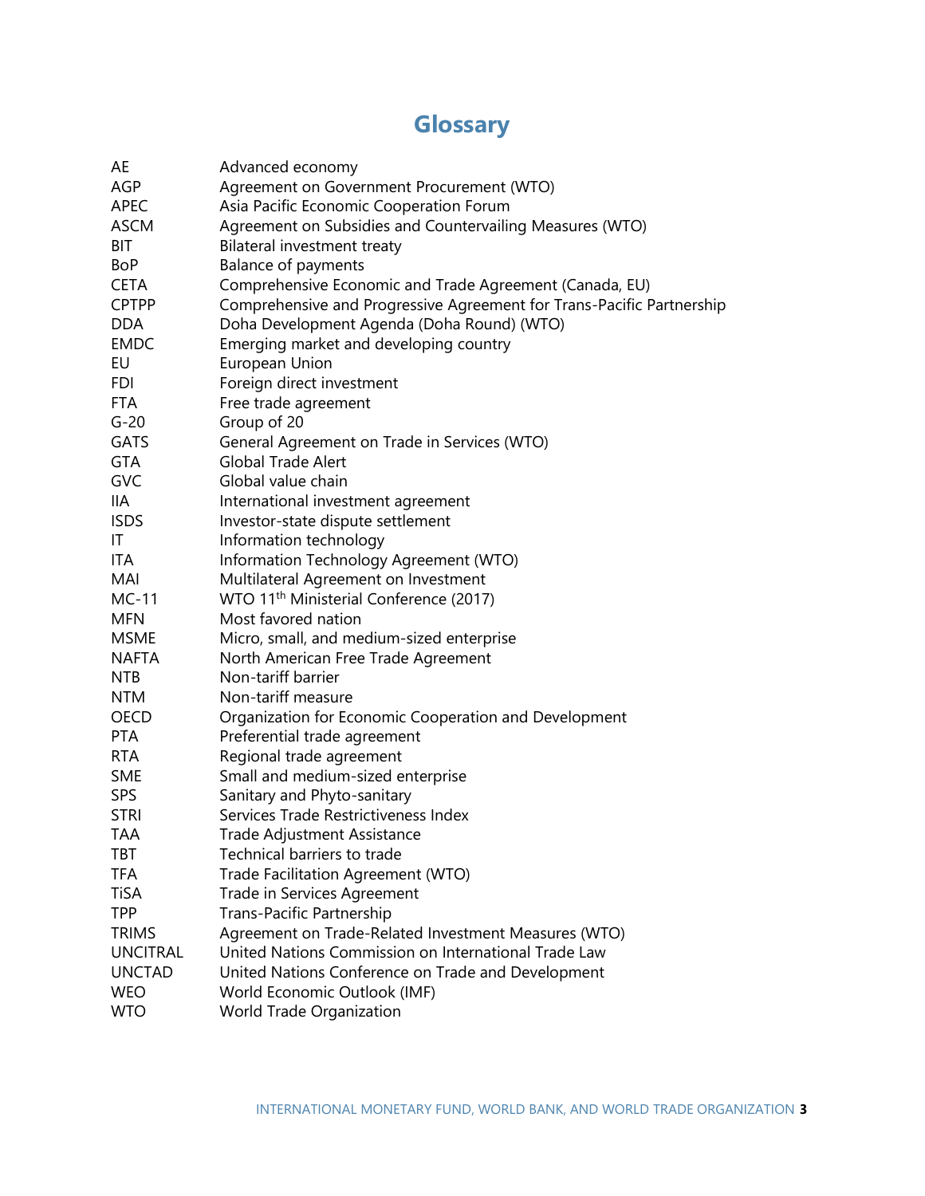# Glossary

| | |
|---|---|
| AE | Advanced economy |
| AGP | Agreement on Government Procurement (WTO) |
| APEC | Asia Pacific Economic Cooperation Forum |
| ASCM | Agreement on Subsidies and Countervailing Measures (WTO) |
| BIT | Bilateral investment treaty |
| BoP | Balance of payments |
| CETA | Comprehensive Economic and Trade Agreement (Canada, EU) |
| CPTPP | Comprehensive and Progressive Agreement for Trans-Pacific Partnership |
| DDA | Doha Development Agenda (Doha Round) (WTO) |
| EMDC | Emerging market and developing country |
| EU | European Union |
| FDI | Foreign direct investment |
| FTA | Free trade agreement |
| G-20 | Group of 20 |
| GATS | General Agreement on Trade in Services (WTO) |
| GTA | Global Trade Alert |
| GVC | Global value chain |
| IIA | International investment agreement |
| ISDS | Investor-state dispute settlement |
| IT | Information technology |
| ITA | Information Technology Agreement (WTO) |
| MAI | Multilateral Agreement on Investment |
| MC-11 | WTO 11th Ministerial Conference (2017) |
| MFN | Most favored nation |
| MSME | Micro, small, and medium-sized enterprise |
| NAFTA | North American Free Trade Agreement |
| NTB | Non-tariff barrier |
| NTM | Non-tariff measure |
| OECD | Organization for Economic Cooperation and Development |
| PTA | Preferential trade agreement |
| RTA | Regional trade agreement |
| SME | Small and medium-sized enterprise |
| SPS | Sanitary and Phyto-sanitary |
| STRI | Services Trade Restrictiveness Index |
| TAA | Trade Adjustment Assistance |
| TBT | Technical barriers to trade |
| TFA | Trade Facilitation Agreement (WTO) |
| TiSA | Trade in Services Agreement |
| TPP | Trans-Pacific Partnership |
| TRIMS | Agreement on Trade-Related Investment Measures (WTO) |
| UNCITRAL | United Nations Commission on International Trade Law |
| UNCTAD | United Nations Conference on Trade and Development |
| WEO | World Economic Outlook (IMF) |
| WTO | World Trade Organization |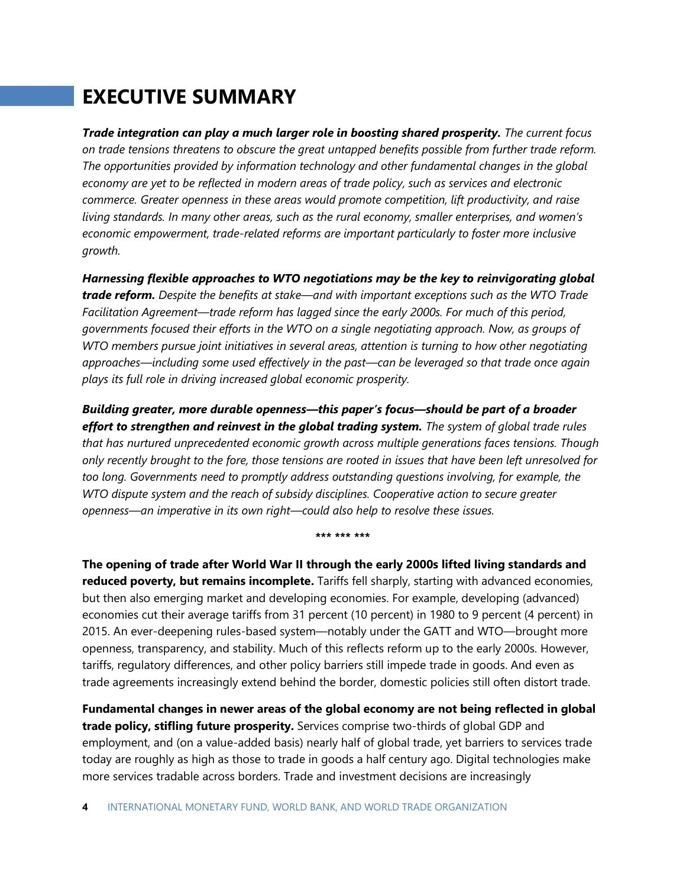# EXECUTIVE SUMMARY

***Trade integration can play a much larger role in boosting shared prosperity.*** *The current focus on trade tensions threatens to obscure the great untapped benefits possible from further trade reform. The opportunities provided by information technology and other fundamental changes in the global economy are yet to be reflected in modern areas of trade policy, such as services and electronic commerce. Greater openness in these areas would promote competition, lift productivity, and raise living standards. In many other areas, such as the rural economy, smaller enterprises, and women's economic empowerment, trade-related reforms are important particularly to foster more inclusive growth.*

***Harnessing flexible approaches to WTO negotiations may be the key to reinvigorating global trade reform.*** *Despite the benefits at stake—and with important exceptions such as the WTO Trade Facilitation Agreement—trade reform has lagged since the early 2000s. For much of this period, governments focused their efforts in the WTO on a single negotiating approach. Now, as groups of WTO members pursue joint initiatives in several areas, attention is turning to how other negotiating approaches—including some used effectively in the past—can be leveraged so that trade once again plays its full role in driving increased global economic prosperity.*

***Building greater, more durable openness—this paper's focus—should be part of a broader effort to strengthen and reinvest in the global trading system.*** *The system of global trade rules that has nurtured unprecedented economic growth across multiple generations faces tensions. Though only recently brought to the fore, those tensions are rooted in issues that have been left unresolved for too long. Governments need to promptly address outstanding questions involving, for example, the WTO dispute system and the reach of subsidy disciplines. Cooperative action to secure greater openness—an imperative in its own right—could also help to resolve these issues.*

\*\*\* \*\*\* \*\*\*

**The opening of trade after World War II through the early 2000s lifted living standards and reduced poverty, but remains incomplete.** Tariffs fell sharply, starting with advanced economies, but then also emerging market and developing economies. For example, developing (advanced) economies cut their average tariffs from 31 percent (10 percent) in 1980 to 9 percent (4 percent) in 2015. An ever-deepening rules-based system—notably under the GATT and WTO—brought more openness, transparency, and stability. Much of this reflects reform up to the early 2000s. However, tariffs, regulatory differences, and other policy barriers still impede trade in goods. And even as trade agreements increasingly extend behind the border, domestic policies still often distort trade.

**Fundamental changes in newer areas of the global economy are not being reflected in global trade policy, stifling future prosperity.** Services comprise two-thirds of global GDP and employment, and (on a value-added basis) nearly half of global trade, yet barriers to services trade today are roughly as high as those to trade in goods a half century ago. Digital technologies make more services tradable across borders. Trade and investment decisions are increasingly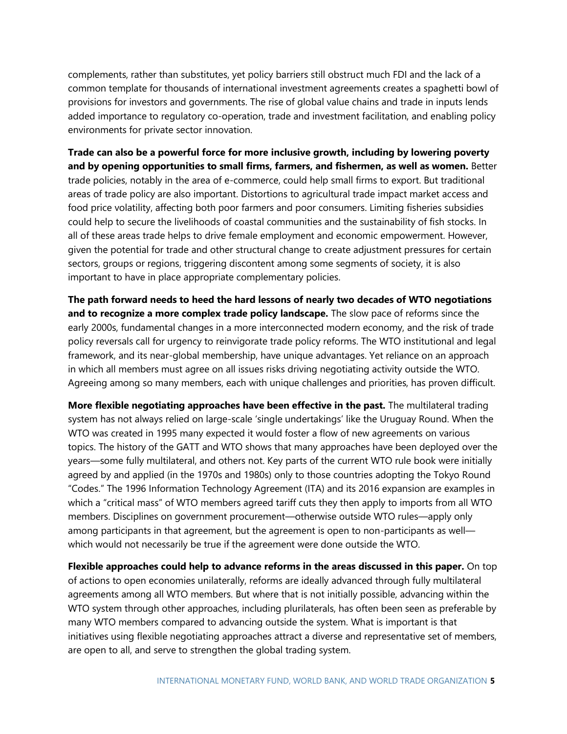complements, rather than substitutes, yet policy barriers still obstruct much FDI and the lack of a common template for thousands of international investment agreements creates a spaghetti bowl of provisions for investors and governments. The rise of global value chains and trade in inputs lends added importance to regulatory co-operation, trade and investment facilitation, and enabling policy environments for private sector innovation.

**Trade can also be a powerful force for more inclusive growth, including by lowering poverty and by opening opportunities to small firms, farmers, and fishermen, as well as women.** Better trade policies, notably in the area of e-commerce, could help small firms to export. But traditional areas of trade policy are also important. Distortions to agricultural trade impact market access and food price volatility, affecting both poor farmers and poor consumers. Limiting fisheries subsidies could help to secure the livelihoods of coastal communities and the sustainability of fish stocks. In all of these areas trade helps to drive female employment and economic empowerment. However, given the potential for trade and other structural change to create adjustment pressures for certain sectors, groups or regions, triggering discontent among some segments of society, it is also important to have in place appropriate complementary policies.

**The path forward needs to heed the hard lessons of nearly two decades of WTO negotiations and to recognize a more complex trade policy landscape.** The slow pace of reforms since the early 2000s, fundamental changes in a more interconnected modern economy, and the risk of trade policy reversals call for urgency to reinvigorate trade policy reforms. The WTO institutional and legal framework, and its near-global membership, have unique advantages. Yet reliance on an approach in which all members must agree on all issues risks driving negotiating activity outside the WTO. Agreeing among so many members, each with unique challenges and priorities, has proven difficult.

**More flexible negotiating approaches have been effective in the past.** The multilateral trading system has not always relied on large-scale 'single undertakings' like the Uruguay Round. When the WTO was created in 1995 many expected it would foster a flow of new agreements on various topics. The history of the GATT and WTO shows that many approaches have been deployed over the years—some fully multilateral, and others not. Key parts of the current WTO rule book were initially agreed by and applied (in the 1970s and 1980s) only to those countries adopting the Tokyo Round "Codes." The 1996 Information Technology Agreement (ITA) and its 2016 expansion are examples in which a "critical mass" of WTO members agreed tariff cuts they then apply to imports from all WTO members. Disciplines on government procurement—otherwise outside WTO rules—apply only among participants in that agreement, but the agreement is open to non-participants as well—which would not necessarily be true if the agreement were done outside the WTO.

**Flexible approaches could help to advance reforms in the areas discussed in this paper.** On top of actions to open economies unilaterally, reforms are ideally advanced through fully multilateral agreements among all WTO members. But where that is not initially possible, advancing within the WTO system through other approaches, including plurilaterals, has often been seen as preferable by many WTO members compared to advancing outside the system. What is important is that initiatives using flexible negotiating approaches attract a diverse and representative set of members, are open to all, and serve to strengthen the global trading system.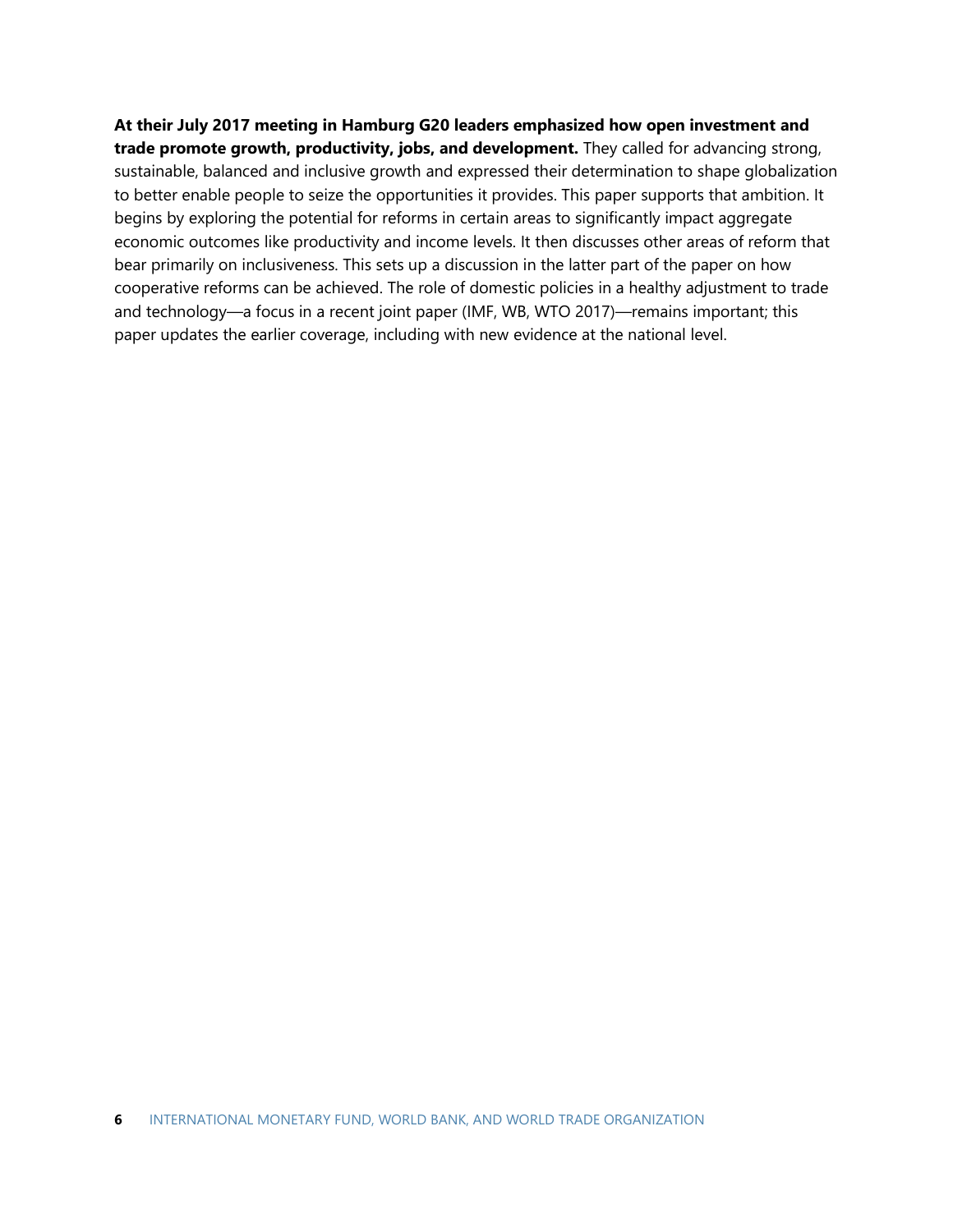**At their July 2017 meeting in Hamburg G20 leaders emphasized how open investment and trade promote growth, productivity, jobs, and development.** They called for advancing strong, sustainable, balanced and inclusive growth and expressed their determination to shape globalization to better enable people to seize the opportunities it provides. This paper supports that ambition. It begins by exploring the potential for reforms in certain areas to significantly impact aggregate economic outcomes like productivity and income levels. It then discusses other areas of reform that bear primarily on inclusiveness. This sets up a discussion in the latter part of the paper on how cooperative reforms can be achieved. The role of domestic policies in a healthy adjustment to trade and technology—a focus in a recent joint paper (IMF, WB, WTO 2017)—remains important; this paper updates the earlier coverage, including with new evidence at the national level.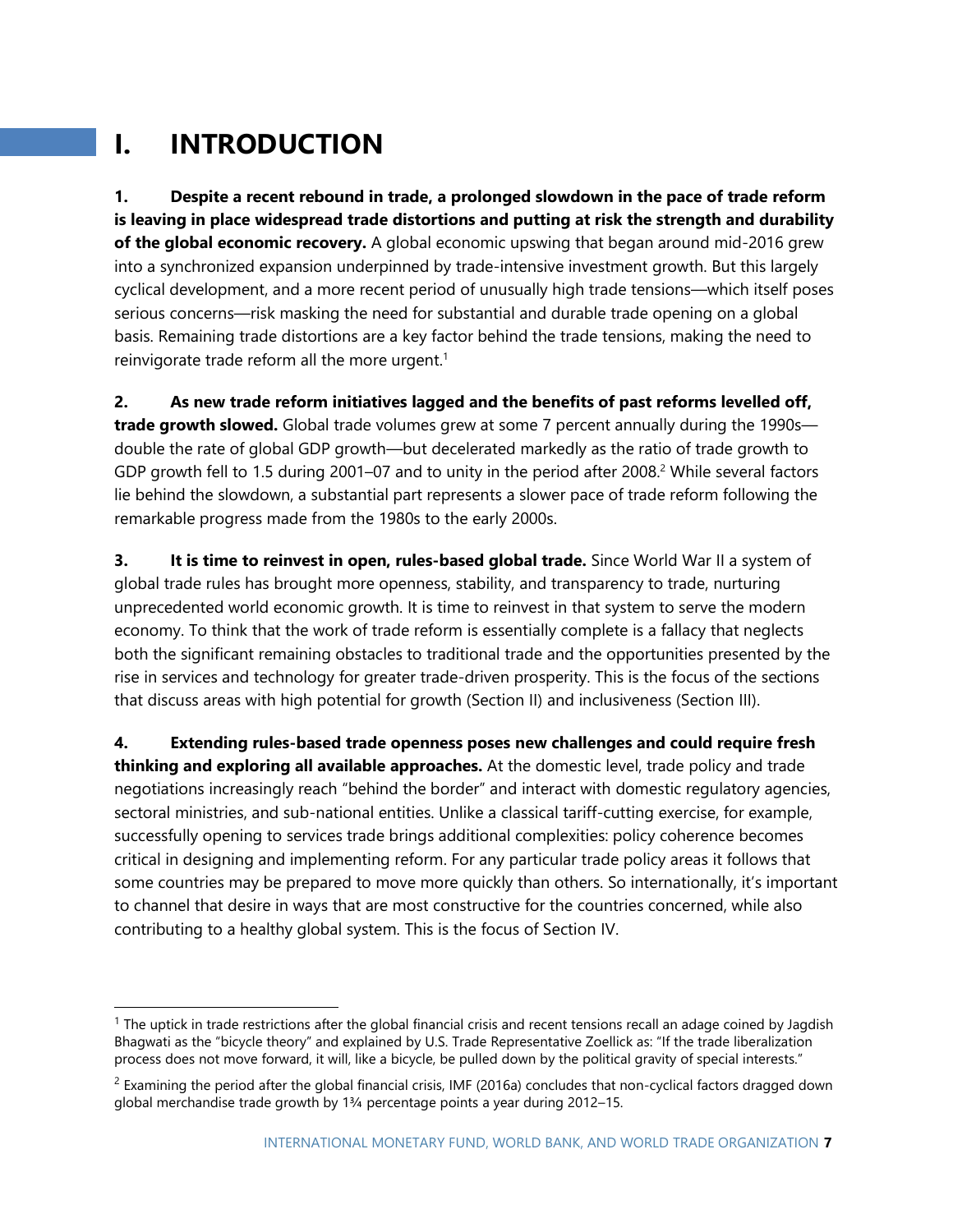# I. INTRODUCTION

**1. Despite a recent rebound in trade, a prolonged slowdown in the pace of trade reform is leaving in place widespread trade distortions and putting at risk the strength and durability of the global economic recovery.** A global economic upswing that began around mid-2016 grew into a synchronized expansion underpinned by trade-intensive investment growth. But this largely cyclical development, and a more recent period of unusually high trade tensions—which itself poses serious concerns—risk masking the need for substantial and durable trade opening on a global basis. Remaining trade distortions are a key factor behind the trade tensions, making the need to reinvigorate trade reform all the more urgent.[1]

**2. As new trade reform initiatives lagged and the benefits of past reforms levelled off, trade growth slowed.** Global trade volumes grew at some 7 percent annually during the 1990s—double the rate of global GDP growth—but decelerated markedly as the ratio of trade growth to GDP growth fell to 1.5 during 2001–07 and to unity in the period after 2008.[2] While several factors lie behind the slowdown, a substantial part represents a slower pace of trade reform following the remarkable progress made from the 1980s to the early 2000s.

**3. It is time to reinvest in open, rules-based global trade.** Since World War II a system of global trade rules has brought more openness, stability, and transparency to trade, nurturing unprecedented world economic growth. It is time to reinvest in that system to serve the modern economy. To think that the work of trade reform is essentially complete is a fallacy that neglects both the significant remaining obstacles to traditional trade and the opportunities presented by the rise in services and technology for greater trade-driven prosperity. This is the focus of the sections that discuss areas with high potential for growth (Section II) and inclusiveness (Section III).

**4. Extending rules-based trade openness poses new challenges and could require fresh thinking and exploring all available approaches.** At the domestic level, trade policy and trade negotiations increasingly reach "behind the border" and interact with domestic regulatory agencies, sectoral ministries, and sub-national entities. Unlike a classical tariff-cutting exercise, for example, successfully opening to services trade brings additional complexities: policy coherence becomes critical in designing and implementing reform. For any particular trade policy areas it follows that some countries may be prepared to move more quickly than others. So internationally, it's important to channel that desire in ways that are most constructive for the countries concerned, while also contributing to a healthy global system. This is the focus of Section IV.

---

[1] The uptick in trade restrictions after the global financial crisis and recent tensions recall an adage coined by Jagdish Bhagwati as the "bicycle theory" and explained by U.S. Trade Representative Zoellick as: "If the trade liberalization process does not move forward, it will, like a bicycle, be pulled down by the political gravity of special interests."

[2] Examining the period after the global financial crisis, IMF (2016a) concludes that non-cyclical factors dragged down global merchandise trade growth by 1¾ percentage points a year during 2012–15.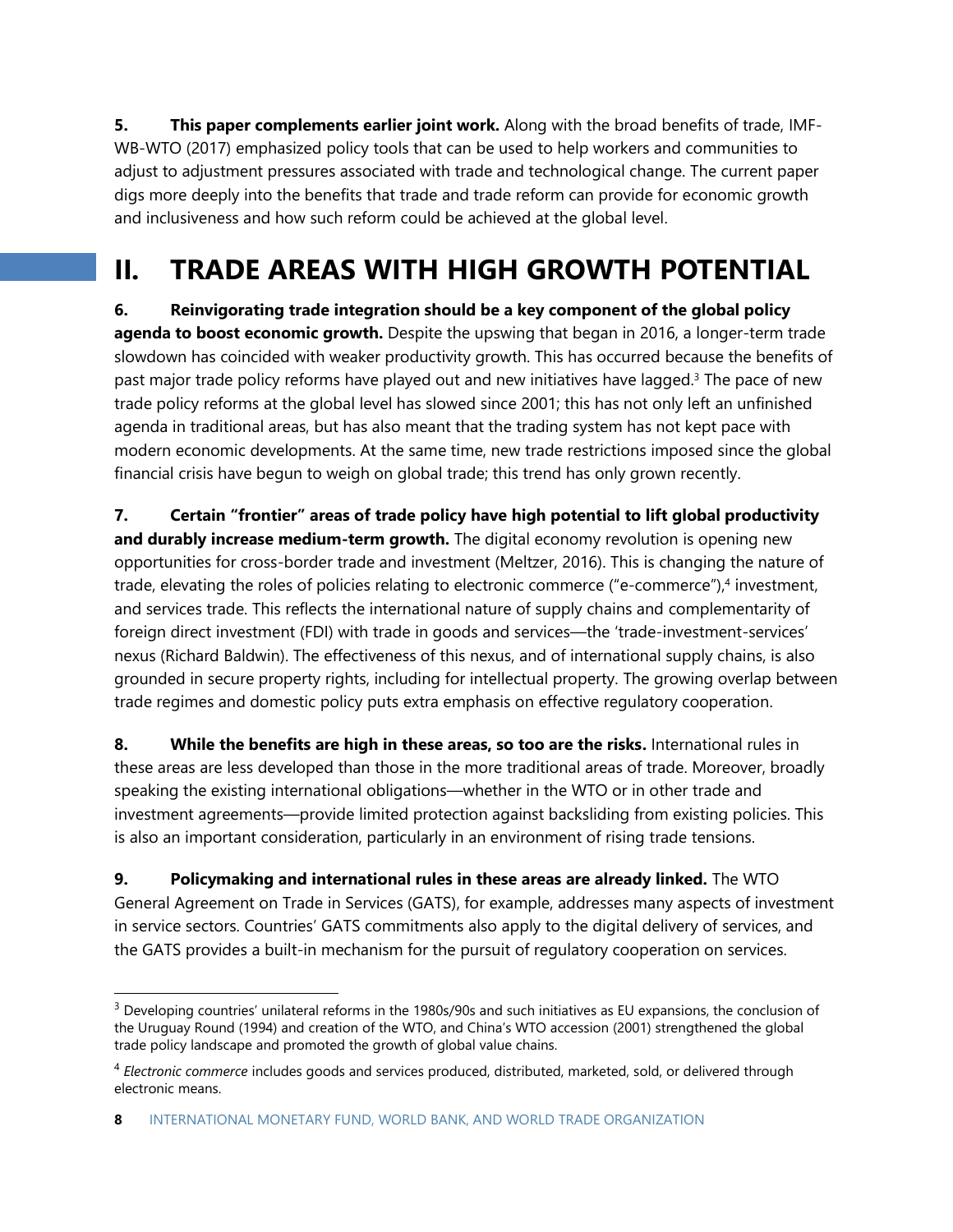**5. This paper complements earlier joint work.** Along with the broad benefits of trade, IMF-WB-WTO (2017) emphasized policy tools that can be used to help workers and communities to adjust to adjustment pressures associated with trade and technological change. The current paper digs more deeply into the benefits that trade and trade reform can provide for economic growth and inclusiveness and how such reform could be achieved at the global level.

# II. TRADE AREAS WITH HIGH GROWTH POTENTIAL

**6. Reinvigorating trade integration should be a key component of the global policy agenda to boost economic growth.** Despite the upswing that began in 2016, a longer-term trade slowdown has coincided with weaker productivity growth. This has occurred because the benefits of past major trade policy reforms have played out and new initiatives have lagged.[3] The pace of new trade policy reforms at the global level has slowed since 2001; this has not only left an unfinished agenda in traditional areas, but has also meant that the trading system has not kept pace with modern economic developments. At the same time, new trade restrictions imposed since the global financial crisis have begun to weigh on global trade; this trend has only grown recently.

**7. Certain "frontier" areas of trade policy have high potential to lift global productivity and durably increase medium-term growth.** The digital economy revolution is opening new opportunities for cross-border trade and investment (Meltzer, 2016). This is changing the nature of trade, elevating the roles of policies relating to electronic commerce ("e-commerce"),[4] investment, and services trade. This reflects the international nature of supply chains and complementarity of foreign direct investment (FDI) with trade in goods and services—the 'trade-investment-services' nexus (Richard Baldwin). The effectiveness of this nexus, and of international supply chains, is also grounded in secure property rights, including for intellectual property. The growing overlap between trade regimes and domestic policy puts extra emphasis on effective regulatory cooperation.

**8. While the benefits are high in these areas, so too are the risks.** International rules in these areas are less developed than those in the more traditional areas of trade. Moreover, broadly speaking the existing international obligations—whether in the WTO or in other trade and investment agreements—provide limited protection against backsliding from existing policies. This is also an important consideration, particularly in an environment of rising trade tensions.

**9. Policymaking and international rules in these areas are already linked.** The WTO General Agreement on Trade in Services (GATS), for example, addresses many aspects of investment in service sectors. Countries' GATS commitments also apply to the digital delivery of services, and the GATS provides a built-in mechanism for the pursuit of regulatory cooperation on services.

---

[3] Developing countries' unilateral reforms in the 1980s/90s and such initiatives as EU expansions, the conclusion of the Uruguay Round (1994) and creation of the WTO, and China's WTO accession (2001) strengthened the global trade policy landscape and promoted the growth of global value chains.

[4] *Electronic commerce* includes goods and services produced, distributed, marketed, sold, or delivered through electronic means.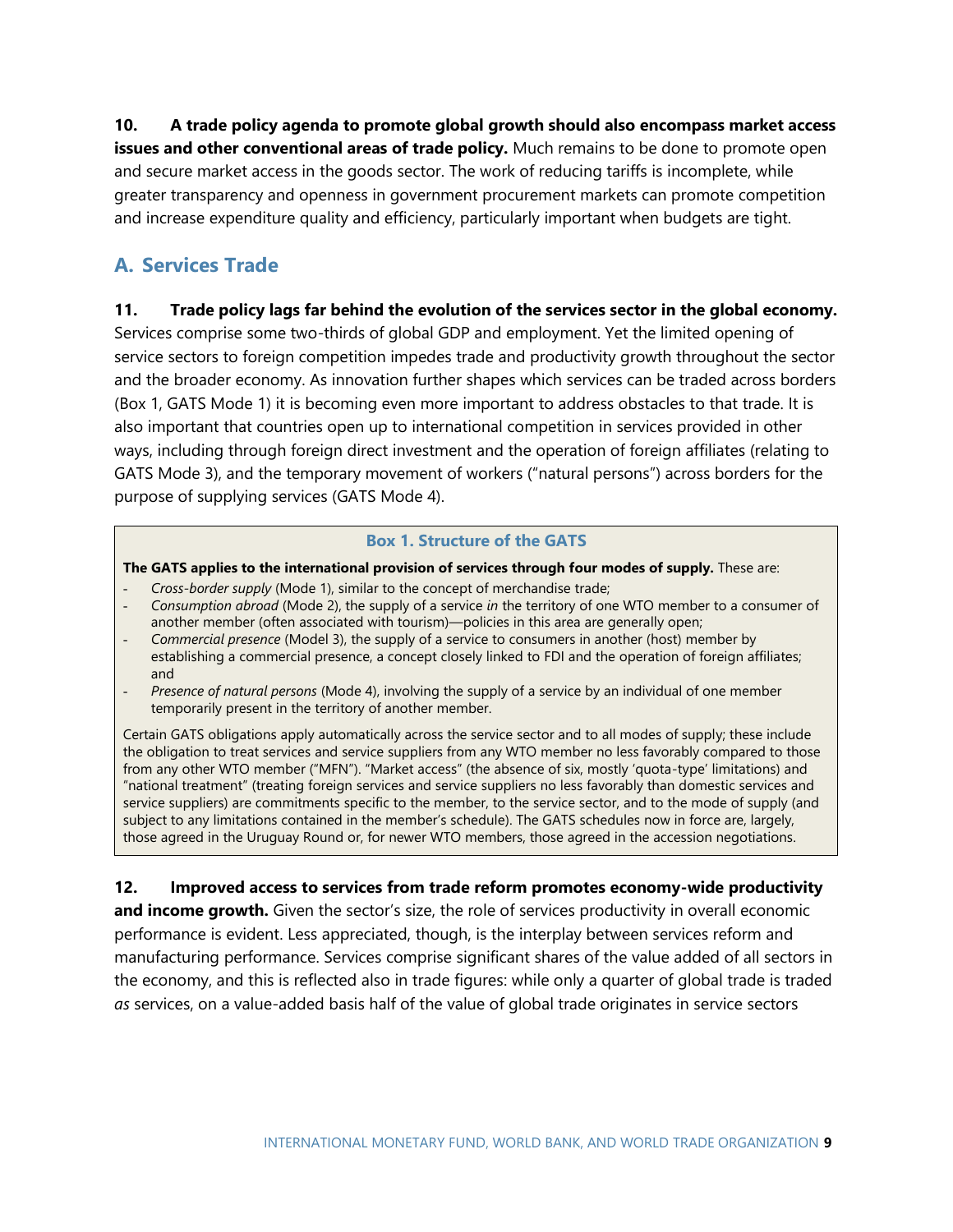**10. A trade policy agenda to promote global growth should also encompass market access issues and other conventional areas of trade policy.** Much remains to be done to promote open and secure market access in the goods sector. The work of reducing tariffs is incomplete, while greater transparency and openness in government procurement markets can promote competition and increase expenditure quality and efficiency, particularly important when budgets are tight.

## A. Services Trade

**11. Trade policy lags far behind the evolution of the services sector in the global economy.** Services comprise some two-thirds of global GDP and employment. Yet the limited opening of service sectors to foreign competition impedes trade and productivity growth throughout the sector and the broader economy. As innovation further shapes which services can be traded across borders (Box 1, GATS Mode 1) it is becoming even more important to address obstacles to that trade. It is also important that countries open up to international competition in services provided in other ways, including through foreign direct investment and the operation of foreign affiliates (relating to GATS Mode 3), and the temporary movement of workers ("natural persons") across borders for the purpose of supplying services (GATS Mode 4).

> **Box 1. Structure of the GATS**
>
> **The GATS applies to the international provision of services through four modes of supply.** These are:
>
> - *Cross-border supply* (Mode 1), similar to the concept of merchandise trade;
> - *Consumption abroad* (Mode 2), the supply of a service *in* the territory of one WTO member to a consumer of another member (often associated with tourism)—policies in this area are generally open;
> - *Commercial presence* (Model 3), the supply of a service to consumers in another (host) member by establishing a commercial presence, a concept closely linked to FDI and the operation of foreign affiliates; and
> - *Presence of natural persons* (Mode 4), involving the supply of a service by an individual of one member temporarily present in the territory of another member.
>
> Certain GATS obligations apply automatically across the service sector and to all modes of supply; these include the obligation to treat services and service suppliers from any WTO member no less favorably compared to those from any other WTO member ("MFN"). "Market access" (the absence of six, mostly 'quota-type' limitations) and "national treatment" (treating foreign services and service suppliers no less favorably than domestic services and service suppliers) are commitments specific to the member, to the service sector, and to the mode of supply (and subject to any limitations contained in the member's schedule). The GATS schedules now in force are, largely, those agreed in the Uruguay Round or, for newer WTO members, those agreed in the accession negotiations.

**12. Improved access to services from trade reform promotes economy-wide productivity and income growth.** Given the sector's size, the role of services productivity in overall economic performance is evident. Less appreciated, though, is the interplay between services reform and manufacturing performance. Services comprise significant shares of the value added of all sectors in the economy, and this is reflected also in trade figures: while only a quarter of global trade is traded *as* services, on a value-added basis half of the value of global trade originates in service sectors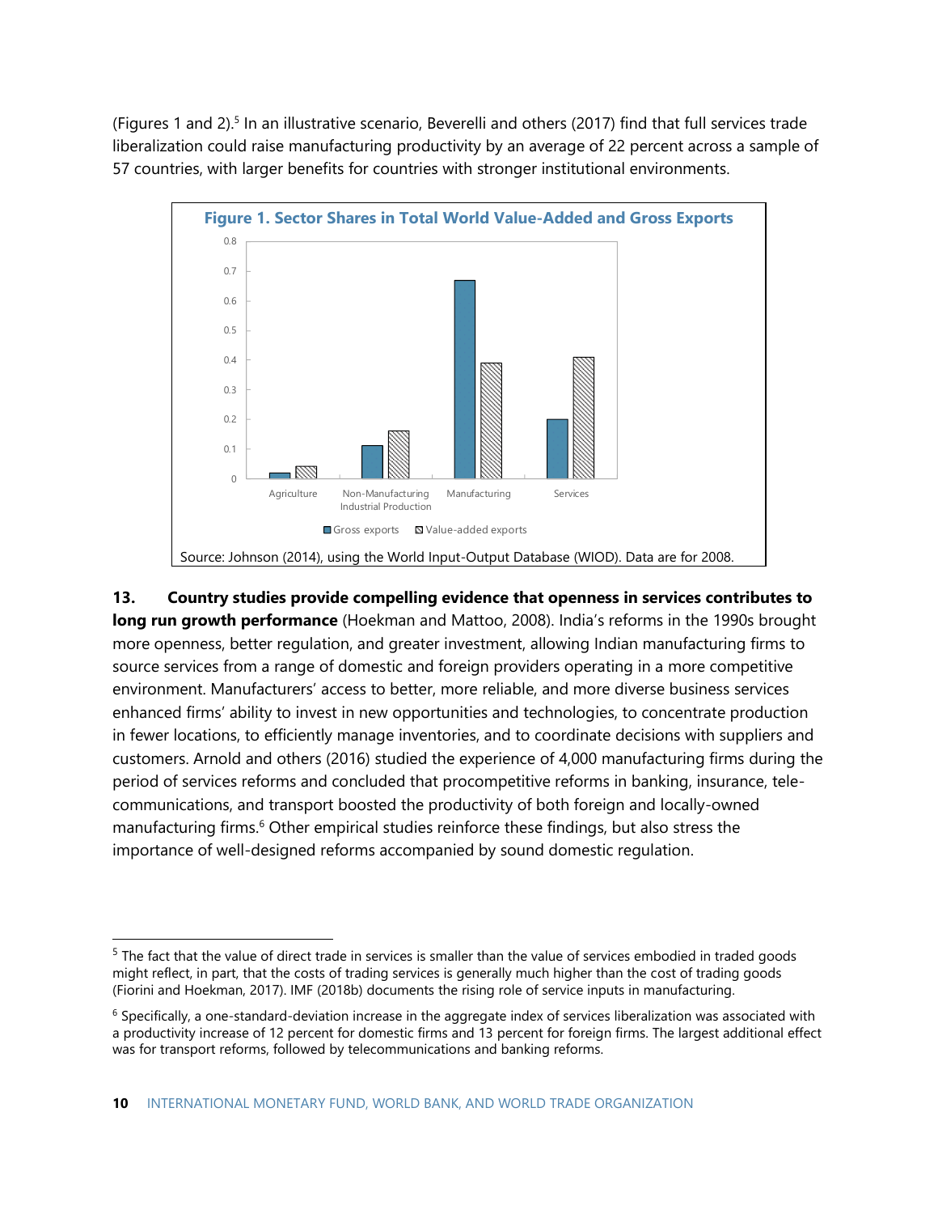(Figures 1 and 2).[5] In an illustrative scenario, Beverelli and others (2017) find that full services trade liberalization could raise manufacturing productivity by an average of 22 percent across a sample of 57 countries, with larger benefits for countries with stronger institutional environments.

**Figure 1. Sector Shares in Total World Value-Added and Gross Exports**

Source: Johnson (2014), using the World Input-Output Database (WIOD). Data are for 2008.

**13. Country studies provide compelling evidence that openness in services contributes to long run growth performance** (Hoekman and Mattoo, 2008). India's reforms in the 1990s brought more openness, better regulation, and greater investment, allowing Indian manufacturing firms to source services from a range of domestic and foreign providers operating in a more competitive environment. Manufacturers' access to better, more reliable, and more diverse business services enhanced firms' ability to invest in new opportunities and technologies, to concentrate production in fewer locations, to efficiently manage inventories, and to coordinate decisions with suppliers and customers. Arnold and others (2016) studied the experience of 4,000 manufacturing firms during the period of services reforms and concluded that procompetitive reforms in banking, insurance, telecommunications, and transport boosted the productivity of both foreign and locally-owned manufacturing firms.[6] Other empirical studies reinforce these findings, but also stress the importance of well-designed reforms accompanied by sound domestic regulation.

---

[5] The fact that the value of direct trade in services is smaller than the value of services embodied in traded goods might reflect, in part, that the costs of trading services is generally much higher than the cost of trading goods (Fiorini and Hoekman, 2017). IMF (2018b) documents the rising role of service inputs in manufacturing.

[6] Specifically, a one-standard-deviation increase in the aggregate index of services liberalization was associated with a productivity increase of 12 percent for domestic firms and 13 percent for foreign firms. The largest additional effect was for transport reforms, followed by telecommunications and banking reforms.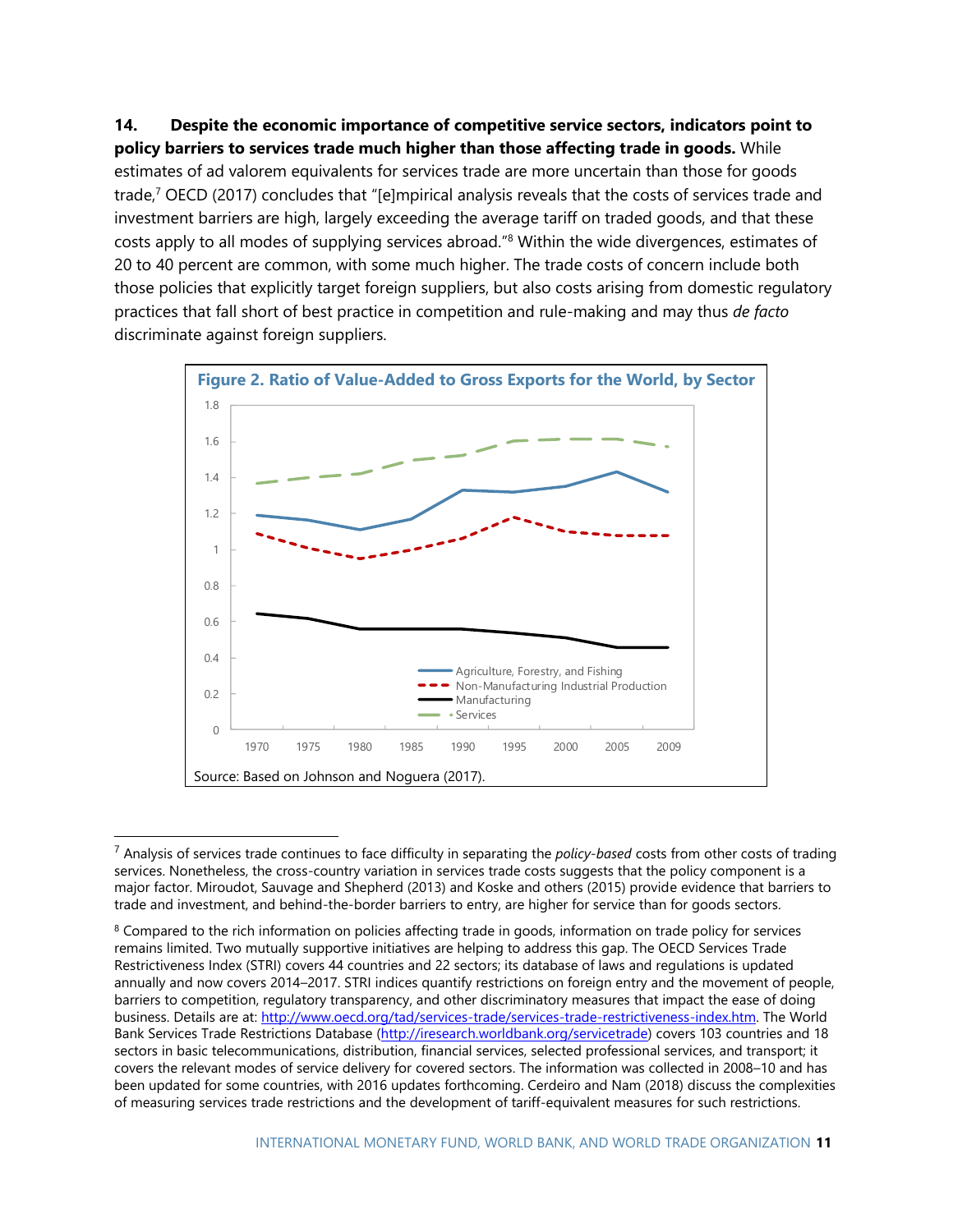**14. Despite the economic importance of competitive service sectors, indicators point to policy barriers to services trade much higher than those affecting trade in goods.** While estimates of ad valorem equivalents for services trade are more uncertain than those for goods trade,[7] OECD (2017) concludes that "[e]mpirical analysis reveals that the costs of services trade and investment barriers are high, largely exceeding the average tariff on traded goods, and that these costs apply to all modes of supplying services abroad."[8] Within the wide divergences, estimates of 20 to 40 percent are common, with some much higher. The trade costs of concern include both those policies that explicitly target foreign suppliers, but also costs arising from domestic regulatory practices that fall short of best practice in competition and rule-making and may thus *de facto* discriminate against foreign suppliers.

**Figure 2. Ratio of Value-Added to Gross Exports for the World, by Sector**

Source: Based on Johnson and Noguera (2017).

---

[7] Analysis of services trade continues to face difficulty in separating the *policy-based* costs from other costs of trading services. Nonetheless, the cross-country variation in services trade costs suggests that the policy component is a major factor. Miroudot, Sauvage and Shepherd (2013) and Koske and others (2015) provide evidence that barriers to trade and investment, and behind-the-border barriers to entry, are higher for service than for goods sectors.

[8] Compared to the rich information on policies affecting trade in goods, information on trade policy for services remains limited. Two mutually supportive initiatives are helping to address this gap. The OECD Services Trade Restrictiveness Index (STRI) covers 44 countries and 22 sectors; its database of laws and regulations is updated annually and now covers 2014–2017. STRI indices quantify restrictions on foreign entry and the movement of people, barriers to competition, regulatory transparency, and other discriminatory measures that impact the ease of doing business. Details are at: http://www.oecd.org/tad/services-trade/services-trade-restrictiveness-index.htm. The World Bank Services Trade Restrictions Database (http://iresearch.worldbank.org/servicetrade) covers 103 countries and 18 sectors in basic telecommunications, distribution, financial services, selected professional services, and transport; it covers the relevant modes of service delivery for covered sectors. The information was collected in 2008–10 and has been updated for some countries, with 2016 updates forthcoming. Cerdeiro and Nam (2018) discuss the complexities of measuring services trade restrictions and the development of tariff-equivalent measures for such restrictions.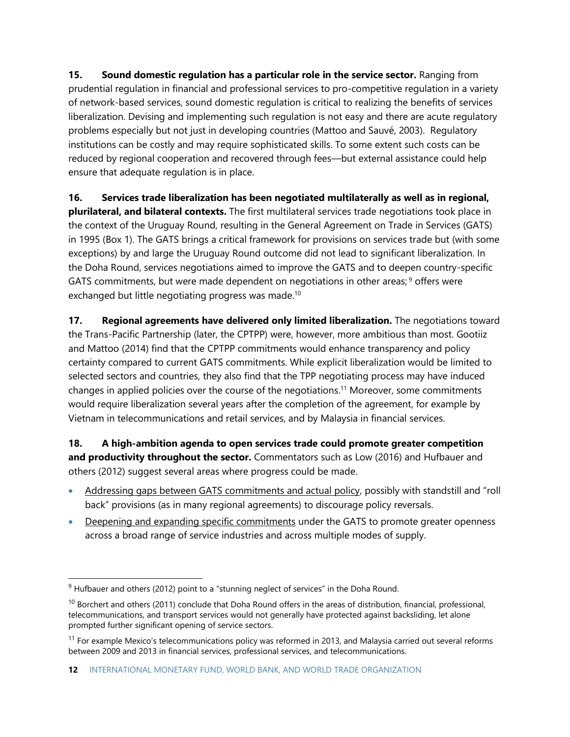**15. Sound domestic regulation has a particular role in the service sector.** Ranging from prudential regulation in financial and professional services to pro-competitive regulation in a variety of network-based services, sound domestic regulation is critical to realizing the benefits of services liberalization. Devising and implementing such regulation is not easy and there are acute regulatory problems especially but not just in developing countries (Mattoo and Sauvé, 2003). Regulatory institutions can be costly and may require sophisticated skills. To some extent such costs can be reduced by regional cooperation and recovered through fees—but external assistance could help ensure that adequate regulation is in place.

**16. Services trade liberalization has been negotiated multilaterally as well as in regional, plurilateral, and bilateral contexts.** The first multilateral services trade negotiations took place in the context of the Uruguay Round, resulting in the General Agreement on Trade in Services (GATS) in 1995 (Box 1). The GATS brings a critical framework for provisions on services trade but (with some exceptions) by and large the Uruguay Round outcome did not lead to significant liberalization. In the Doha Round, services negotiations aimed to improve the GATS and to deepen country-specific GATS commitments, but were made dependent on negotiations in other areas; [9] offers were exchanged but little negotiating progress was made.[10]

**17. Regional agreements have delivered only limited liberalization.** The negotiations toward the Trans-Pacific Partnership (later, the CPTPP) were, however, more ambitious than most. Gootiiz and Mattoo (2014) find that the CPTPP commitments would enhance transparency and policy certainty compared to current GATS commitments. While explicit liberalization would be limited to selected sectors and countries, they also find that the TPP negotiating process may have induced changes in applied policies over the course of the negotiations.[11] Moreover, some commitments would require liberalization several years after the completion of the agreement, for example by Vietnam in telecommunications and retail services, and by Malaysia in financial services.

**18. A high-ambition agenda to open services trade could promote greater competition and productivity throughout the sector.** Commentators such as Low (2016) and Hufbauer and others (2012) suggest several areas where progress could be made.

- Addressing gaps between GATS commitments and actual policy, possibly with standstill and "roll back" provisions (as in many regional agreements) to discourage policy reversals.
- Deepening and expanding specific commitments under the GATS to promote greater openness across a broad range of service industries and across multiple modes of supply.

---

[9] Hufbauer and others (2012) point to a "stunning neglect of services" in the Doha Round.

[10] Borchert and others (2011) conclude that Doha Round offers in the areas of distribution, financial, professional, telecommunications, and transport services would not generally have protected against backsliding, let alone prompted further significant opening of service sectors.

[11] For example Mexico's telecommunications policy was reformed in 2013, and Malaysia carried out several reforms between 2009 and 2013 in financial services, professional services, and telecommunications.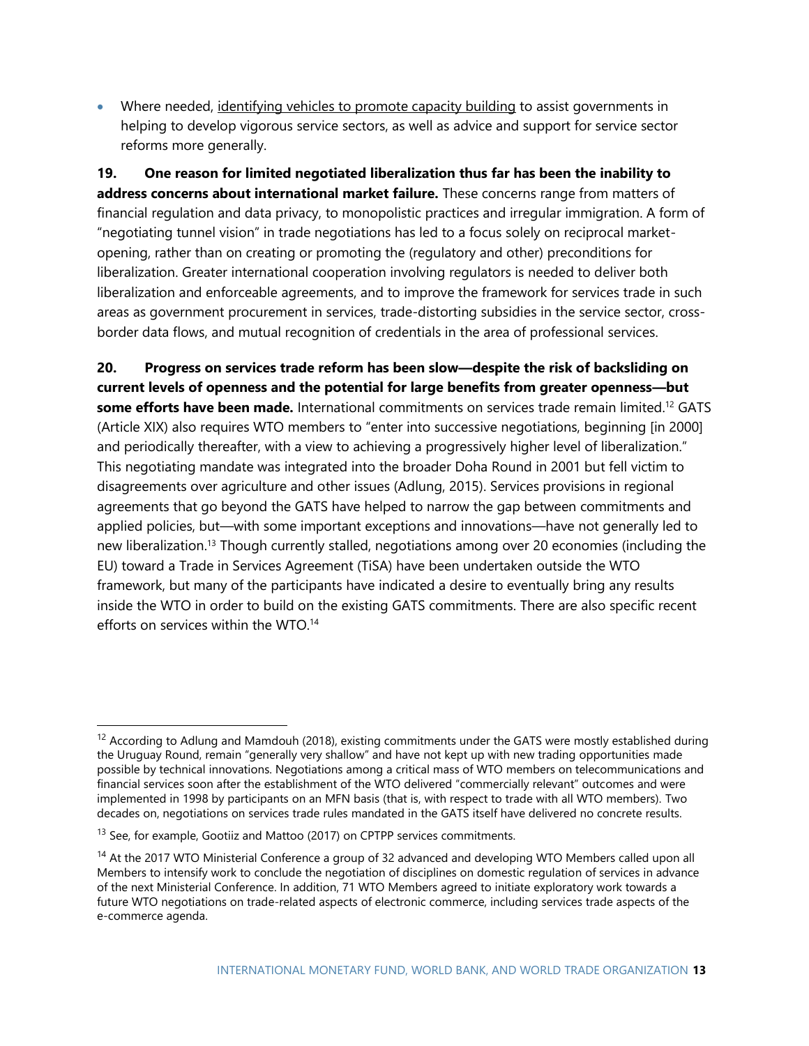- Where needed, identifying vehicles to promote capacity building to assist governments in helping to develop vigorous service sectors, as well as advice and support for service sector reforms more generally.

**19. One reason for limited negotiated liberalization thus far has been the inability to address concerns about international market failure.** These concerns range from matters of financial regulation and data privacy, to monopolistic practices and irregular immigration. A form of "negotiating tunnel vision" in trade negotiations has led to a focus solely on reciprocal market-opening, rather than on creating or promoting the (regulatory and other) preconditions for liberalization. Greater international cooperation involving regulators is needed to deliver both liberalization and enforceable agreements, and to improve the framework for services trade in such areas as government procurement in services, trade-distorting subsidies in the service sector, cross-border data flows, and mutual recognition of credentials in the area of professional services.

**20. Progress on services trade reform has been slow—despite the risk of backsliding on current levels of openness and the potential for large benefits from greater openness—but some efforts have been made.** International commitments on services trade remain limited.[12] GATS (Article XIX) also requires WTO members to "enter into successive negotiations, beginning [in 2000] and periodically thereafter, with a view to achieving a progressively higher level of liberalization." This negotiating mandate was integrated into the broader Doha Round in 2001 but fell victim to disagreements over agriculture and other issues (Adlung, 2015). Services provisions in regional agreements that go beyond the GATS have helped to narrow the gap between commitments and applied policies, but—with some important exceptions and innovations—have not generally led to new liberalization.[13] Though currently stalled, negotiations among over 20 economies (including the EU) toward a Trade in Services Agreement (TiSA) have been undertaken outside the WTO framework, but many of the participants have indicated a desire to eventually bring any results inside the WTO in order to build on the existing GATS commitments. There are also specific recent efforts on services within the WTO.[14]

---

[12] According to Adlung and Mamdouh (2018), existing commitments under the GATS were mostly established during the Uruguay Round, remain "generally very shallow" and have not kept up with new trading opportunities made possible by technical innovations. Negotiations among a critical mass of WTO members on telecommunications and financial services soon after the establishment of the WTO delivered "commercially relevant" outcomes and were implemented in 1998 by participants on an MFN basis (that is, with respect to trade with all WTO members). Two decades on, negotiations on services trade rules mandated in the GATS itself have delivered no concrete results.

[13] See, for example, Gootiiz and Mattoo (2017) on CPTPP services commitments.

[14] At the 2017 WTO Ministerial Conference a group of 32 advanced and developing WTO Members called upon all Members to intensify work to conclude the negotiation of disciplines on domestic regulation of services in advance of the next Ministerial Conference. In addition, 71 WTO Members agreed to initiate exploratory work towards a future WTO negotiations on trade-related aspects of electronic commerce, including services trade aspects of the e-commerce agenda.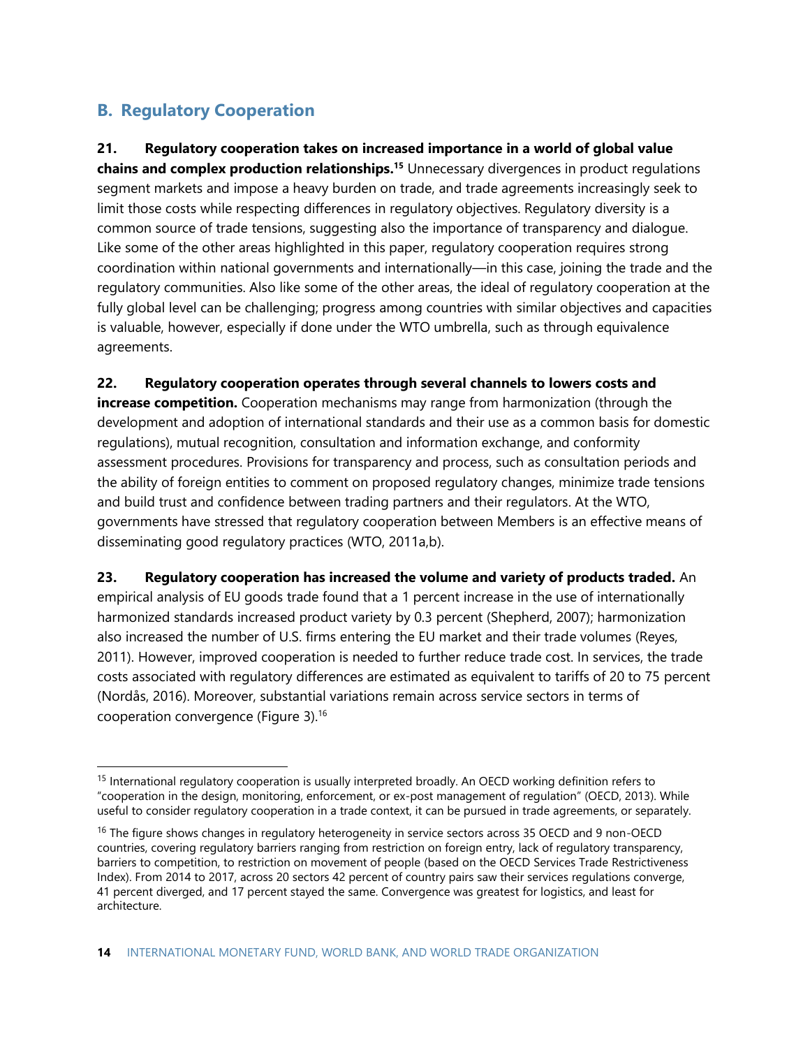## B. Regulatory Cooperation

**21. Regulatory cooperation takes on increased importance in a world of global value chains and complex production relationships.**[15] Unnecessary divergences in product regulations segment markets and impose a heavy burden on trade, and trade agreements increasingly seek to limit those costs while respecting differences in regulatory objectives. Regulatory diversity is a common source of trade tensions, suggesting also the importance of transparency and dialogue. Like some of the other areas highlighted in this paper, regulatory cooperation requires strong coordination within national governments and internationally—in this case, joining the trade and the regulatory communities. Also like some of the other areas, the ideal of regulatory cooperation at the fully global level can be challenging; progress among countries with similar objectives and capacities is valuable, however, especially if done under the WTO umbrella, such as through equivalence agreements.

**22. Regulatory cooperation operates through several channels to lowers costs and increase competition.** Cooperation mechanisms may range from harmonization (through the development and adoption of international standards and their use as a common basis for domestic regulations), mutual recognition, consultation and information exchange, and conformity assessment procedures. Provisions for transparency and process, such as consultation periods and the ability of foreign entities to comment on proposed regulatory changes, minimize trade tensions and build trust and confidence between trading partners and their regulators. At the WTO, governments have stressed that regulatory cooperation between Members is an effective means of disseminating good regulatory practices (WTO, 2011a,b).

**23. Regulatory cooperation has increased the volume and variety of products traded.** An empirical analysis of EU goods trade found that a 1 percent increase in the use of internationally harmonized standards increased product variety by 0.3 percent (Shepherd, 2007); harmonization also increased the number of U.S. firms entering the EU market and their trade volumes (Reyes, 2011). However, improved cooperation is needed to further reduce trade cost. In services, the trade costs associated with regulatory differences are estimated as equivalent to tariffs of 20 to 75 percent (Nordås, 2016). Moreover, substantial variations remain across service sectors in terms of cooperation convergence (Figure 3).[16]

---

[15] International regulatory cooperation is usually interpreted broadly. An OECD working definition refers to "cooperation in the design, monitoring, enforcement, or ex-post management of regulation" (OECD, 2013). While useful to consider regulatory cooperation in a trade context, it can be pursued in trade agreements, or separately.

[16] The figure shows changes in regulatory heterogeneity in service sectors across 35 OECD and 9 non-OECD countries, covering regulatory barriers ranging from restriction on foreign entry, lack of regulatory transparency, barriers to competition, to restriction on movement of people (based on the OECD Services Trade Restrictiveness Index). From 2014 to 2017, across 20 sectors 42 percent of country pairs saw their services regulations converge, 41 percent diverged, and 17 percent stayed the same. Convergence was greatest for logistics, and least for architecture.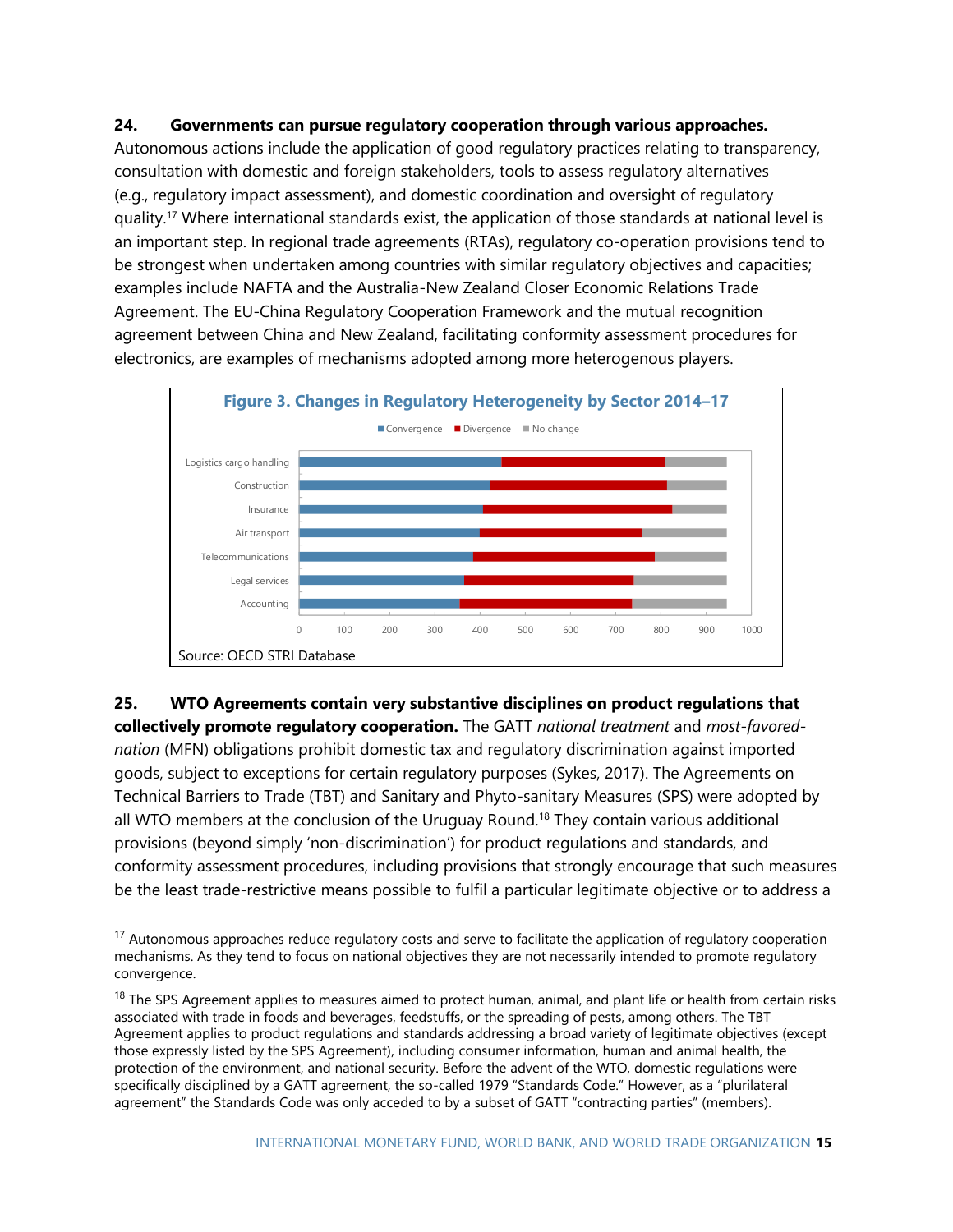**24. Governments can pursue regulatory cooperation through various approaches.** Autonomous actions include the application of good regulatory practices relating to transparency, consultation with domestic and foreign stakeholders, tools to assess regulatory alternatives (e.g., regulatory impact assessment), and domestic coordination and oversight of regulatory quality.[17] Where international standards exist, the application of those standards at national level is an important step. In regional trade agreements (RTAs), regulatory co-operation provisions tend to be strongest when undertaken among countries with similar regulatory objectives and capacities; examples include NAFTA and the Australia-New Zealand Closer Economic Relations Trade Agreement. The EU-China Regulatory Cooperation Framework and the mutual recognition agreement between China and New Zealand, facilitating conformity assessment procedures for electronics, are examples of mechanisms adopted among more heterogenous players.

**Figure 3. Changes in Regulatory Heterogeneity by Sector 2014–17**

Legend: Convergence, Divergence, No change

Sectors: Logistics cargo handling, Construction, Insurance, Air transport, Telecommunications, Legal services, Accounting

Axis: 0, 100, 200, 300, 400, 500, 600, 700, 800, 900, 1000

Source: OECD STRI Database

**25. WTO Agreements contain very substantive disciplines on product regulations that collectively promote regulatory cooperation.** The GATT *national treatment* and *most-favored-nation* (MFN) obligations prohibit domestic tax and regulatory discrimination against imported goods, subject to exceptions for certain regulatory purposes (Sykes, 2017). The Agreements on Technical Barriers to Trade (TBT) and Sanitary and Phyto-sanitary Measures (SPS) were adopted by all WTO members at the conclusion of the Uruguay Round.[18] They contain various additional provisions (beyond simply 'non-discrimination') for product regulations and standards, and conformity assessment procedures, including provisions that strongly encourage that such measures be the least trade-restrictive means possible to fulfil a particular legitimate objective or to address a

---

[17] Autonomous approaches reduce regulatory costs and serve to facilitate the application of regulatory cooperation mechanisms. As they tend to focus on national objectives they are not necessarily intended to promote regulatory convergence.

[18] The SPS Agreement applies to measures aimed to protect human, animal, and plant life or health from certain risks associated with trade in foods and beverages, feedstuffs, or the spreading of pests, among others. The TBT Agreement applies to product regulations and standards addressing a broad variety of legitimate objectives (except those expressly listed by the SPS Agreement), including consumer information, human and animal health, the protection of the environment, and national security. Before the advent of the WTO, domestic regulations were specifically disciplined by a GATT agreement, the so-called 1979 "Standards Code." However, as a "plurilateral agreement" the Standards Code was only acceded to by a subset of GATT "contracting parties" (members).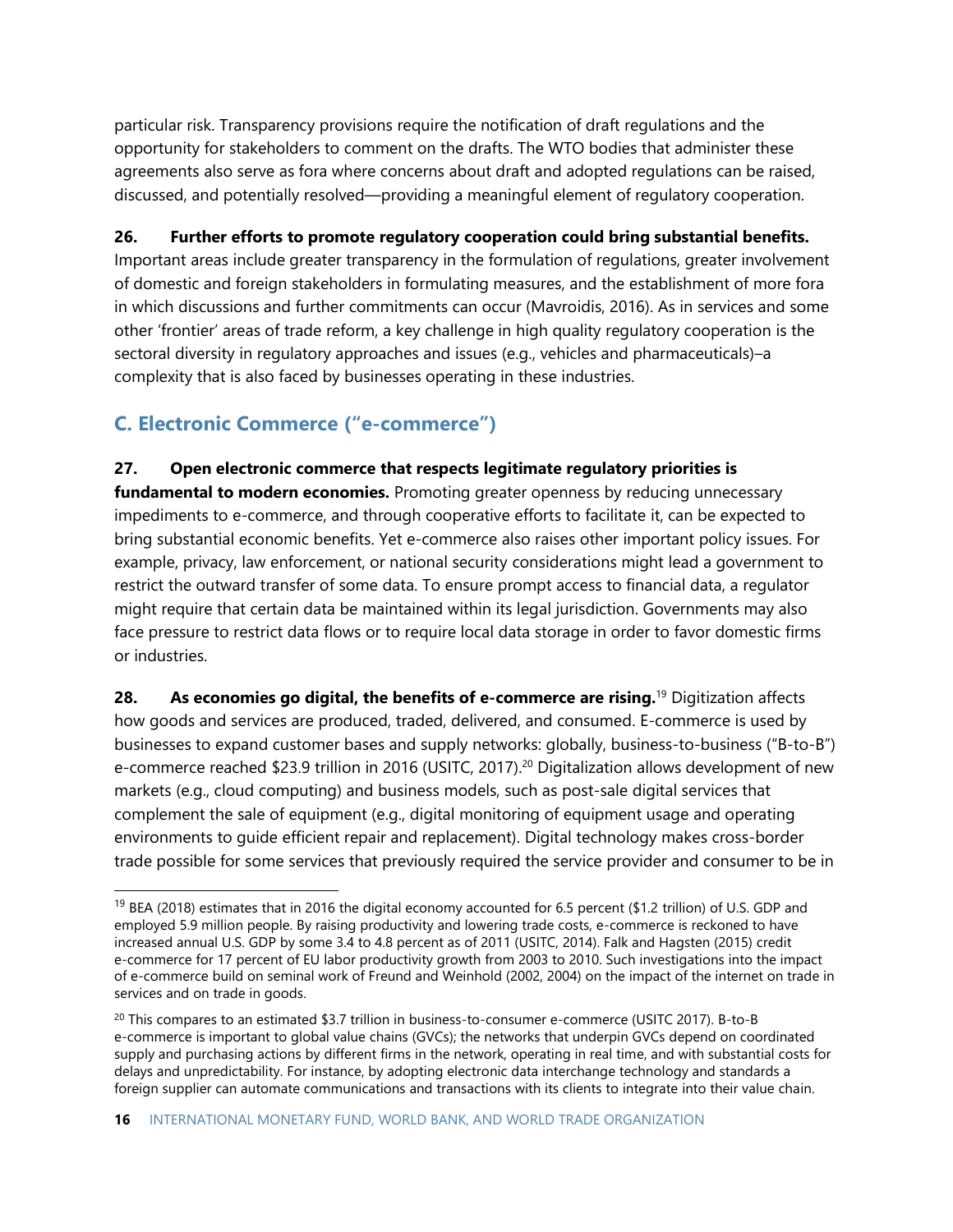particular risk. Transparency provisions require the notification of draft regulations and the opportunity for stakeholders to comment on the drafts. The WTO bodies that administer these agreements also serve as fora where concerns about draft and adopted regulations can be raised, discussed, and potentially resolved—providing a meaningful element of regulatory cooperation.

**26. Further efforts to promote regulatory cooperation could bring substantial benefits.** Important areas include greater transparency in the formulation of regulations, greater involvement of domestic and foreign stakeholders in formulating measures, and the establishment of more fora in which discussions and further commitments can occur (Mavroidis, 2016). As in services and some other 'frontier' areas of trade reform, a key challenge in high quality regulatory cooperation is the sectoral diversity in regulatory approaches and issues (e.g., vehicles and pharmaceuticals)–a complexity that is also faced by businesses operating in these industries.

## C. Electronic Commerce ("e-commerce")

**27. Open electronic commerce that respects legitimate regulatory priorities is fundamental to modern economies.** Promoting greater openness by reducing unnecessary impediments to e-commerce, and through cooperative efforts to facilitate it, can be expected to bring substantial economic benefits. Yet e-commerce also raises other important policy issues. For example, privacy, law enforcement, or national security considerations might lead a government to restrict the outward transfer of some data. To ensure prompt access to financial data, a regulator might require that certain data be maintained within its legal jurisdiction. Governments may also face pressure to restrict data flows or to require local data storage in order to favor domestic firms or industries.

**28. As economies go digital, the benefits of e-commerce are rising.**[19] Digitization affects how goods and services are produced, traded, delivered, and consumed. E-commerce is used by businesses to expand customer bases and supply networks: globally, business-to-business ("B-to-B") e-commerce reached $23.9 trillion in 2016 (USITC, 2017).[20] Digitalization allows development of new markets (e.g., cloud computing) and business models, such as post-sale digital services that complement the sale of equipment (e.g., digital monitoring of equipment usage and operating environments to guide efficient repair and replacement). Digital technology makes cross-border trade possible for some services that previously required the service provider and consumer to be in

---

[19] BEA (2018) estimates that in 2016 the digital economy accounted for 6.5 percent ($1.2 trillion) of U.S. GDP and employed 5.9 million people. By raising productivity and lowering trade costs, e-commerce is reckoned to have increased annual U.S. GDP by some 3.4 to 4.8 percent as of 2011 (USITC, 2014). Falk and Hagsten (2015) credit e-commerce for 17 percent of EU labor productivity growth from 2003 to 2010. Such investigations into the impact of e-commerce build on seminal work of Freund and Weinhold (2002, 2004) on the impact of the internet on trade in services and on trade in goods.

[20] This compares to an estimated $3.7 trillion in business-to-consumer e-commerce (USITC 2017). B-to-B e-commerce is important to global value chains (GVCs); the networks that underpin GVCs depend on coordinated supply and purchasing actions by different firms in the network, operating in real time, and with substantial costs for delays and unpredictability. For instance, by adopting electronic data interchange technology and standards a foreign supplier can automate communications and transactions with its clients to integrate into their value chain.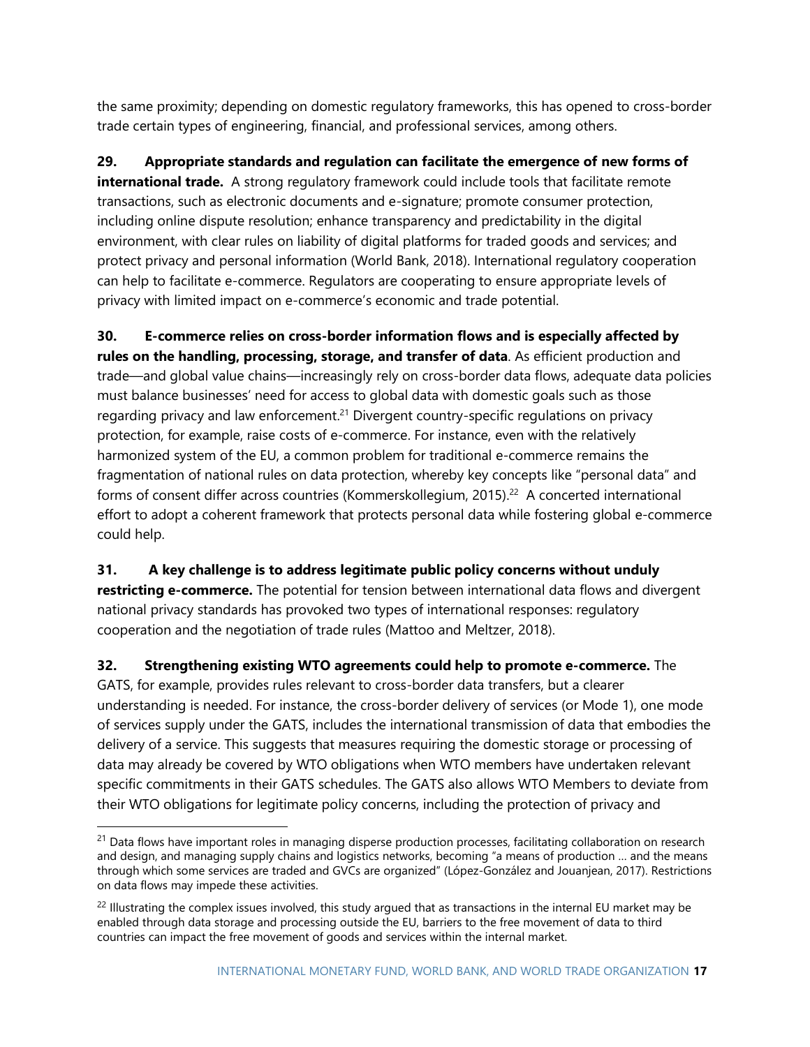the same proximity; depending on domestic regulatory frameworks, this has opened to cross-border trade certain types of engineering, financial, and professional services, among others.

**29. Appropriate standards and regulation can facilitate the emergence of new forms of international trade.** A strong regulatory framework could include tools that facilitate remote transactions, such as electronic documents and e-signature; promote consumer protection, including online dispute resolution; enhance transparency and predictability in the digital environment, with clear rules on liability of digital platforms for traded goods and services; and protect privacy and personal information (World Bank, 2018). International regulatory cooperation can help to facilitate e-commerce. Regulators are cooperating to ensure appropriate levels of privacy with limited impact on e-commerce's economic and trade potential.

**30. E-commerce relies on cross-border information flows and is especially affected by rules on the handling, processing, storage, and transfer of data**. As efficient production and trade—and global value chains—increasingly rely on cross-border data flows, adequate data policies must balance businesses' need for access to global data with domestic goals such as those regarding privacy and law enforcement.[21] Divergent country-specific regulations on privacy protection, for example, raise costs of e-commerce. For instance, even with the relatively harmonized system of the EU, a common problem for traditional e-commerce remains the fragmentation of national rules on data protection, whereby key concepts like "personal data" and forms of consent differ across countries (Kommerskollegium, 2015).[22] A concerted international effort to adopt a coherent framework that protects personal data while fostering global e-commerce could help.

**31. A key challenge is to address legitimate public policy concerns without unduly restricting e-commerce.** The potential for tension between international data flows and divergent national privacy standards has provoked two types of international responses: regulatory cooperation and the negotiation of trade rules (Mattoo and Meltzer, 2018).

**32. Strengthening existing WTO agreements could help to promote e-commerce.** The GATS, for example, provides rules relevant to cross-border data transfers, but a clearer understanding is needed. For instance, the cross-border delivery of services (or Mode 1), one mode of services supply under the GATS, includes the international transmission of data that embodies the delivery of a service. This suggests that measures requiring the domestic storage or processing of data may already be covered by WTO obligations when WTO members have undertaken relevant specific commitments in their GATS schedules. The GATS also allows WTO Members to deviate from their WTO obligations for legitimate policy concerns, including the protection of privacy and

---

[21] Data flows have important roles in managing disperse production processes, facilitating collaboration on research and design, and managing supply chains and logistics networks, becoming "a means of production … and the means through which some services are traded and GVCs are organized" (López-González and Jouanjean, 2017). Restrictions on data flows may impede these activities.

[22] Illustrating the complex issues involved, this study argued that as transactions in the internal EU market may be enabled through data storage and processing outside the EU, barriers to the free movement of data to third countries can impact the free movement of goods and services within the internal market.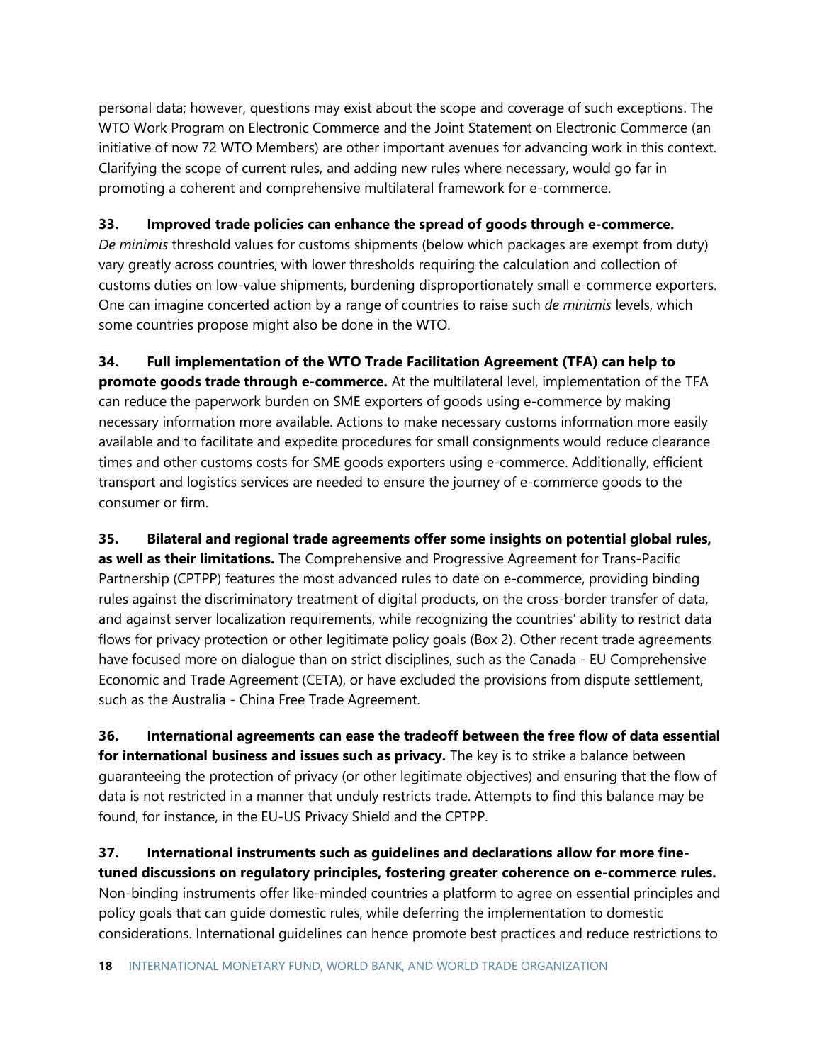personal data; however, questions may exist about the scope and coverage of such exceptions. The WTO Work Program on Electronic Commerce and the Joint Statement on Electronic Commerce (an initiative of now 72 WTO Members) are other important avenues for advancing work in this context. Clarifying the scope of current rules, and adding new rules where necessary, would go far in promoting a coherent and comprehensive multilateral framework for e-commerce.

**33. Improved trade policies can enhance the spread of goods through e-commerce.** *De minimis* threshold values for customs shipments (below which packages are exempt from duty) vary greatly across countries, with lower thresholds requiring the calculation and collection of customs duties on low-value shipments, burdening disproportionately small e-commerce exporters. One can imagine concerted action by a range of countries to raise such *de minimis* levels, which some countries propose might also be done in the WTO.

**34. Full implementation of the WTO Trade Facilitation Agreement (TFA) can help to promote goods trade through e-commerce.** At the multilateral level, implementation of the TFA can reduce the paperwork burden on SME exporters of goods using e-commerce by making necessary information more available. Actions to make necessary customs information more easily available and to facilitate and expedite procedures for small consignments would reduce clearance times and other customs costs for SME goods exporters using e-commerce. Additionally, efficient transport and logistics services are needed to ensure the journey of e-commerce goods to the consumer or firm.

**35. Bilateral and regional trade agreements offer some insights on potential global rules, as well as their limitations.** The Comprehensive and Progressive Agreement for Trans-Pacific Partnership (CPTPP) features the most advanced rules to date on e-commerce, providing binding rules against the discriminatory treatment of digital products, on the cross-border transfer of data, and against server localization requirements, while recognizing the countries' ability to restrict data flows for privacy protection or other legitimate policy goals (Box 2). Other recent trade agreements have focused more on dialogue than on strict disciplines, such as the Canada - EU Comprehensive Economic and Trade Agreement (CETA), or have excluded the provisions from dispute settlement, such as the Australia - China Free Trade Agreement.

**36. International agreements can ease the tradeoff between the free flow of data essential for international business and issues such as privacy.** The key is to strike a balance between guaranteeing the protection of privacy (or other legitimate objectives) and ensuring that the flow of data is not restricted in a manner that unduly restricts trade. Attempts to find this balance may be found, for instance, in the EU-US Privacy Shield and the CPTPP.

**37. International instruments such as guidelines and declarations allow for more fine-tuned discussions on regulatory principles, fostering greater coherence on e-commerce rules.** Non-binding instruments offer like-minded countries a platform to agree on essential principles and policy goals that can guide domestic rules, while deferring the implementation to domestic considerations. International guidelines can hence promote best practices and reduce restrictions to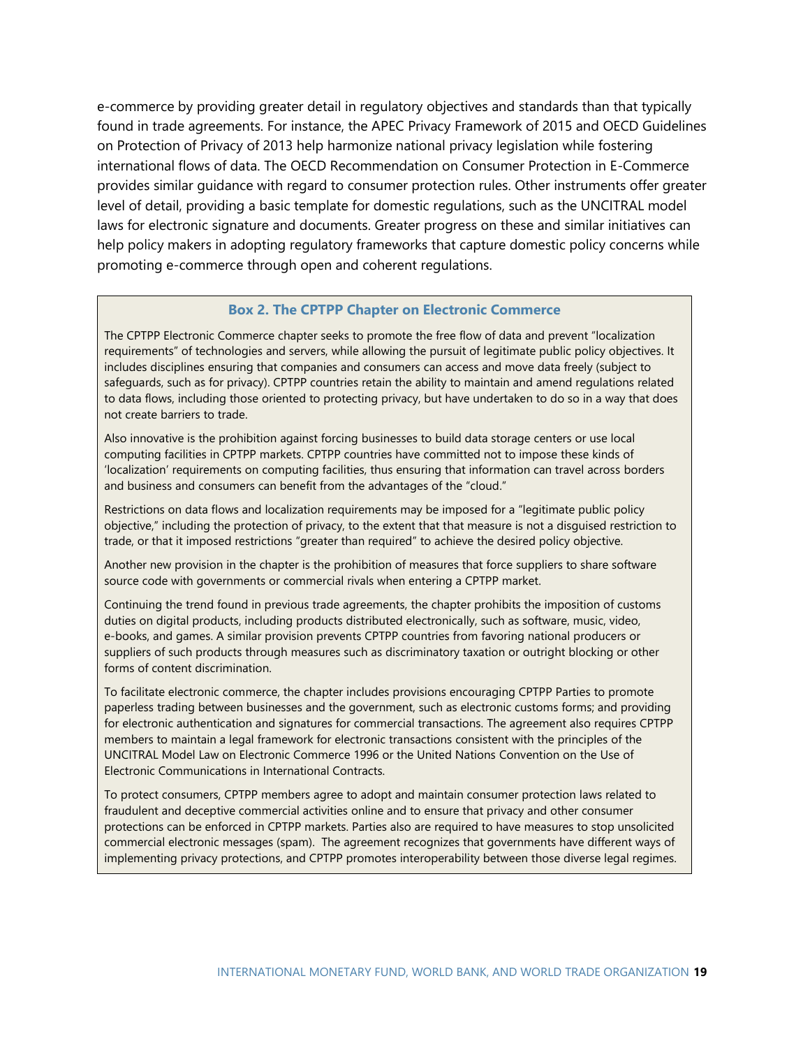e-commerce by providing greater detail in regulatory objectives and standards than that typically found in trade agreements. For instance, the APEC Privacy Framework of 2015 and OECD Guidelines on Protection of Privacy of 2013 help harmonize national privacy legislation while fostering international flows of data. The OECD Recommendation on Consumer Protection in E-Commerce provides similar guidance with regard to consumer protection rules. Other instruments offer greater level of detail, providing a basic template for domestic regulations, such as the UNCITRAL model laws for electronic signature and documents. Greater progress on these and similar initiatives can help policy makers in adopting regulatory frameworks that capture domestic policy concerns while promoting e-commerce through open and coherent regulations.

### Box 2. The CPTPP Chapter on Electronic Commerce

The CPTPP Electronic Commerce chapter seeks to promote the free flow of data and prevent "localization requirements" of technologies and servers, while allowing the pursuit of legitimate public policy objectives. It includes disciplines ensuring that companies and consumers can access and move data freely (subject to safeguards, such as for privacy). CPTPP countries retain the ability to maintain and amend regulations related to data flows, including those oriented to protecting privacy, but have undertaken to do so in a way that does not create barriers to trade.

Also innovative is the prohibition against forcing businesses to build data storage centers or use local computing facilities in CPTPP markets. CPTPP countries have committed not to impose these kinds of 'localization' requirements on computing facilities, thus ensuring that information can travel across borders and business and consumers can benefit from the advantages of the "cloud."

Restrictions on data flows and localization requirements may be imposed for a "legitimate public policy objective," including the protection of privacy, to the extent that that measure is not a disguised restriction to trade, or that it imposed restrictions "greater than required" to achieve the desired policy objective.

Another new provision in the chapter is the prohibition of measures that force suppliers to share software source code with governments or commercial rivals when entering a CPTPP market.

Continuing the trend found in previous trade agreements, the chapter prohibits the imposition of customs duties on digital products, including products distributed electronically, such as software, music, video, e-books, and games. A similar provision prevents CPTPP countries from favoring national producers or suppliers of such products through measures such as discriminatory taxation or outright blocking or other forms of content discrimination.

To facilitate electronic commerce, the chapter includes provisions encouraging CPTPP Parties to promote paperless trading between businesses and the government, such as electronic customs forms; and providing for electronic authentication and signatures for commercial transactions. The agreement also requires CPTPP members to maintain a legal framework for electronic transactions consistent with the principles of the UNCITRAL Model Law on Electronic Commerce 1996 or the United Nations Convention on the Use of Electronic Communications in International Contracts.

To protect consumers, CPTPP members agree to adopt and maintain consumer protection laws related to fraudulent and deceptive commercial activities online and to ensure that privacy and other consumer protections can be enforced in CPTPP markets. Parties also are required to have measures to stop unsolicited commercial electronic messages (spam). The agreement recognizes that governments have different ways of implementing privacy protections, and CPTPP promotes interoperability between those diverse legal regimes.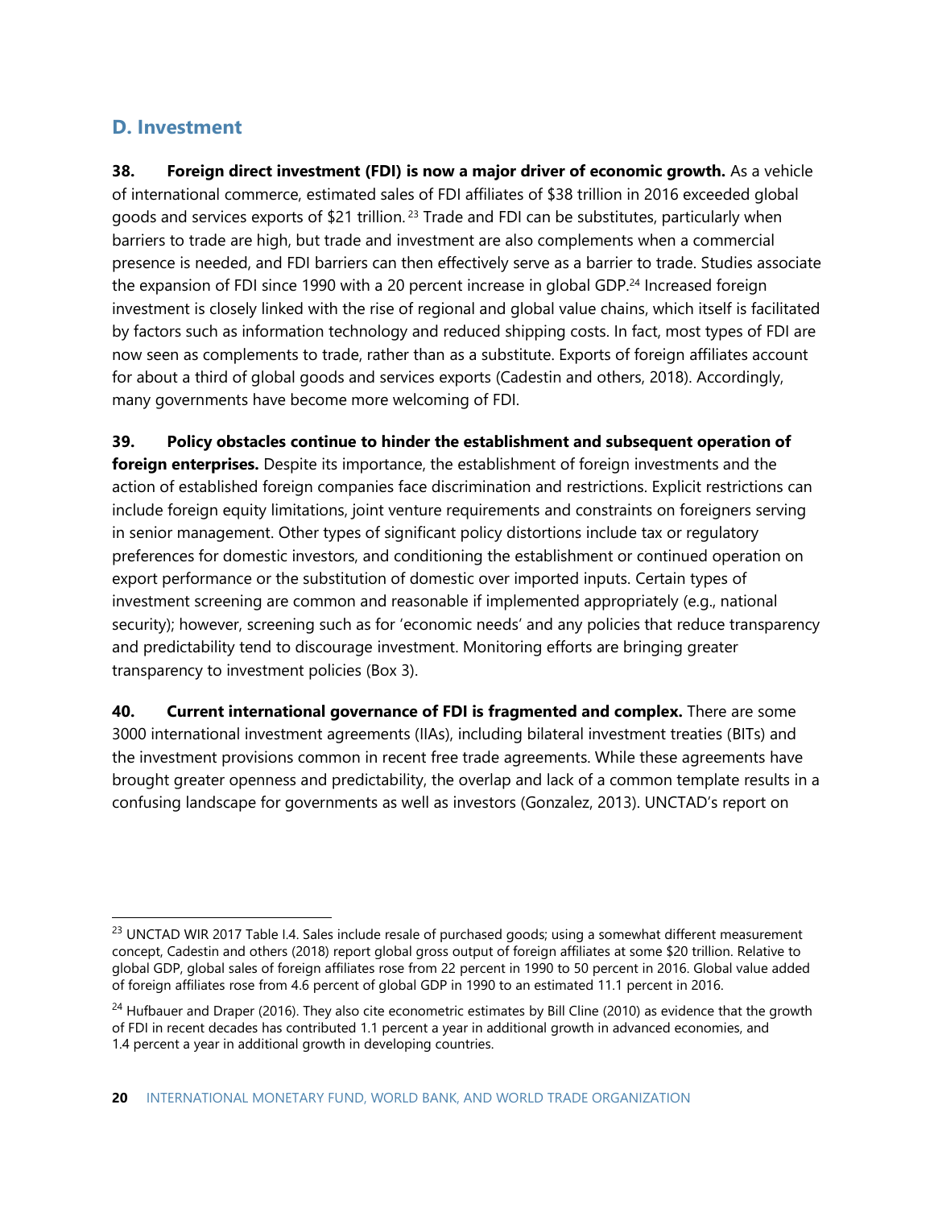## D. Investment

**38. Foreign direct investment (FDI) is now a major driver of economic growth.** As a vehicle of international commerce, estimated sales of FDI affiliates of $38 trillion in 2016 exceeded global goods and services exports of $21 trillion.[23] Trade and FDI can be substitutes, particularly when barriers to trade are high, but trade and investment are also complements when a commercial presence is needed, and FDI barriers can then effectively serve as a barrier to trade. Studies associate the expansion of FDI since 1990 with a 20 percent increase in global GDP.[24] Increased foreign investment is closely linked with the rise of regional and global value chains, which itself is facilitated by factors such as information technology and reduced shipping costs. In fact, most types of FDI are now seen as complements to trade, rather than as a substitute. Exports of foreign affiliates account for about a third of global goods and services exports (Cadestin and others, 2018). Accordingly, many governments have become more welcoming of FDI.

**39. Policy obstacles continue to hinder the establishment and subsequent operation of foreign enterprises.** Despite its importance, the establishment of foreign investments and the action of established foreign companies face discrimination and restrictions. Explicit restrictions can include foreign equity limitations, joint venture requirements and constraints on foreigners serving in senior management. Other types of significant policy distortions include tax or regulatory preferences for domestic investors, and conditioning the establishment or continued operation on export performance or the substitution of domestic over imported inputs. Certain types of investment screening are common and reasonable if implemented appropriately (e.g., national security); however, screening such as for 'economic needs' and any policies that reduce transparency and predictability tend to discourage investment. Monitoring efforts are bringing greater transparency to investment policies (Box 3).

**40. Current international governance of FDI is fragmented and complex.** There are some 3000 international investment agreements (IIAs), including bilateral investment treaties (BITs) and the investment provisions common in recent free trade agreements. While these agreements have brought greater openness and predictability, the overlap and lack of a common template results in a confusing landscape for governments as well as investors (Gonzalez, 2013). UNCTAD's report on

---

[23] UNCTAD WIR 2017 Table I.4. Sales include resale of purchased goods; using a somewhat different measurement concept, Cadestin and others (2018) report global gross output of foreign affiliates at some $20 trillion. Relative to global GDP, global sales of foreign affiliates rose from 22 percent in 1990 to 50 percent in 2016. Global value added of foreign affiliates rose from 4.6 percent of global GDP in 1990 to an estimated 11.1 percent in 2016.

[24] Hufbauer and Draper (2016). They also cite econometric estimates by Bill Cline (2010) as evidence that the growth of FDI in recent decades has contributed 1.1 percent a year in additional growth in advanced economies, and 1.4 percent a year in additional growth in developing countries.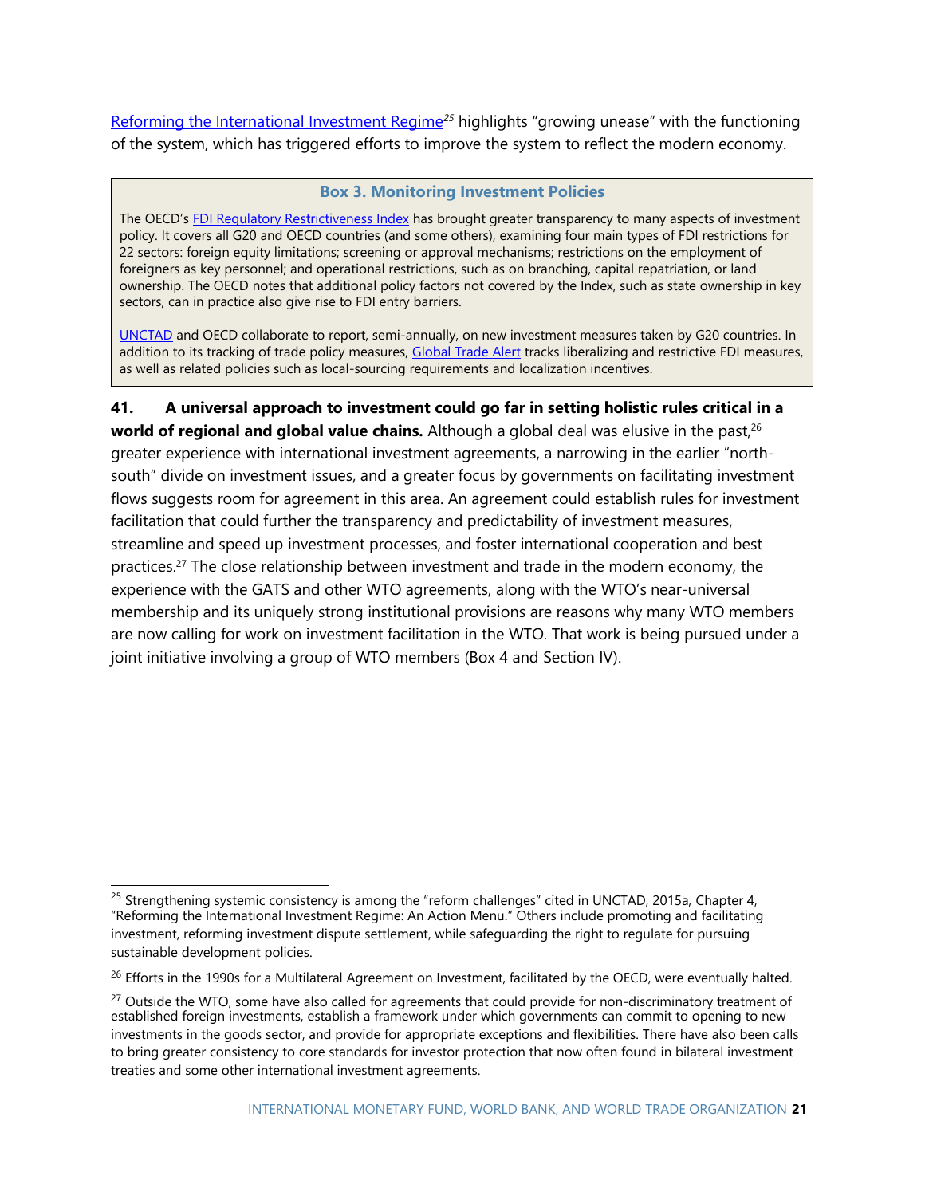Reforming the International Investment Regime[25] highlights "growing unease" with the functioning of the system, which has triggered efforts to improve the system to reflect the modern economy.

> **Box 3. Monitoring Investment Policies**
>
> The OECD's FDI Regulatory Restrictiveness Index has brought greater transparency to many aspects of investment policy. It covers all G20 and OECD countries (and some others), examining four main types of FDI restrictions for 22 sectors: foreign equity limitations; screening or approval mechanisms; restrictions on the employment of foreigners as key personnel; and operational restrictions, such as on branching, capital repatriation, or land ownership. The OECD notes that additional policy factors not covered by the Index, such as state ownership in key sectors, can in practice also give rise to FDI entry barriers.
>
> UNCTAD and OECD collaborate to report, semi-annually, on new investment measures taken by G20 countries. In addition to its tracking of trade policy measures, Global Trade Alert tracks liberalizing and restrictive FDI measures, as well as related policies such as local-sourcing requirements and localization incentives.

**41. A universal approach to investment could go far in setting holistic rules critical in a world of regional and global value chains.** Although a global deal was elusive in the past,[26] greater experience with international investment agreements, a narrowing in the earlier "north-south" divide on investment issues, and a greater focus by governments on facilitating investment flows suggests room for agreement in this area. An agreement could establish rules for investment facilitation that could further the transparency and predictability of investment measures, streamline and speed up investment processes, and foster international cooperation and best practices.[27] The close relationship between investment and trade in the modern economy, the experience with the GATS and other WTO agreements, along with the WTO's near-universal membership and its uniquely strong institutional provisions are reasons why many WTO members are now calling for work on investment facilitation in the WTO. That work is being pursued under a joint initiative involving a group of WTO members (Box 4 and Section IV).

---

[25] Strengthening systemic consistency is among the "reform challenges" cited in UNCTAD, 2015a, Chapter 4, "Reforming the International Investment Regime: An Action Menu." Others include promoting and facilitating investment, reforming investment dispute settlement, while safeguarding the right to regulate for pursuing sustainable development policies.

[26] Efforts in the 1990s for a Multilateral Agreement on Investment, facilitated by the OECD, were eventually halted.

[27] Outside the WTO, some have also called for agreements that could provide for non-discriminatory treatment of established foreign investments, establish a framework under which governments can commit to opening to new investments in the goods sector, and provide for appropriate exceptions and flexibilities. There have also been calls to bring greater consistency to core standards for investor protection that now often found in bilateral investment treaties and some other international investment agreements.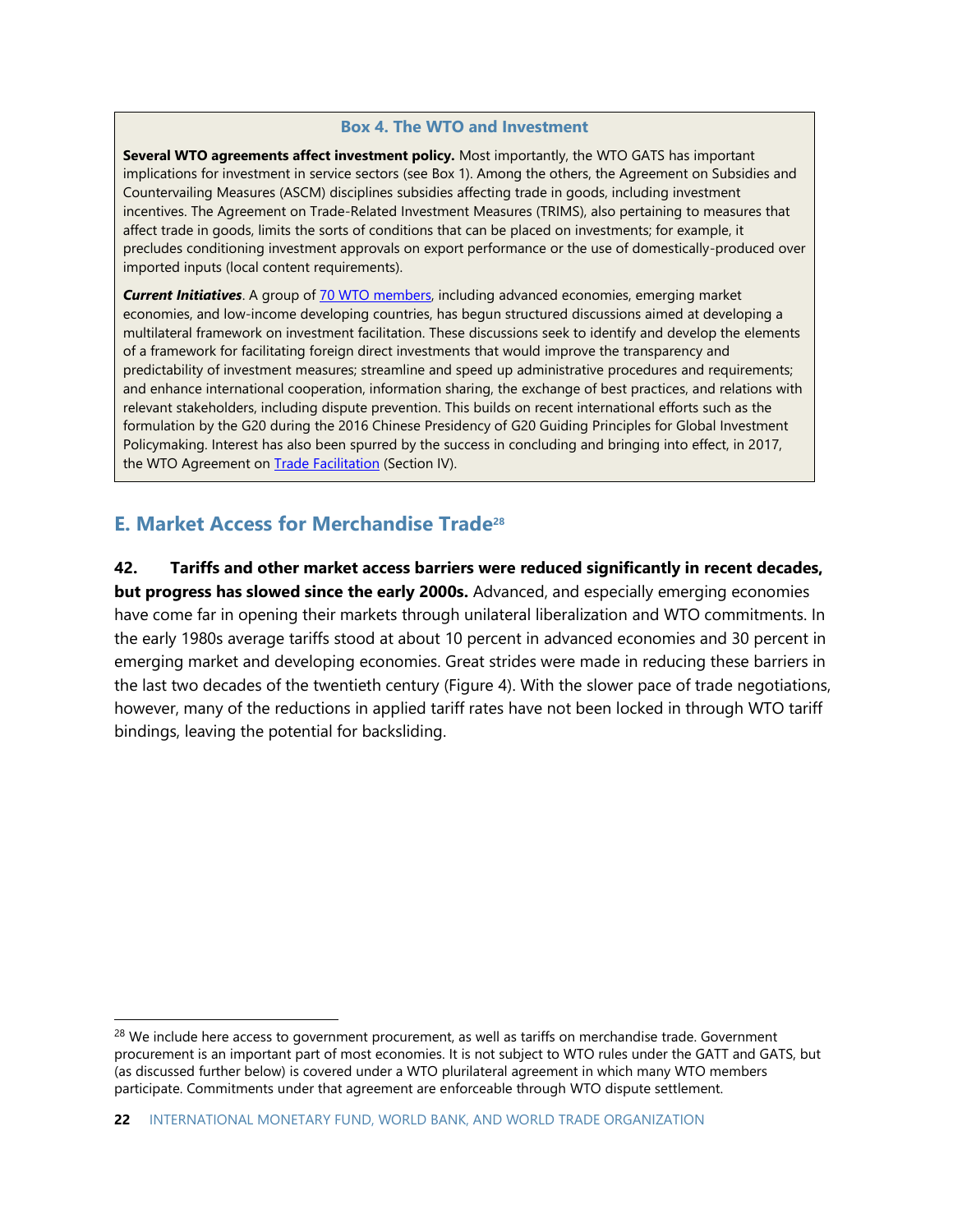### Box 4. The WTO and Investment

**Several WTO agreements affect investment policy.** Most importantly, the WTO GATS has important implications for investment in service sectors (see Box 1). Among the others, the Agreement on Subsidies and Countervailing Measures (ASCM) disciplines subsidies affecting trade in goods, including investment incentives. The Agreement on Trade-Related Investment Measures (TRIMS), also pertaining to measures that affect trade in goods, limits the sorts of conditions that can be placed on investments; for example, it precludes conditioning investment approvals on export performance or the use of domestically-produced over imported inputs (local content requirements).

***Current Initiatives***. A group of 70 WTO members, including advanced economies, emerging market economies, and low-income developing countries, has begun structured discussions aimed at developing a multilateral framework on investment facilitation. These discussions seek to identify and develop the elements of a framework for facilitating foreign direct investments that would improve the transparency and predictability of investment measures; streamline and speed up administrative procedures and requirements; and enhance international cooperation, information sharing, the exchange of best practices, and relations with relevant stakeholders, including dispute prevention. This builds on recent international efforts such as the formulation by the G20 during the 2016 Chinese Presidency of G20 Guiding Principles for Global Investment Policymaking. Interest has also been spurred by the success in concluding and bringing into effect, in 2017, the WTO Agreement on Trade Facilitation (Section IV).

## E. Market Access for Merchandise Trade[28]

**42. Tariffs and other market access barriers were reduced significantly in recent decades, but progress has slowed since the early 2000s.** Advanced, and especially emerging economies have come far in opening their markets through unilateral liberalization and WTO commitments. In the early 1980s average tariffs stood at about 10 percent in advanced economies and 30 percent in emerging market and developing economies. Great strides were made in reducing these barriers in the last two decades of the twentieth century (Figure 4). With the slower pace of trade negotiations, however, many of the reductions in applied tariff rates have not been locked in through WTO tariff bindings, leaving the potential for backsliding.

[28] We include here access to government procurement, as well as tariffs on merchandise trade. Government procurement is an important part of most economies. It is not subject to WTO rules under the GATT and GATS, but (as discussed further below) is covered under a WTO plurilateral agreement in which many WTO members participate. Commitments under that agreement are enforceable through WTO dispute settlement.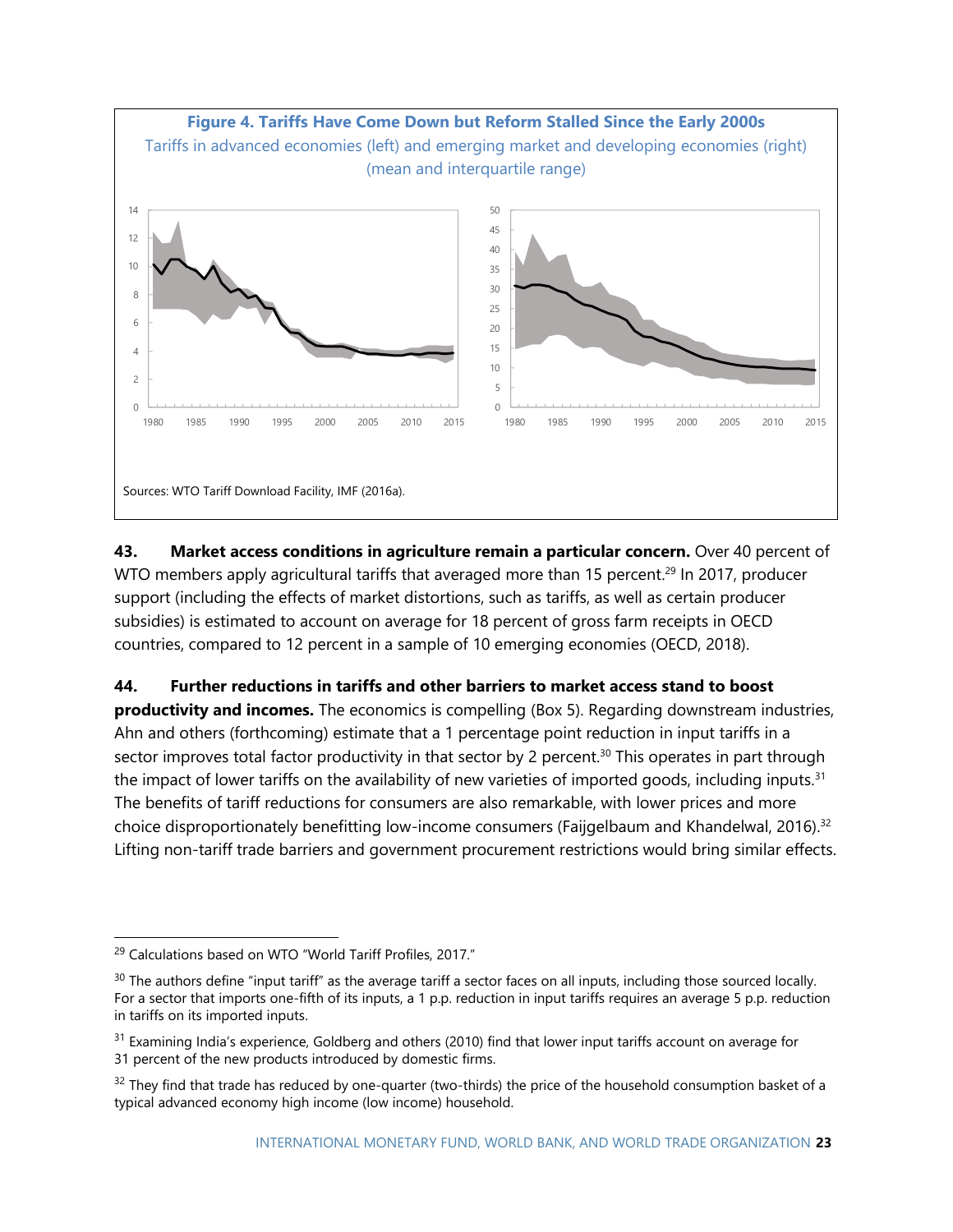**Figure 4. Tariffs Have Come Down but Reform Stalled Since the Early 2000s**

Tariffs in advanced economies (left) and emerging market and developing economies (right) (mean and interquartile range)

Sources: WTO Tariff Download Facility, IMF (2016a).

**43. Market access conditions in agriculture remain a particular concern.** Over 40 percent of WTO members apply agricultural tariffs that averaged more than 15 percent.[29] In 2017, producer support (including the effects of market distortions, such as tariffs, as well as certain producer subsidies) is estimated to account on average for 18 percent of gross farm receipts in OECD countries, compared to 12 percent in a sample of 10 emerging economies (OECD, 2018).

**44. Further reductions in tariffs and other barriers to market access stand to boost productivity and incomes.** The economics is compelling (Box 5). Regarding downstream industries, Ahn and others (forthcoming) estimate that a 1 percentage point reduction in input tariffs in a sector improves total factor productivity in that sector by 2 percent.[30] This operates in part through the impact of lower tariffs on the availability of new varieties of imported goods, including inputs.[31] The benefits of tariff reductions for consumers are also remarkable, with lower prices and more choice disproportionately benefitting low-income consumers (Faijgelbaum and Khandelwal, 2016).[32] Lifting non-tariff trade barriers and government procurement restrictions would bring similar effects.

---

[29] Calculations based on WTO "World Tariff Profiles, 2017."

[30] The authors define "input tariff" as the average tariff a sector faces on all inputs, including those sourced locally. For a sector that imports one-fifth of its inputs, a 1 p.p. reduction in input tariffs requires an average 5 p.p. reduction in tariffs on its imported inputs.

[31] Examining India's experience, Goldberg and others (2010) find that lower input tariffs account on average for 31 percent of the new products introduced by domestic firms.

[32] They find that trade has reduced by one-quarter (two-thirds) the price of the household consumption basket of a typical advanced economy high income (low income) household.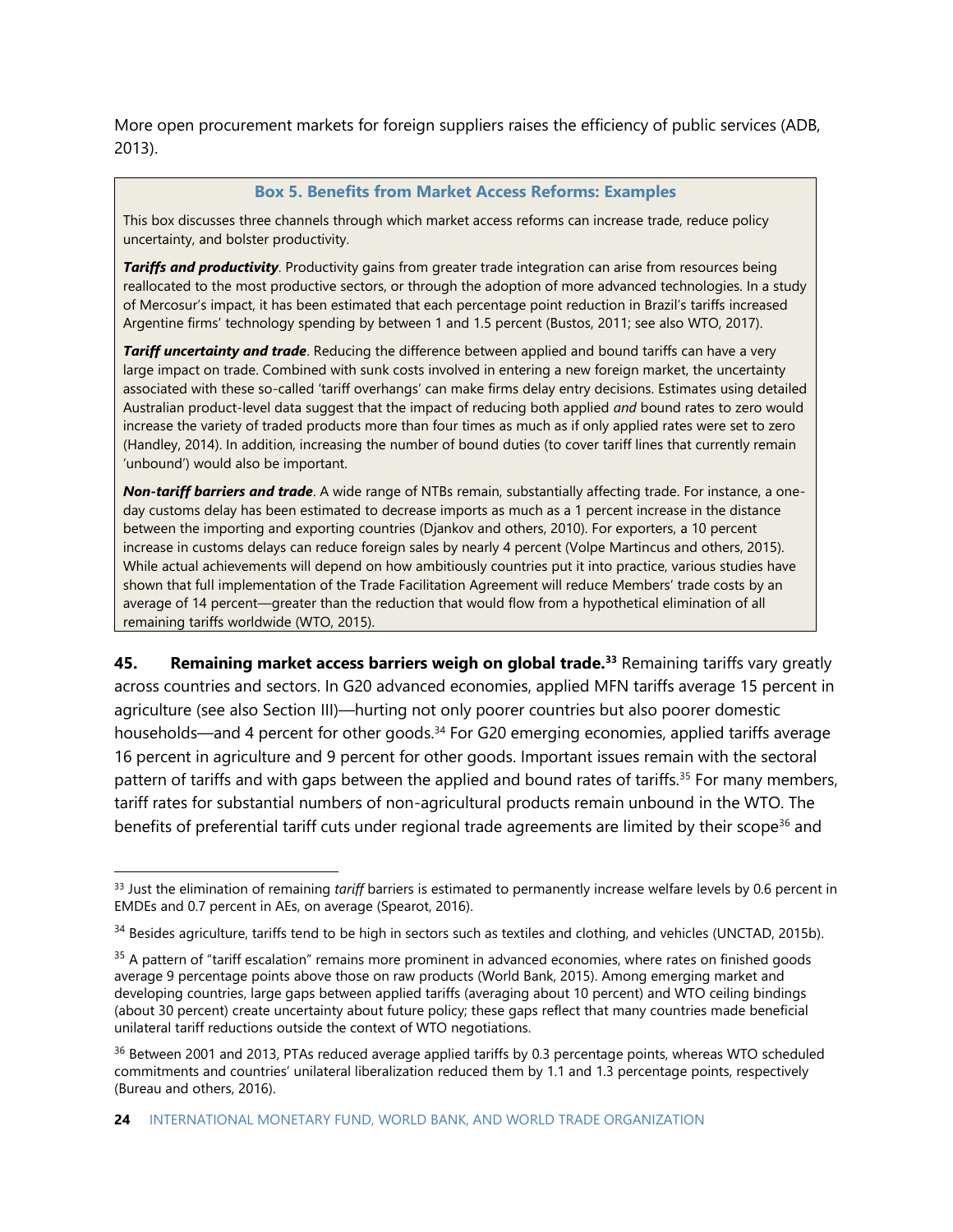More open procurement markets for foreign suppliers raises the efficiency of public services (ADB, 2013).

### Box 5. Benefits from Market Access Reforms: Examples

This box discusses three channels through which market access reforms can increase trade, reduce policy uncertainty, and bolster productivity.

***Tariffs and productivity***. Productivity gains from greater trade integration can arise from resources being reallocated to the most productive sectors, or through the adoption of more advanced technologies. In a study of Mercosur's impact, it has been estimated that each percentage point reduction in Brazil's tariffs increased Argentine firms' technology spending by between 1 and 1.5 percent (Bustos, 2011; see also WTO, 2017).

***Tariff uncertainty and trade***. Reducing the difference between applied and bound tariffs can have a very large impact on trade. Combined with sunk costs involved in entering a new foreign market, the uncertainty associated with these so-called 'tariff overhangs' can make firms delay entry decisions. Estimates using detailed Australian product-level data suggest that the impact of reducing both applied *and* bound rates to zero would increase the variety of traded products more than four times as much as if only applied rates were set to zero (Handley, 2014). In addition, increasing the number of bound duties (to cover tariff lines that currently remain 'unbound') would also be important.

***Non-tariff barriers and trade***. A wide range of NTBs remain, substantially affecting trade. For instance, a one-day customs delay has been estimated to decrease imports as much as a 1 percent increase in the distance between the importing and exporting countries (Djankov and others, 2010). For exporters, a 10 percent increase in customs delays can reduce foreign sales by nearly 4 percent (Volpe Martincus and others, 2015). While actual achievements will depend on how ambitiously countries put it into practice, various studies have shown that full implementation of the Trade Facilitation Agreement will reduce Members' trade costs by an average of 14 percent—greater than the reduction that would flow from a hypothetical elimination of all remaining tariffs worldwide (WTO, 2015).

**45. Remaining market access barriers weigh on global trade.**[33] Remaining tariffs vary greatly across countries and sectors. In G20 advanced economies, applied MFN tariffs average 15 percent in agriculture (see also Section III)—hurting not only poorer countries but also poorer domestic households—and 4 percent for other goods.[34] For G20 emerging economies, applied tariffs average 16 percent in agriculture and 9 percent for other goods. Important issues remain with the sectoral pattern of tariffs and with gaps between the applied and bound rates of tariffs.[35] For many members, tariff rates for substantial numbers of non-agricultural products remain unbound in the WTO. The benefits of preferential tariff cuts under regional trade agreements are limited by their scope[36] and

---

[33] Just the elimination of remaining *tariff* barriers is estimated to permanently increase welfare levels by 0.6 percent in EMDEs and 0.7 percent in AEs, on average (Spearot, 2016).

[34] Besides agriculture, tariffs tend to be high in sectors such as textiles and clothing, and vehicles (UNCTAD, 2015b).

[35] A pattern of "tariff escalation" remains more prominent in advanced economies, where rates on finished goods average 9 percentage points above those on raw products (World Bank, 2015). Among emerging market and developing countries, large gaps between applied tariffs (averaging about 10 percent) and WTO ceiling bindings (about 30 percent) create uncertainty about future policy; these gaps reflect that many countries made beneficial unilateral tariff reductions outside the context of WTO negotiations.

[36] Between 2001 and 2013, PTAs reduced average applied tariffs by 0.3 percentage points, whereas WTO scheduled commitments and countries' unilateral liberalization reduced them by 1.1 and 1.3 percentage points, respectively (Bureau and others, 2016).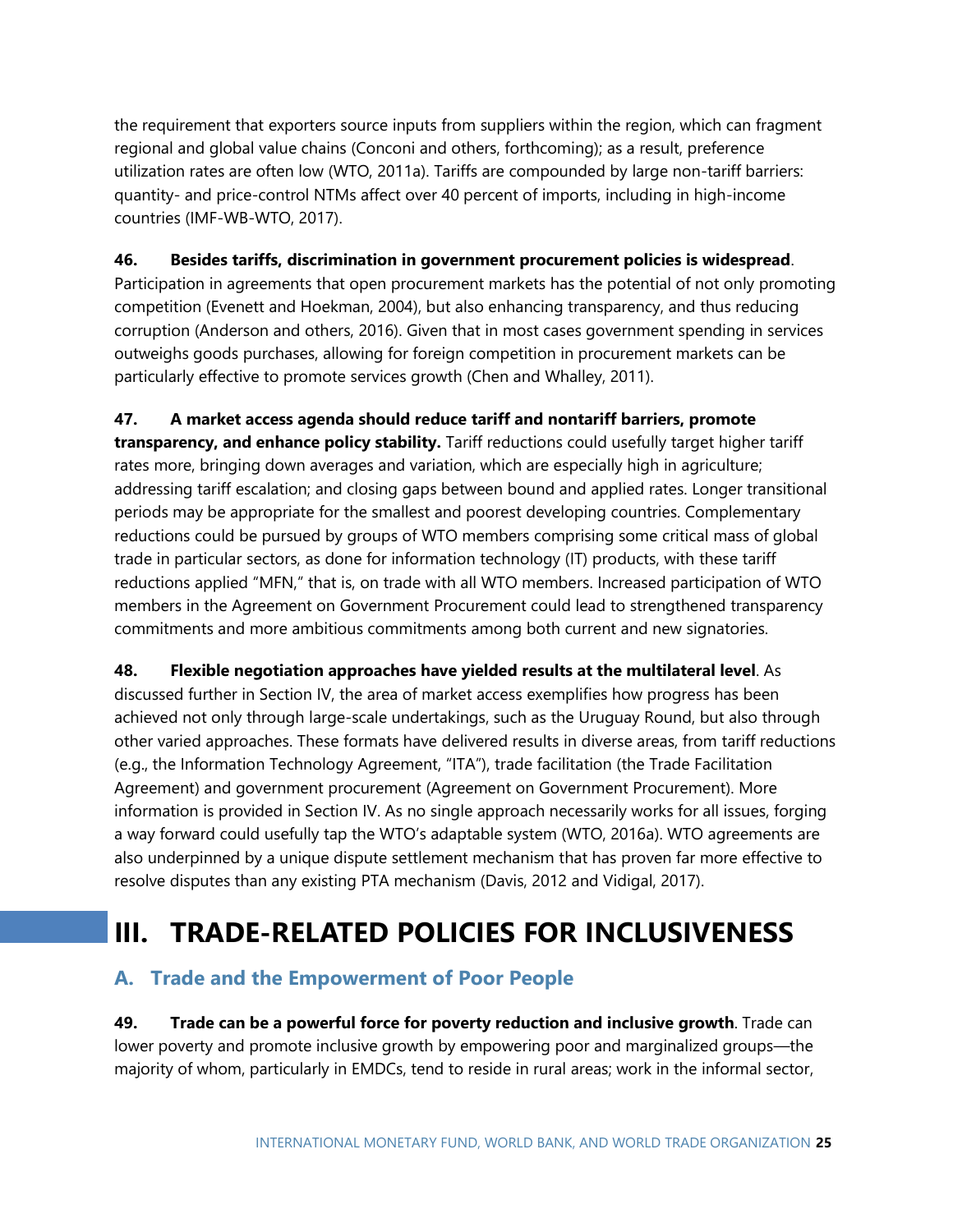the requirement that exporters source inputs from suppliers within the region, which can fragment regional and global value chains (Conconi and others, forthcoming); as a result, preference utilization rates are often low (WTO, 2011a). Tariffs are compounded by large non-tariff barriers: quantity- and price-control NTMs affect over 40 percent of imports, including in high-income countries (IMF-WB-WTO, 2017).

**46. Besides tariffs, discrimination in government procurement policies is widespread**. Participation in agreements that open procurement markets has the potential of not only promoting competition (Evenett and Hoekman, 2004), but also enhancing transparency, and thus reducing corruption (Anderson and others, 2016). Given that in most cases government spending in services outweighs goods purchases, allowing for foreign competition in procurement markets can be particularly effective to promote services growth (Chen and Whalley, 2011).

**47. A market access agenda should reduce tariff and nontariff barriers, promote transparency, and enhance policy stability.** Tariff reductions could usefully target higher tariff rates more, bringing down averages and variation, which are especially high in agriculture; addressing tariff escalation; and closing gaps between bound and applied rates. Longer transitional periods may be appropriate for the smallest and poorest developing countries. Complementary reductions could be pursued by groups of WTO members comprising some critical mass of global trade in particular sectors, as done for information technology (IT) products, with these tariff reductions applied "MFN," that is, on trade with all WTO members. Increased participation of WTO members in the Agreement on Government Procurement could lead to strengthened transparency commitments and more ambitious commitments among both current and new signatories.

**48. Flexible negotiation approaches have yielded results at the multilateral level**. As discussed further in Section IV, the area of market access exemplifies how progress has been achieved not only through large-scale undertakings, such as the Uruguay Round, but also through other varied approaches. These formats have delivered results in diverse areas, from tariff reductions (e.g., the Information Technology Agreement, "ITA"), trade facilitation (the Trade Facilitation Agreement) and government procurement (Agreement on Government Procurement). More information is provided in Section IV. As no single approach necessarily works for all issues, forging a way forward could usefully tap the WTO's adaptable system (WTO, 2016a). WTO agreements are also underpinned by a unique dispute settlement mechanism that has proven far more effective to resolve disputes than any existing PTA mechanism (Davis, 2012 and Vidigal, 2017).

# III. TRADE-RELATED POLICIES FOR INCLUSIVENESS

## A. Trade and the Empowerment of Poor People

**49. Trade can be a powerful force for poverty reduction and inclusive growth**. Trade can lower poverty and promote inclusive growth by empowering poor and marginalized groups—the majority of whom, particularly in EMDCs, tend to reside in rural areas; work in the informal sector,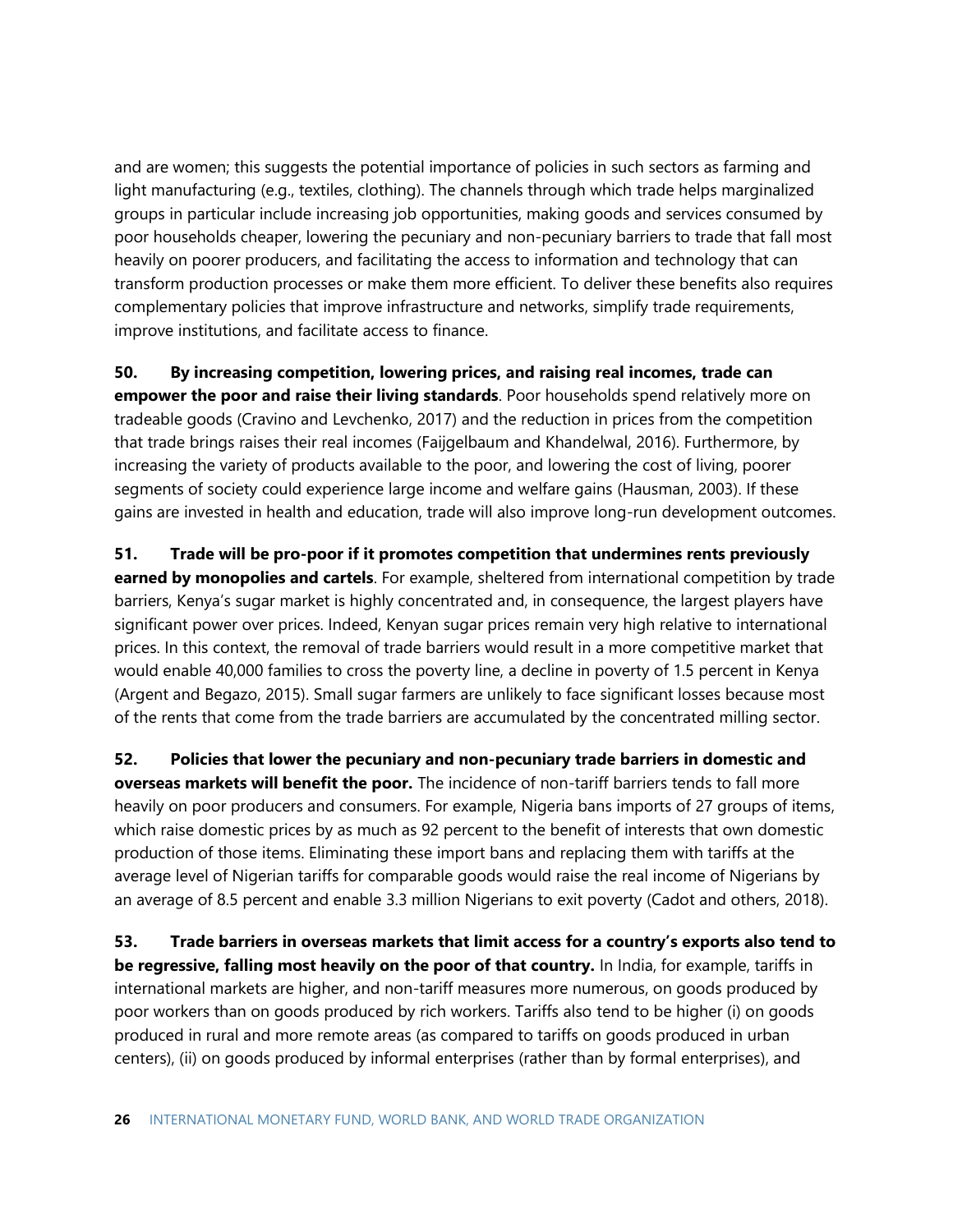and are women; this suggests the potential importance of policies in such sectors as farming and light manufacturing (e.g., textiles, clothing). The channels through which trade helps marginalized groups in particular include increasing job opportunities, making goods and services consumed by poor households cheaper, lowering the pecuniary and non-pecuniary barriers to trade that fall most heavily on poorer producers, and facilitating the access to information and technology that can transform production processes or make them more efficient. To deliver these benefits also requires complementary policies that improve infrastructure and networks, simplify trade requirements, improve institutions, and facilitate access to finance.

**50. By increasing competition, lowering prices, and raising real incomes, trade can empower the poor and raise their living standards**. Poor households spend relatively more on tradeable goods (Cravino and Levchenko, 2017) and the reduction in prices from the competition that trade brings raises their real incomes (Faijgelbaum and Khandelwal, 2016). Furthermore, by increasing the variety of products available to the poor, and lowering the cost of living, poorer segments of society could experience large income and welfare gains (Hausman, 2003). If these gains are invested in health and education, trade will also improve long-run development outcomes.

**51. Trade will be pro-poor if it promotes competition that undermines rents previously earned by monopolies and cartels**. For example, sheltered from international competition by trade barriers, Kenya's sugar market is highly concentrated and, in consequence, the largest players have significant power over prices. Indeed, Kenyan sugar prices remain very high relative to international prices. In this context, the removal of trade barriers would result in a more competitive market that would enable 40,000 families to cross the poverty line, a decline in poverty of 1.5 percent in Kenya (Argent and Begazo, 2015). Small sugar farmers are unlikely to face significant losses because most of the rents that come from the trade barriers are accumulated by the concentrated milling sector.

**52. Policies that lower the pecuniary and non-pecuniary trade barriers in domestic and overseas markets will benefit the poor.** The incidence of non-tariff barriers tends to fall more heavily on poor producers and consumers. For example, Nigeria bans imports of 27 groups of items, which raise domestic prices by as much as 92 percent to the benefit of interests that own domestic production of those items. Eliminating these import bans and replacing them with tariffs at the average level of Nigerian tariffs for comparable goods would raise the real income of Nigerians by an average of 8.5 percent and enable 3.3 million Nigerians to exit poverty (Cadot and others, 2018).

**53. Trade barriers in overseas markets that limit access for a country's exports also tend to be regressive, falling most heavily on the poor of that country.** In India, for example, tariffs in international markets are higher, and non-tariff measures more numerous, on goods produced by poor workers than on goods produced by rich workers. Tariffs also tend to be higher (i) on goods produced in rural and more remote areas (as compared to tariffs on goods produced in urban centers), (ii) on goods produced by informal enterprises (rather than by formal enterprises), and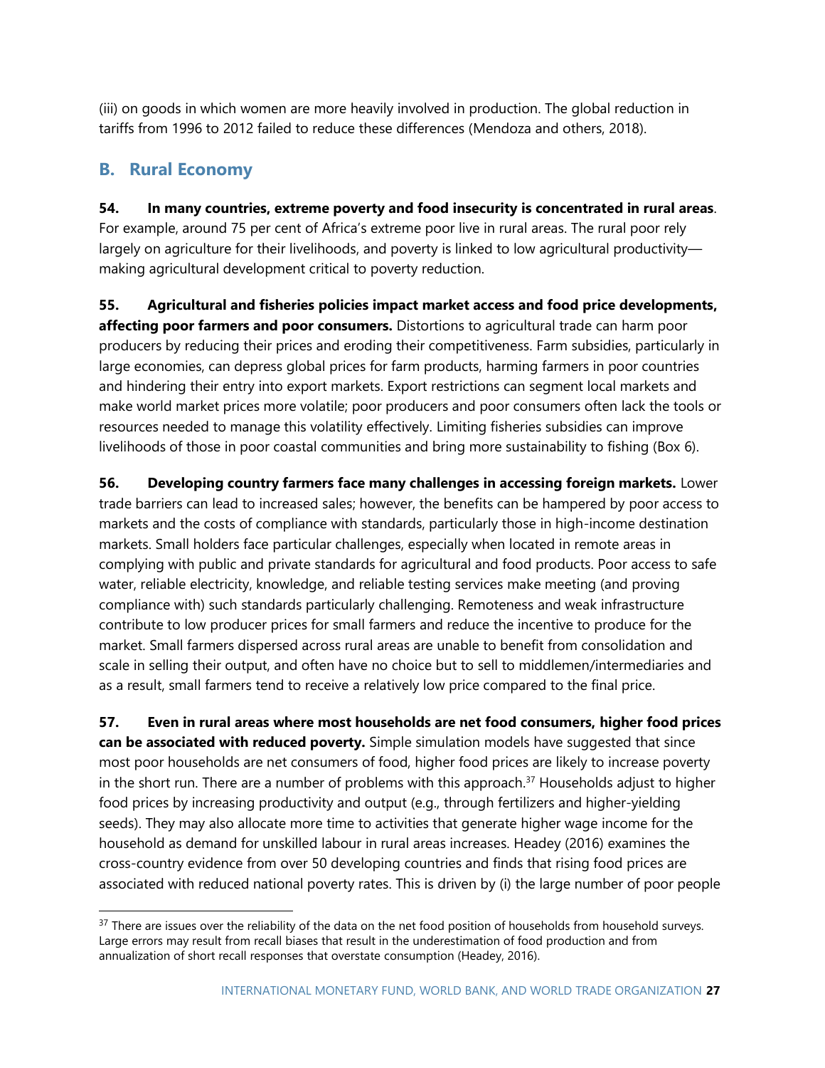(iii) on goods in which women are more heavily involved in production. The global reduction in tariffs from 1996 to 2012 failed to reduce these differences (Mendoza and others, 2018).

## B. Rural Economy

**54. In many countries, extreme poverty and food insecurity is concentrated in rural areas**. For example, around 75 per cent of Africa's extreme poor live in rural areas. The rural poor rely largely on agriculture for their livelihoods, and poverty is linked to low agricultural productivity—making agricultural development critical to poverty reduction.

**55. Agricultural and fisheries policies impact market access and food price developments, affecting poor farmers and poor consumers.** Distortions to agricultural trade can harm poor producers by reducing their prices and eroding their competitiveness. Farm subsidies, particularly in large economies, can depress global prices for farm products, harming farmers in poor countries and hindering their entry into export markets. Export restrictions can segment local markets and make world market prices more volatile; poor producers and poor consumers often lack the tools or resources needed to manage this volatility effectively. Limiting fisheries subsidies can improve livelihoods of those in poor coastal communities and bring more sustainability to fishing (Box 6).

**56. Developing country farmers face many challenges in accessing foreign markets.** Lower trade barriers can lead to increased sales; however, the benefits can be hampered by poor access to markets and the costs of compliance with standards, particularly those in high-income destination markets. Small holders face particular challenges, especially when located in remote areas in complying with public and private standards for agricultural and food products. Poor access to safe water, reliable electricity, knowledge, and reliable testing services make meeting (and proving compliance with) such standards particularly challenging. Remoteness and weak infrastructure contribute to low producer prices for small farmers and reduce the incentive to produce for the market. Small farmers dispersed across rural areas are unable to benefit from consolidation and scale in selling their output, and often have no choice but to sell to middlemen/intermediaries and as a result, small farmers tend to receive a relatively low price compared to the final price.

**57. Even in rural areas where most households are net food consumers, higher food prices can be associated with reduced poverty.** Simple simulation models have suggested that since most poor households are net consumers of food, higher food prices are likely to increase poverty in the short run. There are a number of problems with this approach.[37] Households adjust to higher food prices by increasing productivity and output (e.g., through fertilizers and higher-yielding seeds). They may also allocate more time to activities that generate higher wage income for the household as demand for unskilled labour in rural areas increases. Headey (2016) examines the cross-country evidence from over 50 developing countries and finds that rising food prices are associated with reduced national poverty rates. This is driven by (i) the large number of poor people

---

[37] There are issues over the reliability of the data on the net food position of households from household surveys. Large errors may result from recall biases that result in the underestimation of food production and from annualization of short recall responses that overstate consumption (Headey, 2016).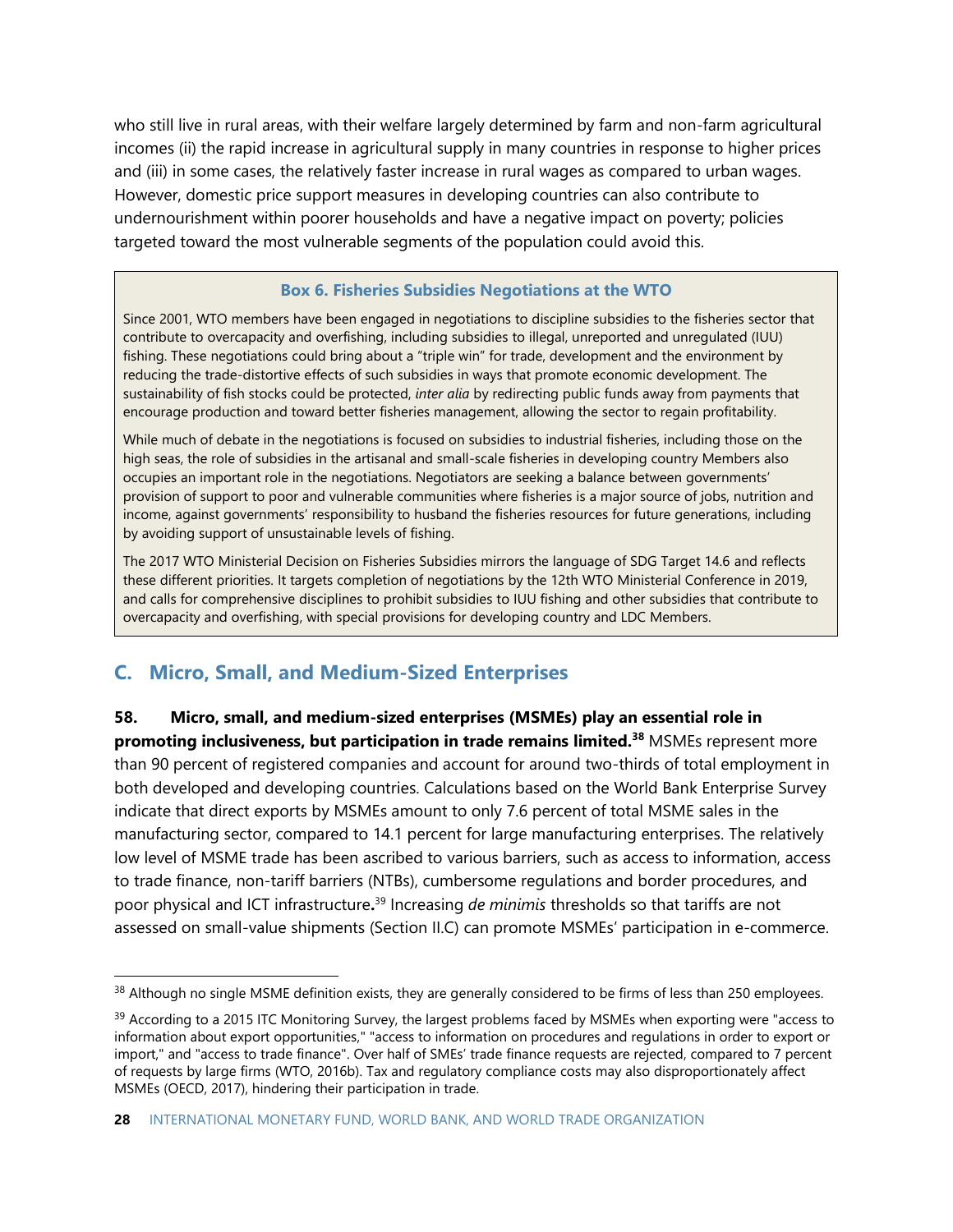who still live in rural areas, with their welfare largely determined by farm and non-farm agricultural incomes (ii) the rapid increase in agricultural supply in many countries in response to higher prices and (iii) in some cases, the relatively faster increase in rural wages as compared to urban wages. However, domestic price support measures in developing countries can also contribute to undernourishment within poorer households and have a negative impact on poverty; policies targeted toward the most vulnerable segments of the population could avoid this.

> **Box 6. Fisheries Subsidies Negotiations at the WTO**
>
> Since 2001, WTO members have been engaged in negotiations to discipline subsidies to the fisheries sector that contribute to overcapacity and overfishing, including subsidies to illegal, unreported and unregulated (IUU) fishing. These negotiations could bring about a "triple win" for trade, development and the environment by reducing the trade-distortive effects of such subsidies in ways that promote economic development. The sustainability of fish stocks could be protected, *inter alia* by redirecting public funds away from payments that encourage production and toward better fisheries management, allowing the sector to regain profitability.
>
> While much of debate in the negotiations is focused on subsidies to industrial fisheries, including those on the high seas, the role of subsidies in the artisanal and small-scale fisheries in developing country Members also occupies an important role in the negotiations. Negotiators are seeking a balance between governments' provision of support to poor and vulnerable communities where fisheries is a major source of jobs, nutrition and income, against governments' responsibility to husband the fisheries resources for future generations, including by avoiding support of unsustainable levels of fishing.
>
> The 2017 WTO Ministerial Decision on Fisheries Subsidies mirrors the language of SDG Target 14.6 and reflects these different priorities. It targets completion of negotiations by the 12th WTO Ministerial Conference in 2019, and calls for comprehensive disciplines to prohibit subsidies to IUU fishing and other subsidies that contribute to overcapacity and overfishing, with special provisions for developing country and LDC Members.

## C. Micro, Small, and Medium-Sized Enterprises

**58. Micro, small, and medium-sized enterprises (MSMEs) play an essential role in promoting inclusiveness, but participation in trade remains limited.[38]** MSMEs represent more than 90 percent of registered companies and account for around two-thirds of total employment in both developed and developing countries. Calculations based on the World Bank Enterprise Survey indicate that direct exports by MSMEs amount to only 7.6 percent of total MSME sales in the manufacturing sector, compared to 14.1 percent for large manufacturing enterprises. The relatively low level of MSME trade has been ascribed to various barriers, such as access to information, access to trade finance, non-tariff barriers (NTBs), cumbersome regulations and border procedures, and poor physical and ICT infrastructure**.**[39] Increasing *de minimis* thresholds so that tariffs are not assessed on small-value shipments (Section II.C) can promote MSMEs' participation in e-commerce.

[38] Although no single MSME definition exists, they are generally considered to be firms of less than 250 employees.

[39] According to a 2015 ITC Monitoring Survey, the largest problems faced by MSMEs when exporting were "access to information about export opportunities," "access to information on procedures and regulations in order to export or import," and "access to trade finance". Over half of SMEs' trade finance requests are rejected, compared to 7 percent of requests by large firms (WTO, 2016b). Tax and regulatory compliance costs may also disproportionately affect MSMEs (OECD, 2017), hindering their participation in trade.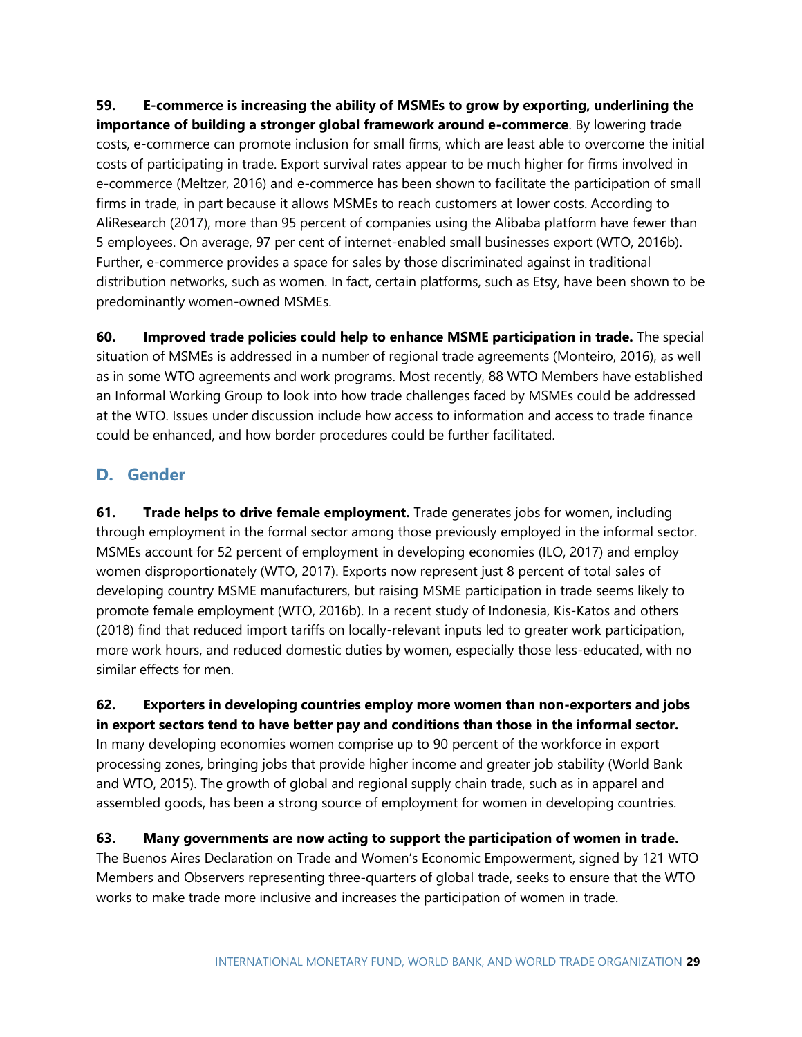**59. E-commerce is increasing the ability of MSMEs to grow by exporting, underlining the importance of building a stronger global framework around e-commerce**. By lowering trade costs, e-commerce can promote inclusion for small firms, which are least able to overcome the initial costs of participating in trade. Export survival rates appear to be much higher for firms involved in e-commerce (Meltzer, 2016) and e-commerce has been shown to facilitate the participation of small firms in trade, in part because it allows MSMEs to reach customers at lower costs. According to AliResearch (2017), more than 95 percent of companies using the Alibaba platform have fewer than 5 employees. On average, 97 per cent of internet-enabled small businesses export (WTO, 2016b). Further, e-commerce provides a space for sales by those discriminated against in traditional distribution networks, such as women. In fact, certain platforms, such as Etsy, have been shown to be predominantly women-owned MSMEs.

**60. Improved trade policies could help to enhance MSME participation in trade.** The special situation of MSMEs is addressed in a number of regional trade agreements (Monteiro, 2016), as well as in some WTO agreements and work programs. Most recently, 88 WTO Members have established an Informal Working Group to look into how trade challenges faced by MSMEs could be addressed at the WTO. Issues under discussion include how access to information and access to trade finance could be enhanced, and how border procedures could be further facilitated.

## D. Gender

**61. Trade helps to drive female employment.** Trade generates jobs for women, including through employment in the formal sector among those previously employed in the informal sector. MSMEs account for 52 percent of employment in developing economies (ILO, 2017) and employ women disproportionately (WTO, 2017). Exports now represent just 8 percent of total sales of developing country MSME manufacturers, but raising MSME participation in trade seems likely to promote female employment (WTO, 2016b). In a recent study of Indonesia, Kis-Katos and others (2018) find that reduced import tariffs on locally-relevant inputs led to greater work participation, more work hours, and reduced domestic duties by women, especially those less-educated, with no similar effects for men.

**62. Exporters in developing countries employ more women than non-exporters and jobs in export sectors tend to have better pay and conditions than those in the informal sector.** In many developing economies women comprise up to 90 percent of the workforce in export processing zones, bringing jobs that provide higher income and greater job stability (World Bank and WTO, 2015). The growth of global and regional supply chain trade, such as in apparel and assembled goods, has been a strong source of employment for women in developing countries.

**63. Many governments are now acting to support the participation of women in trade.** The Buenos Aires Declaration on Trade and Women's Economic Empowerment, signed by 121 WTO Members and Observers representing three-quarters of global trade, seeks to ensure that the WTO works to make trade more inclusive and increases the participation of women in trade.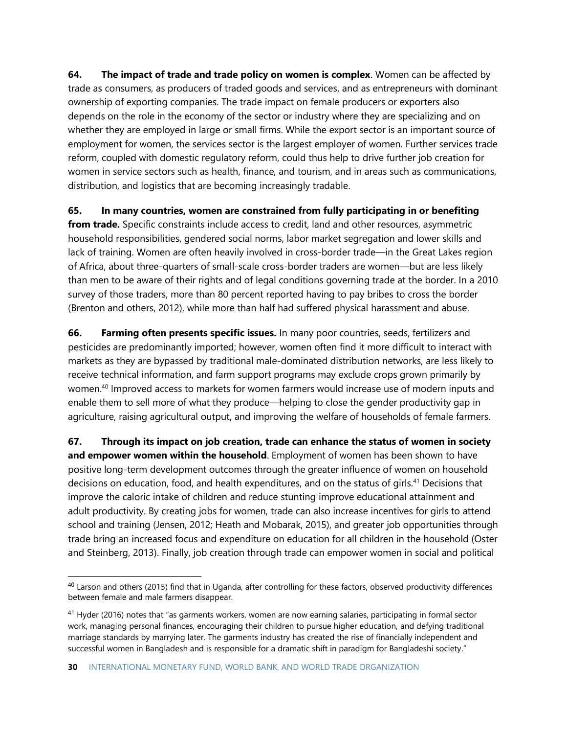**64. The impact of trade and trade policy on women is complex**. Women can be affected by trade as consumers, as producers of traded goods and services, and as entrepreneurs with dominant ownership of exporting companies. The trade impact on female producers or exporters also depends on the role in the economy of the sector or industry where they are specializing and on whether they are employed in large or small firms. While the export sector is an important source of employment for women, the services sector is the largest employer of women. Further services trade reform, coupled with domestic regulatory reform, could thus help to drive further job creation for women in service sectors such as health, finance, and tourism, and in areas such as communications, distribution, and logistics that are becoming increasingly tradable.

**65. In many countries, women are constrained from fully participating in or benefiting from trade.** Specific constraints include access to credit, land and other resources, asymmetric household responsibilities, gendered social norms, labor market segregation and lower skills and lack of training. Women are often heavily involved in cross-border trade—in the Great Lakes region of Africa, about three-quarters of small-scale cross-border traders are women—but are less likely than men to be aware of their rights and of legal conditions governing trade at the border. In a 2010 survey of those traders, more than 80 percent reported having to pay bribes to cross the border (Brenton and others, 2012), while more than half had suffered physical harassment and abuse.

**66. Farming often presents specific issues.** In many poor countries, seeds, fertilizers and pesticides are predominantly imported; however, women often find it more difficult to interact with markets as they are bypassed by traditional male-dominated distribution networks, are less likely to receive technical information, and farm support programs may exclude crops grown primarily by women.[40] Improved access to markets for women farmers would increase use of modern inputs and enable them to sell more of what they produce—helping to close the gender productivity gap in agriculture, raising agricultural output, and improving the welfare of households of female farmers.

**67. Through its impact on job creation, trade can enhance the status of women in society and empower women within the household**. Employment of women has been shown to have positive long-term development outcomes through the greater influence of women on household decisions on education, food, and health expenditures, and on the status of girls.[41] Decisions that improve the caloric intake of children and reduce stunting improve educational attainment and adult productivity. By creating jobs for women, trade can also increase incentives for girls to attend school and training (Jensen, 2012; Heath and Mobarak, 2015), and greater job opportunities through trade bring an increased focus and expenditure on education for all children in the household (Oster and Steinberg, 2013). Finally, job creation through trade can empower women in social and political

---

[40] Larson and others (2015) find that in Uganda, after controlling for these factors, observed productivity differences between female and male farmers disappear.

[41] Hyder (2016) notes that "as garments workers, women are now earning salaries, participating in formal sector work, managing personal finances, encouraging their children to pursue higher education, and defying traditional marriage standards by marrying later. The garments industry has created the rise of financially independent and successful women in Bangladesh and is responsible for a dramatic shift in paradigm for Bangladeshi society."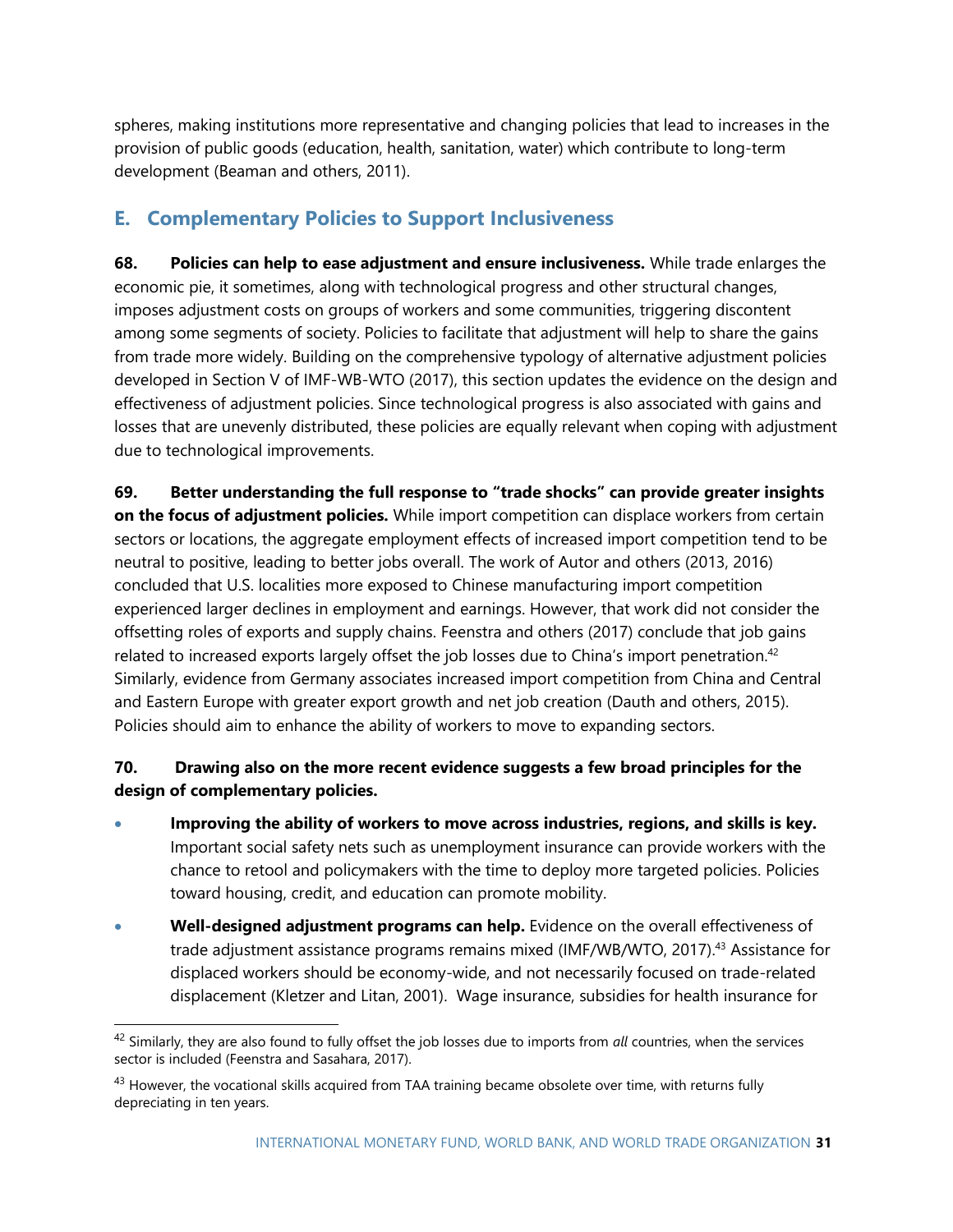spheres, making institutions more representative and changing policies that lead to increases in the provision of public goods (education, health, sanitation, water) which contribute to long-term development (Beaman and others, 2011).

## E. Complementary Policies to Support Inclusiveness

**68. Policies can help to ease adjustment and ensure inclusiveness.** While trade enlarges the economic pie, it sometimes, along with technological progress and other structural changes, imposes adjustment costs on groups of workers and some communities, triggering discontent among some segments of society. Policies to facilitate that adjustment will help to share the gains from trade more widely. Building on the comprehensive typology of alternative adjustment policies developed in Section V of IMF-WB-WTO (2017), this section updates the evidence on the design and effectiveness of adjustment policies. Since technological progress is also associated with gains and losses that are unevenly distributed, these policies are equally relevant when coping with adjustment due to technological improvements.

**69. Better understanding the full response to "trade shocks" can provide greater insights on the focus of adjustment policies.** While import competition can displace workers from certain sectors or locations, the aggregate employment effects of increased import competition tend to be neutral to positive, leading to better jobs overall. The work of Autor and others (2013, 2016) concluded that U.S. localities more exposed to Chinese manufacturing import competition experienced larger declines in employment and earnings. However, that work did not consider the offsetting roles of exports and supply chains. Feenstra and others (2017) conclude that job gains related to increased exports largely offset the job losses due to China's import penetration.[42] Similarly, evidence from Germany associates increased import competition from China and Central and Eastern Europe with greater export growth and net job creation (Dauth and others, 2015). Policies should aim to enhance the ability of workers to move to expanding sectors.

**70. Drawing also on the more recent evidence suggests a few broad principles for the design of complementary policies.**

- **Improving the ability of workers to move across industries, regions, and skills is key.** Important social safety nets such as unemployment insurance can provide workers with the chance to retool and policymakers with the time to deploy more targeted policies. Policies toward housing, credit, and education can promote mobility.
- **Well-designed adjustment programs can help.** Evidence on the overall effectiveness of trade adjustment assistance programs remains mixed (IMF/WB/WTO, 2017).[43] Assistance for displaced workers should be economy-wide, and not necessarily focused on trade-related displacement (Kletzer and Litan, 2001). Wage insurance, subsidies for health insurance for

[42] Similarly, they are also found to fully offset the job losses due to imports from *all* countries, when the services sector is included (Feenstra and Sasahara, 2017).

[43] However, the vocational skills acquired from TAA training became obsolete over time, with returns fully depreciating in ten years.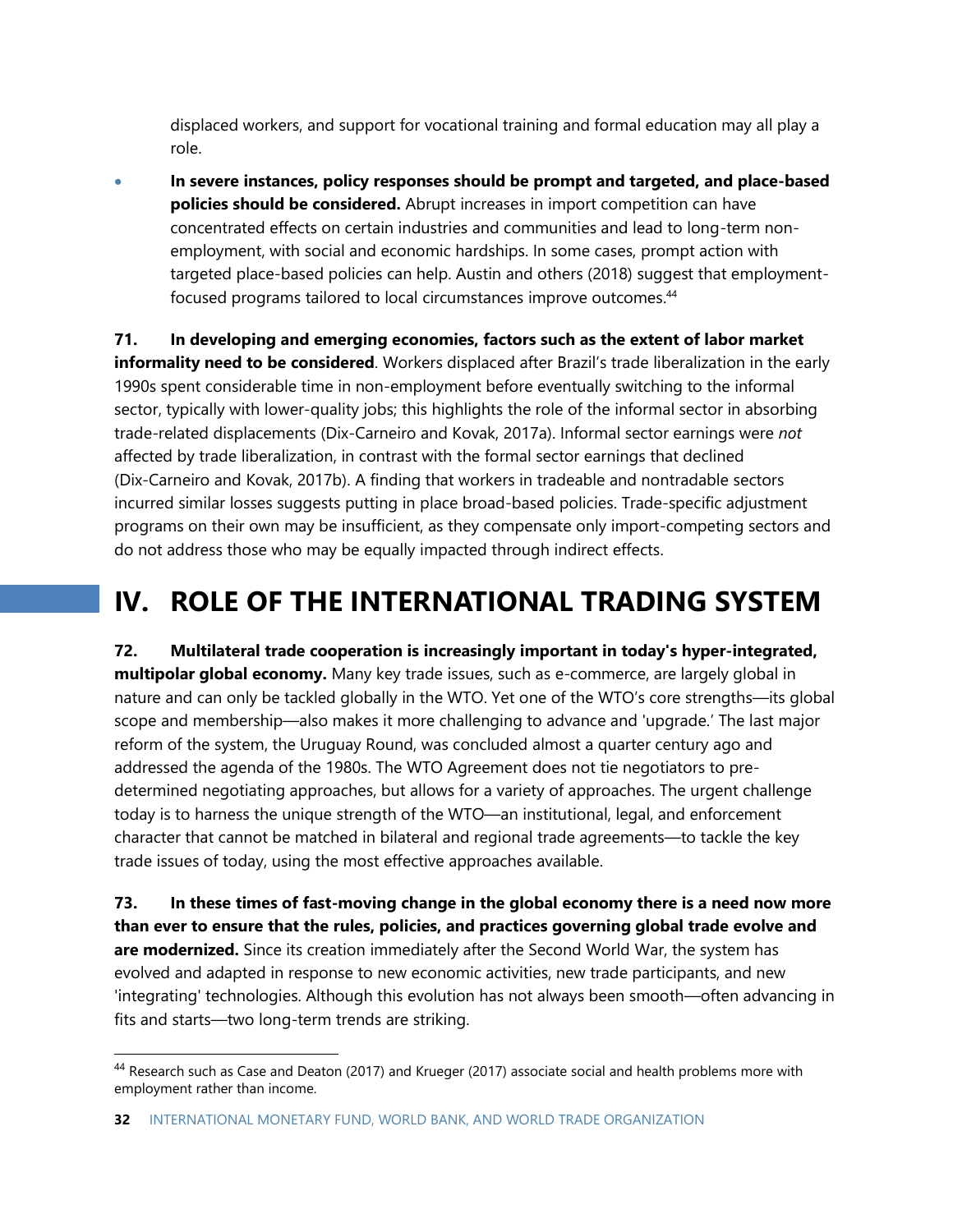displaced workers, and support for vocational training and formal education may all play a role.

- **In severe instances, policy responses should be prompt and targeted, and place-based policies should be considered.** Abrupt increases in import competition can have concentrated effects on certain industries and communities and lead to long-term non-employment, with social and economic hardships. In some cases, prompt action with targeted place-based policies can help. Austin and others (2018) suggest that employment-focused programs tailored to local circumstances improve outcomes.[44]

**71. In developing and emerging economies, factors such as the extent of labor market informality need to be considered**. Workers displaced after Brazil's trade liberalization in the early 1990s spent considerable time in non-employment before eventually switching to the informal sector, typically with lower-quality jobs; this highlights the role of the informal sector in absorbing trade-related displacements (Dix-Carneiro and Kovak, 2017a). Informal sector earnings were *not* affected by trade liberalization, in contrast with the formal sector earnings that declined (Dix-Carneiro and Kovak, 2017b). A finding that workers in tradeable and nontradable sectors incurred similar losses suggests putting in place broad-based policies. Trade-specific adjustment programs on their own may be insufficient, as they compensate only import-competing sectors and do not address those who may be equally impacted through indirect effects.

# IV. ROLE OF THE INTERNATIONAL TRADING SYSTEM

**72. Multilateral trade cooperation is increasingly important in today's hyper-integrated, multipolar global economy.** Many key trade issues, such as e-commerce, are largely global in nature and can only be tackled globally in the WTO. Yet one of the WTO's core strengths—its global scope and membership—also makes it more challenging to advance and 'upgrade.' The last major reform of the system, the Uruguay Round, was concluded almost a quarter century ago and addressed the agenda of the 1980s. The WTO Agreement does not tie negotiators to pre-determined negotiating approaches, but allows for a variety of approaches. The urgent challenge today is to harness the unique strength of the WTO—an institutional, legal, and enforcement character that cannot be matched in bilateral and regional trade agreements—to tackle the key trade issues of today, using the most effective approaches available.

**73. In these times of fast-moving change in the global economy there is a need now more than ever to ensure that the rules, policies, and practices governing global trade evolve and are modernized.** Since its creation immediately after the Second World War, the system has evolved and adapted in response to new economic activities, new trade participants, and new 'integrating' technologies. Although this evolution has not always been smooth—often advancing in fits and starts—two long-term trends are striking.

---

[44] Research such as Case and Deaton (2017) and Krueger (2017) associate social and health problems more with employment rather than income.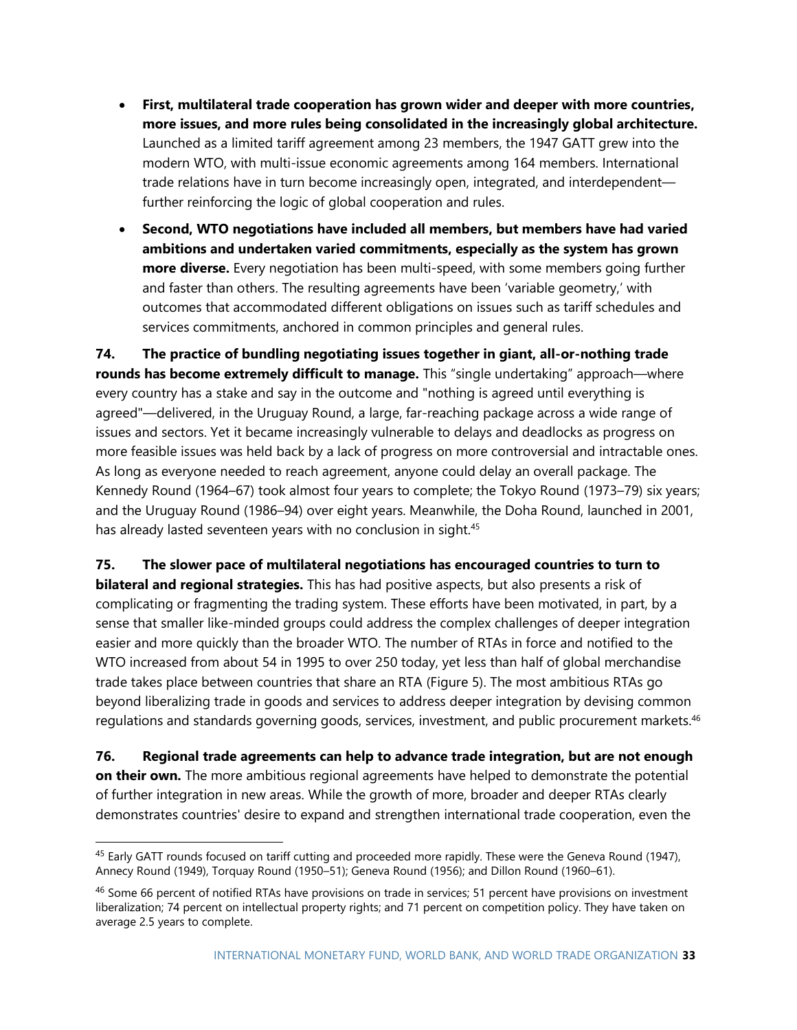- **First, multilateral trade cooperation has grown wider and deeper with more countries, more issues, and more rules being consolidated in the increasingly global architecture.** Launched as a limited tariff agreement among 23 members, the 1947 GATT grew into the modern WTO, with multi-issue economic agreements among 164 members. International trade relations have in turn become increasingly open, integrated, and interdependent—further reinforcing the logic of global cooperation and rules.
- **Second, WTO negotiations have included all members, but members have had varied ambitions and undertaken varied commitments, especially as the system has grown more diverse.** Every negotiation has been multi-speed, with some members going further and faster than others. The resulting agreements have been 'variable geometry,' with outcomes that accommodated different obligations on issues such as tariff schedules and services commitments, anchored in common principles and general rules.

**74. The practice of bundling negotiating issues together in giant, all-or-nothing trade rounds has become extremely difficult to manage.** This "single undertaking" approach—where every country has a stake and say in the outcome and "nothing is agreed until everything is agreed"—delivered, in the Uruguay Round, a large, far-reaching package across a wide range of issues and sectors. Yet it became increasingly vulnerable to delays and deadlocks as progress on more feasible issues was held back by a lack of progress on more controversial and intractable ones. As long as everyone needed to reach agreement, anyone could delay an overall package. The Kennedy Round (1964–67) took almost four years to complete; the Tokyo Round (1973–79) six years; and the Uruguay Round (1986–94) over eight years. Meanwhile, the Doha Round, launched in 2001, has already lasted seventeen years with no conclusion in sight.[45]

**75. The slower pace of multilateral negotiations has encouraged countries to turn to bilateral and regional strategies.** This has had positive aspects, but also presents a risk of complicating or fragmenting the trading system. These efforts have been motivated, in part, by a sense that smaller like-minded groups could address the complex challenges of deeper integration easier and more quickly than the broader WTO. The number of RTAs in force and notified to the WTO increased from about 54 in 1995 to over 250 today, yet less than half of global merchandise trade takes place between countries that share an RTA (Figure 5). The most ambitious RTAs go beyond liberalizing trade in goods and services to address deeper integration by devising common regulations and standards governing goods, services, investment, and public procurement markets.[46]

**76. Regional trade agreements can help to advance trade integration, but are not enough on their own.** The more ambitious regional agreements have helped to demonstrate the potential of further integration in new areas. While the growth of more, broader and deeper RTAs clearly demonstrates countries' desire to expand and strengthen international trade cooperation, even the

---

[45] Early GATT rounds focused on tariff cutting and proceeded more rapidly. These were the Geneva Round (1947), Annecy Round (1949), Torquay Round (1950–51); Geneva Round (1956); and Dillon Round (1960–61).

[46] Some 66 percent of notified RTAs have provisions on trade in services; 51 percent have provisions on investment liberalization; 74 percent on intellectual property rights; and 71 percent on competition policy. They have taken on average 2.5 years to complete.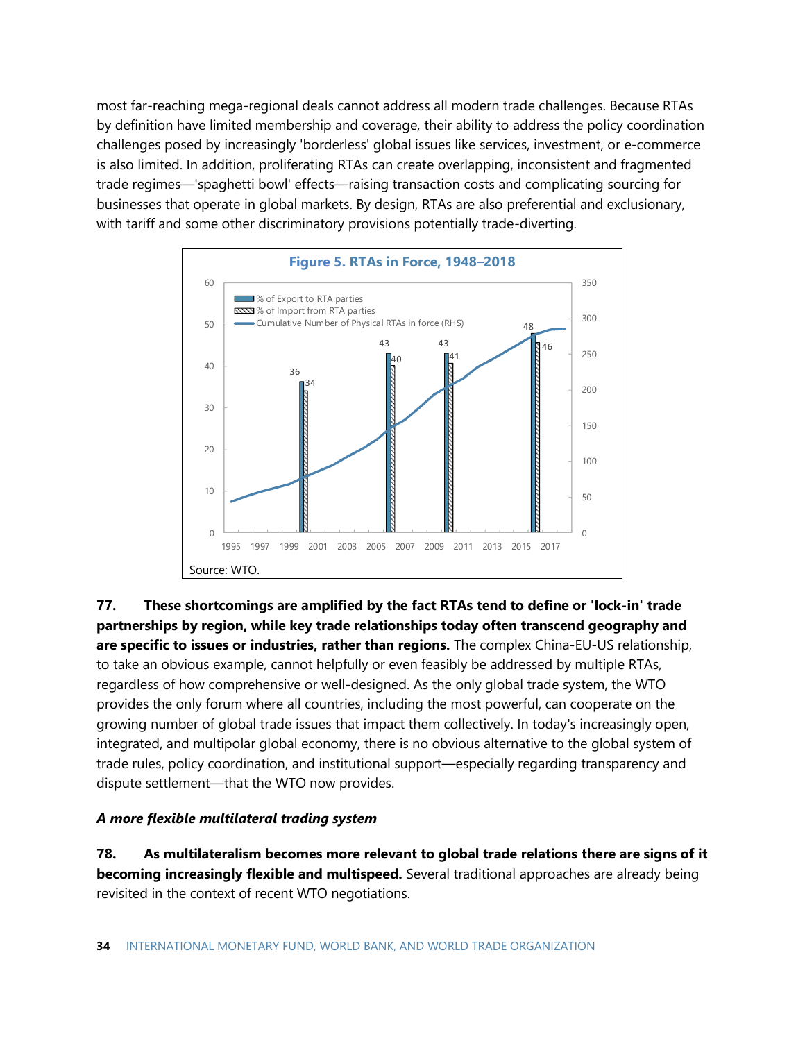most far-reaching mega-regional deals cannot address all modern trade challenges. Because RTAs by definition have limited membership and coverage, their ability to address the policy coordination challenges posed by increasingly 'borderless' global issues like services, investment, or e-commerce is also limited. In addition, proliferating RTAs can create overlapping, inconsistent and fragmented trade regimes—'spaghetti bowl' effects—raising transaction costs and complicating sourcing for businesses that operate in global markets. By design, RTAs are also preferential and exclusionary, with tariff and some other discriminatory provisions potentially trade-diverting.

**Figure 5. RTAs in Force, 1948–2018**

| Year | % of Export to RTA parties | % of Import from RTA parties |
|---|---|---|
| 2000 | 36 | 34 |
| 2006 | 43 | 40 |
| 2010 | 43 | 41 |
| 2016 | 48 | 46 |

Cumulative Number of Physical RTAs in force (RHS)

Source: WTO.

**77. These shortcomings are amplified by the fact RTAs tend to define or 'lock-in' trade partnerships by region, while key trade relationships today often transcend geography and are specific to issues or industries, rather than regions.** The complex China-EU-US relationship, to take an obvious example, cannot helpfully or even feasibly be addressed by multiple RTAs, regardless of how comprehensive or well-designed. As the only global trade system, the WTO provides the only forum where all countries, including the most powerful, can cooperate on the growing number of global trade issues that impact them collectively. In today's increasingly open, integrated, and multipolar global economy, there is no obvious alternative to the global system of trade rules, policy coordination, and institutional support—especially regarding transparency and dispute settlement—that the WTO now provides.

### *A more flexible multilateral trading system*

**78. As multilateralism becomes more relevant to global trade relations there are signs of it becoming increasingly flexible and multispeed.** Several traditional approaches are already being revisited in the context of recent WTO negotiations.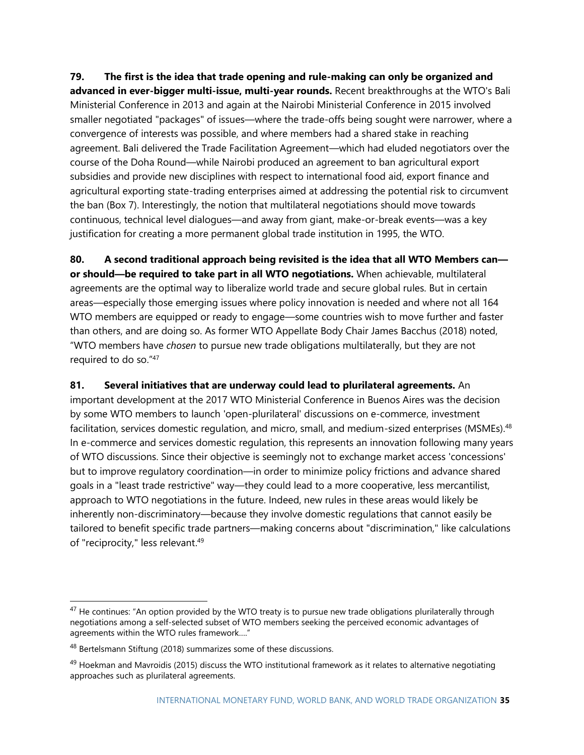**79. The first is the idea that trade opening and rule-making can only be organized and advanced in ever-bigger multi-issue, multi-year rounds.** Recent breakthroughs at the WTO's Bali Ministerial Conference in 2013 and again at the Nairobi Ministerial Conference in 2015 involved smaller negotiated "packages" of issues—where the trade-offs being sought were narrower, where a convergence of interests was possible, and where members had a shared stake in reaching agreement. Bali delivered the Trade Facilitation Agreement—which had eluded negotiators over the course of the Doha Round—while Nairobi produced an agreement to ban agricultural export subsidies and provide new disciplines with respect to international food aid, export finance and agricultural exporting state-trading enterprises aimed at addressing the potential risk to circumvent the ban (Box 7). Interestingly, the notion that multilateral negotiations should move towards continuous, technical level dialogues—and away from giant, make-or-break events—was a key justification for creating a more permanent global trade institution in 1995, the WTO.

**80. A second traditional approach being revisited is the idea that all WTO Members can—or should—be required to take part in all WTO negotiations.** When achievable, multilateral agreements are the optimal way to liberalize world trade and secure global rules. But in certain areas—especially those emerging issues where policy innovation is needed and where not all 164 WTO members are equipped or ready to engage—some countries wish to move further and faster than others, and are doing so. As former WTO Appellate Body Chair James Bacchus (2018) noted, "WTO members have *chosen* to pursue new trade obligations multilaterally, but they are not required to do so."[47]

**81. Several initiatives that are underway could lead to plurilateral agreements.** An important development at the 2017 WTO Ministerial Conference in Buenos Aires was the decision by some WTO members to launch 'open-plurilateral' discussions on e-commerce, investment facilitation, services domestic regulation, and micro, small, and medium-sized enterprises (MSMEs).[48] In e-commerce and services domestic regulation, this represents an innovation following many years of WTO discussions. Since their objective is seemingly not to exchange market access 'concessions' but to improve regulatory coordination—in order to minimize policy frictions and advance shared goals in a "least trade restrictive" way—they could lead to a more cooperative, less mercantilist, approach to WTO negotiations in the future. Indeed, new rules in these areas would likely be inherently non-discriminatory—because they involve domestic regulations that cannot easily be tailored to benefit specific trade partners—making concerns about "discrimination," like calculations of "reciprocity," less relevant.[49]

---

[47] He continues: "An option provided by the WTO treaty is to pursue new trade obligations plurilaterally through negotiations among a self-selected subset of WTO members seeking the perceived economic advantages of agreements within the WTO rules framework…."

[48] Bertelsmann Stiftung (2018) summarizes some of these discussions.

[49] Hoekman and Mavroidis (2015) discuss the WTO institutional framework as it relates to alternative negotiating approaches such as plurilateral agreements.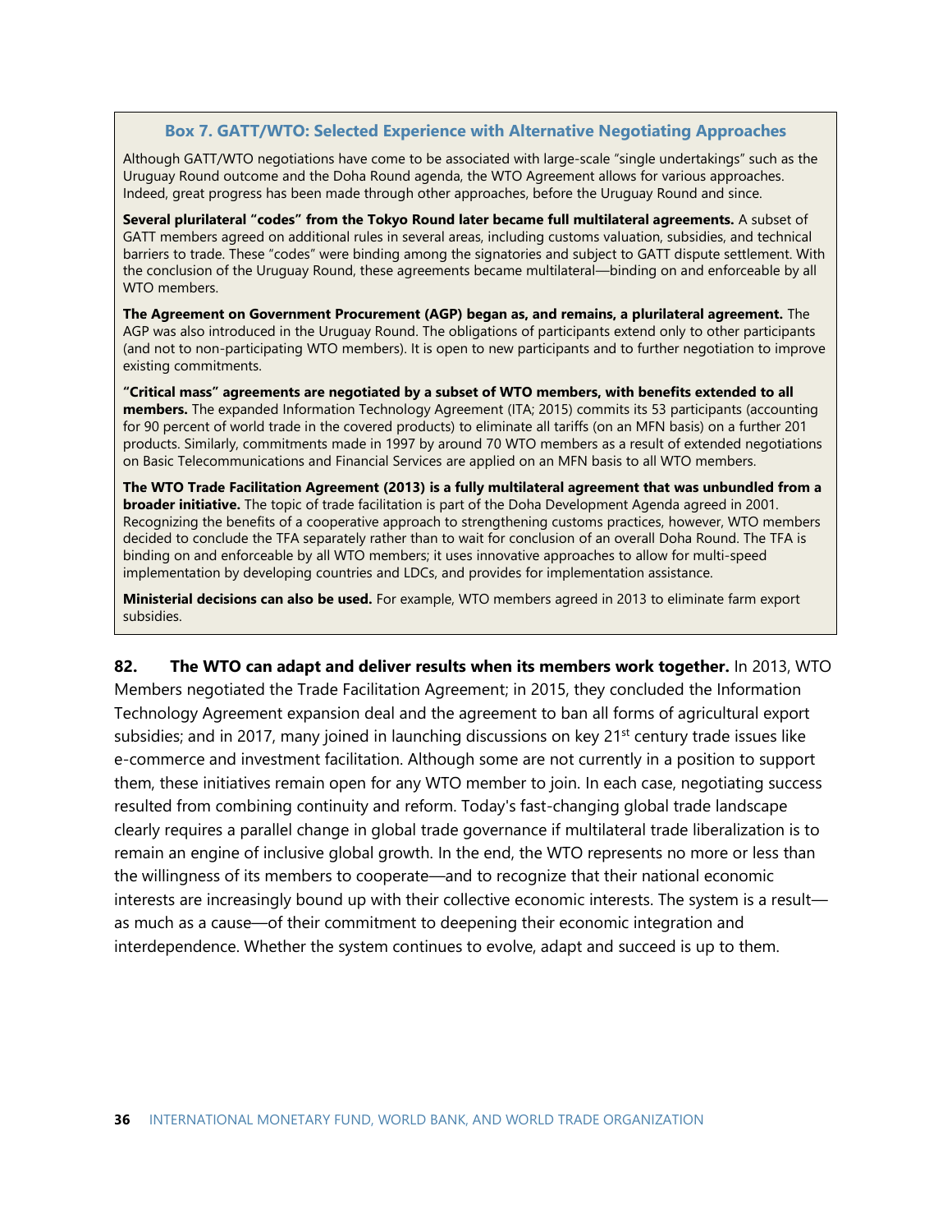### Box 7. GATT/WTO: Selected Experience with Alternative Negotiating Approaches

Although GATT/WTO negotiations have come to be associated with large-scale "single undertakings" such as the Uruguay Round outcome and the Doha Round agenda, the WTO Agreement allows for various approaches. Indeed, great progress has been made through other approaches, before the Uruguay Round and since.

**Several plurilateral "codes" from the Tokyo Round later became full multilateral agreements.** A subset of GATT members agreed on additional rules in several areas, including customs valuation, subsidies, and technical barriers to trade. These "codes" were binding among the signatories and subject to GATT dispute settlement. With the conclusion of the Uruguay Round, these agreements became multilateral—binding on and enforceable by all WTO members.

**The Agreement on Government Procurement (AGP) began as, and remains, a plurilateral agreement.** The AGP was also introduced in the Uruguay Round. The obligations of participants extend only to other participants (and not to non-participating WTO members). It is open to new participants and to further negotiation to improve existing commitments.

**"Critical mass" agreements are negotiated by a subset of WTO members, with benefits extended to all members.** The expanded Information Technology Agreement (ITA; 2015) commits its 53 participants (accounting for 90 percent of world trade in the covered products) to eliminate all tariffs (on an MFN basis) on a further 201 products. Similarly, commitments made in 1997 by around 70 WTO members as a result of extended negotiations on Basic Telecommunications and Financial Services are applied on an MFN basis to all WTO members.

**The WTO Trade Facilitation Agreement (2013) is a fully multilateral agreement that was unbundled from a broader initiative.** The topic of trade facilitation is part of the Doha Development Agenda agreed in 2001. Recognizing the benefits of a cooperative approach to strengthening customs practices, however, WTO members decided to conclude the TFA separately rather than to wait for conclusion of an overall Doha Round. The TFA is binding on and enforceable by all WTO members; it uses innovative approaches to allow for multi-speed implementation by developing countries and LDCs, and provides for implementation assistance.

**Ministerial decisions can also be used.** For example, WTO members agreed in 2013 to eliminate farm export subsidies.

**82. The WTO can adapt and deliver results when its members work together.** In 2013, WTO Members negotiated the Trade Facilitation Agreement; in 2015, they concluded the Information Technology Agreement expansion deal and the agreement to ban all forms of agricultural export subsidies; and in 2017, many joined in launching discussions on key 21st century trade issues like e-commerce and investment facilitation. Although some are not currently in a position to support them, these initiatives remain open for any WTO member to join. In each case, negotiating success resulted from combining continuity and reform. Today's fast-changing global trade landscape clearly requires a parallel change in global trade governance if multilateral trade liberalization is to remain an engine of inclusive global growth. In the end, the WTO represents no more or less than the willingness of its members to cooperate—and to recognize that their national economic interests are increasingly bound up with their collective economic interests. The system is a result—as much as a cause—of their commitment to deepening their economic integration and interdependence. Whether the system continues to evolve, adapt and succeed is up to them.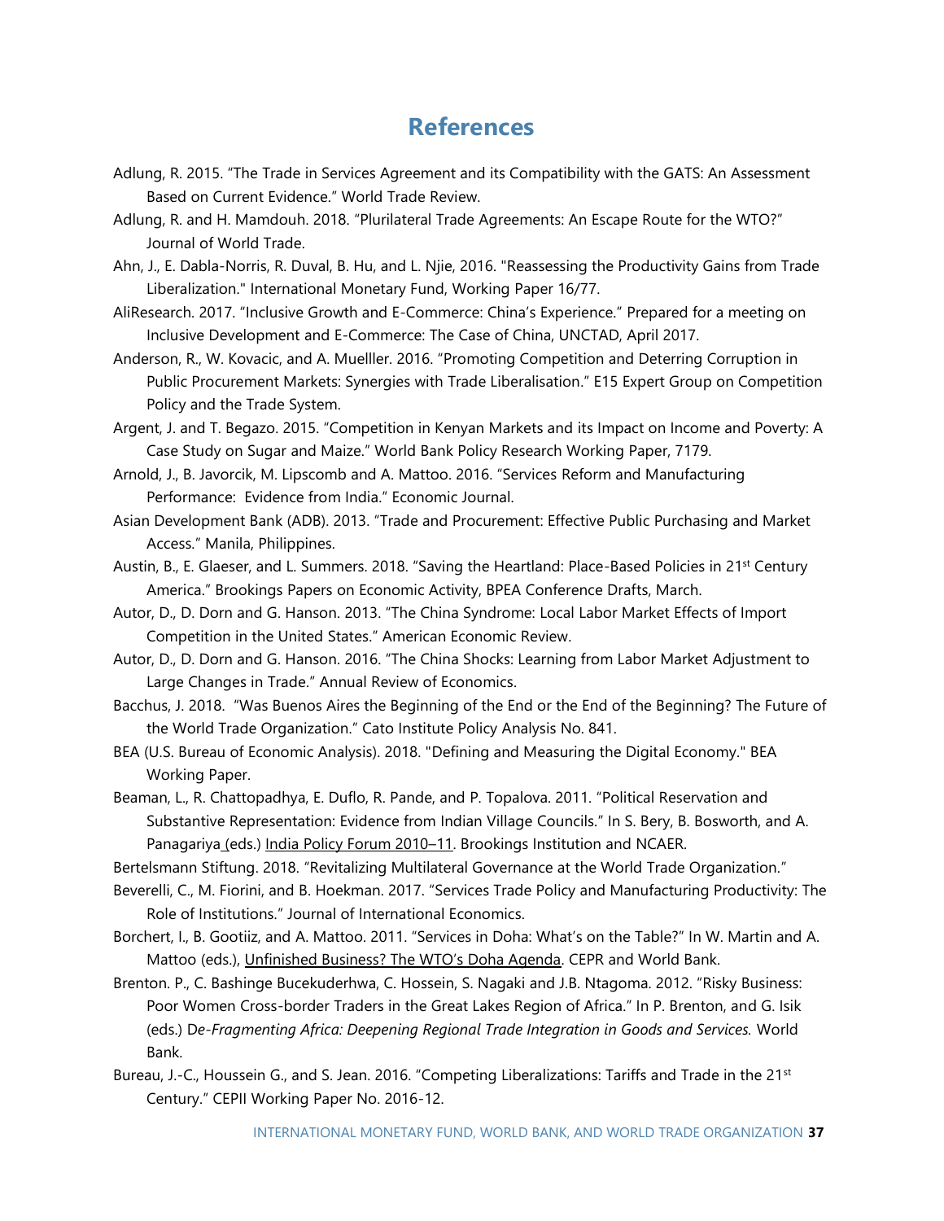# References

Adlung, R. 2015. "The Trade in Services Agreement and its Compatibility with the GATS: An Assessment Based on Current Evidence." World Trade Review.

Adlung, R. and H. Mamdouh. 2018. "Plurilateral Trade Agreements: An Escape Route for the WTO?" Journal of World Trade.

Ahn, J., E. Dabla-Norris, R. Duval, B. Hu, and L. Njie, 2016. "Reassessing the Productivity Gains from Trade Liberalization." International Monetary Fund, Working Paper 16/77.

AliResearch. 2017. "Inclusive Growth and E-Commerce: China's Experience." Prepared for a meeting on Inclusive Development and E-Commerce: The Case of China, UNCTAD, April 2017.

Anderson, R., W. Kovacic, and A. Muelller. 2016. "Promoting Competition and Deterring Corruption in Public Procurement Markets: Synergies with Trade Liberalisation." E15 Expert Group on Competition Policy and the Trade System.

Argent, J. and T. Begazo. 2015. "Competition in Kenyan Markets and its Impact on Income and Poverty: A Case Study on Sugar and Maize." World Bank Policy Research Working Paper, 7179.

Arnold, J., B. Javorcik, M. Lipscomb and A. Mattoo. 2016. "Services Reform and Manufacturing Performance: Evidence from India." Economic Journal.

Asian Development Bank (ADB). 2013. "Trade and Procurement: Effective Public Purchasing and Market Access." Manila, Philippines.

Austin, B., E. Glaeser, and L. Summers. 2018. "Saving the Heartland: Place-Based Policies in 21st Century America." Brookings Papers on Economic Activity, BPEA Conference Drafts, March.

Autor, D., D. Dorn and G. Hanson. 2013. "The China Syndrome: Local Labor Market Effects of Import Competition in the United States." American Economic Review.

Autor, D., D. Dorn and G. Hanson. 2016. "The China Shocks: Learning from Labor Market Adjustment to Large Changes in Trade." Annual Review of Economics.

Bacchus, J. 2018. "Was Buenos Aires the Beginning of the End or the End of the Beginning? The Future of the World Trade Organization." Cato Institute Policy Analysis No. 841.

BEA (U.S. Bureau of Economic Analysis). 2018. "Defining and Measuring the Digital Economy." BEA Working Paper.

Beaman, L., R. Chattopadhya, E. Duflo, R. Pande, and P. Topalova. 2011. "Political Reservation and Substantive Representation: Evidence from Indian Village Councils." In S. Bery, B. Bosworth, and A. Panagariya (eds.) India Policy Forum 2010–11. Brookings Institution and NCAER.

Bertelsmann Stiftung. 2018. "Revitalizing Multilateral Governance at the World Trade Organization."

Beverelli, C., M. Fiorini, and B. Hoekman. 2017. "Services Trade Policy and Manufacturing Productivity: The Role of Institutions." Journal of International Economics.

Borchert, I., B. Gootiiz, and A. Mattoo. 2011. "Services in Doha: What's on the Table?" In W. Martin and A. Mattoo (eds.), Unfinished Business? The WTO's Doha Agenda. CEPR and World Bank.

Brenton. P., C. Bashinge Bucekuderhwa, C. Hossein, S. Nagaki and J.B. Ntagoma. 2012. "Risky Business: Poor Women Cross-border Traders in the Great Lakes Region of Africa." In P. Brenton, and G. Isik (eds.) *De-Fragmenting Africa: Deepening Regional Trade Integration in Goods and Services.* World Bank.

Bureau, J.-C., Houssein G., and S. Jean. 2016. "Competing Liberalizations: Tariffs and Trade in the 21st Century." CEPII Working Paper No. 2016-12.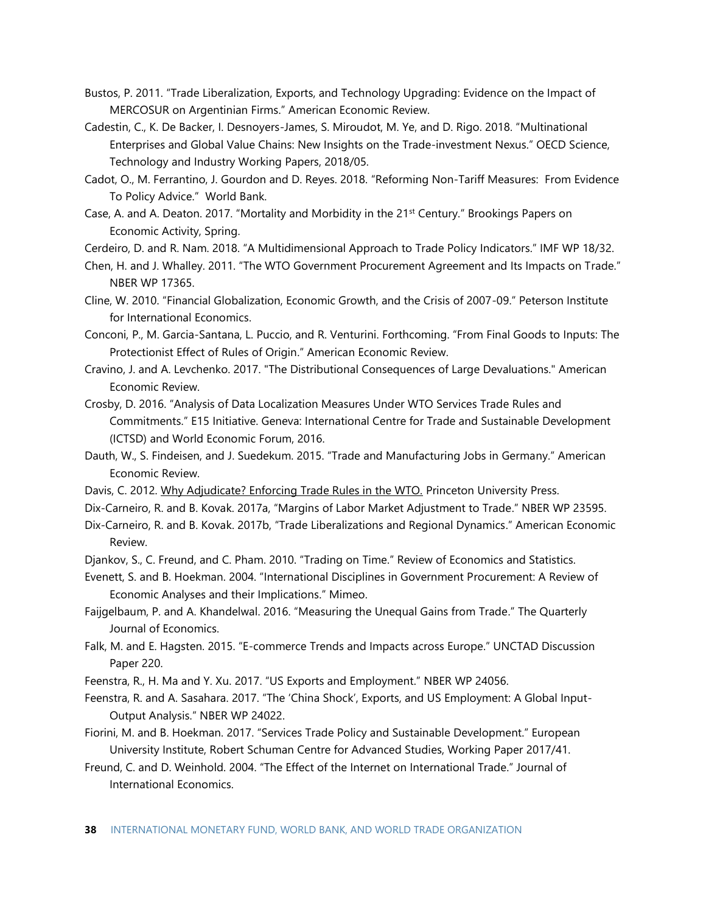Bustos, P. 2011. "Trade Liberalization, Exports, and Technology Upgrading: Evidence on the Impact of MERCOSUR on Argentinian Firms." American Economic Review.

Cadestin, C., K. De Backer, I. Desnoyers-James, S. Miroudot, M. Ye, and D. Rigo. 2018. "Multinational Enterprises and Global Value Chains: New Insights on the Trade-investment Nexus." OECD Science, Technology and Industry Working Papers, 2018/05.

Cadot, O., M. Ferrantino, J. Gourdon and D. Reyes. 2018. "Reforming Non-Tariff Measures: From Evidence To Policy Advice." World Bank.

Case, A. and A. Deaton. 2017. "Mortality and Morbidity in the 21st Century." Brookings Papers on Economic Activity, Spring.

Cerdeiro, D. and R. Nam. 2018. "A Multidimensional Approach to Trade Policy Indicators." IMF WP 18/32.

Chen, H. and J. Whalley. 2011. "The WTO Government Procurement Agreement and Its Impacts on Trade." NBER WP 17365.

Cline, W. 2010. "Financial Globalization, Economic Growth, and the Crisis of 2007-09." Peterson Institute for International Economics.

Conconi, P., M. Garcia-Santana, L. Puccio, and R. Venturini. Forthcoming. "From Final Goods to Inputs: The Protectionist Effect of Rules of Origin." American Economic Review.

Cravino, J. and A. Levchenko. 2017. "The Distributional Consequences of Large Devaluations." American Economic Review.

Crosby, D. 2016. "Analysis of Data Localization Measures Under WTO Services Trade Rules and Commitments." E15 Initiative. Geneva: International Centre for Trade and Sustainable Development (ICTSD) and World Economic Forum, 2016.

Dauth, W., S. Findeisen, and J. Suedekum. 2015. "Trade and Manufacturing Jobs in Germany." American Economic Review.

Davis, C. 2012. Why Adjudicate? Enforcing Trade Rules in the WTO. Princeton University Press.

Dix-Carneiro, R. and B. Kovak. 2017a, "Margins of Labor Market Adjustment to Trade." NBER WP 23595.

Dix-Carneiro, R. and B. Kovak. 2017b, "Trade Liberalizations and Regional Dynamics." American Economic Review.

Djankov, S., C. Freund, and C. Pham. 2010. "Trading on Time." Review of Economics and Statistics.

Evenett, S. and B. Hoekman. 2004. "International Disciplines in Government Procurement: A Review of Economic Analyses and their Implications." Mimeo.

Faijgelbaum, P. and A. Khandelwal. 2016. "Measuring the Unequal Gains from Trade." The Quarterly Journal of Economics.

Falk, M. and E. Hagsten. 2015. "E-commerce Trends and Impacts across Europe." UNCTAD Discussion Paper 220.

Feenstra, R., H. Ma and Y. Xu. 2017. "US Exports and Employment." NBER WP 24056.

Feenstra, R. and A. Sasahara. 2017. "The 'China Shock', Exports, and US Employment: A Global Input-Output Analysis." NBER WP 24022.

Fiorini, M. and B. Hoekman. 2017. "Services Trade Policy and Sustainable Development." European University Institute, Robert Schuman Centre for Advanced Studies, Working Paper 2017/41.

Freund, C. and D. Weinhold. 2004. "The Effect of the Internet on International Trade." Journal of International Economics.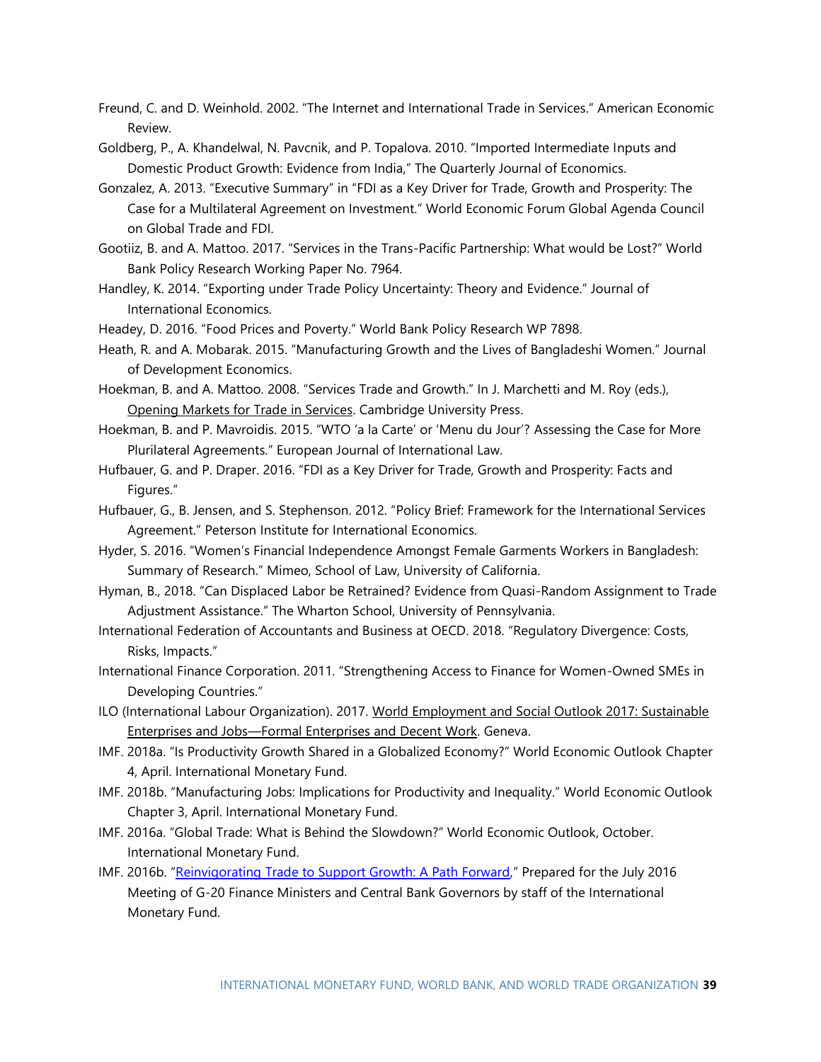Freund, C. and D. Weinhold. 2002. "The Internet and International Trade in Services." American Economic Review.

Goldberg, P., A. Khandelwal, N. Pavcnik, and P. Topalova. 2010. "Imported Intermediate Inputs and Domestic Product Growth: Evidence from India," The Quarterly Journal of Economics.

Gonzalez, A. 2013. "Executive Summary" in "FDI as a Key Driver for Trade, Growth and Prosperity: The Case for a Multilateral Agreement on Investment." World Economic Forum Global Agenda Council on Global Trade and FDI.

Gootiiz, B. and A. Mattoo. 2017. "Services in the Trans-Pacific Partnership: What would be Lost?" World Bank Policy Research Working Paper No. 7964.

Handley, K. 2014. "Exporting under Trade Policy Uncertainty: Theory and Evidence." Journal of International Economics.

Headey, D. 2016. "Food Prices and Poverty." World Bank Policy Research WP 7898.

Heath, R. and A. Mobarak. 2015. "Manufacturing Growth and the Lives of Bangladeshi Women." Journal of Development Economics.

Hoekman, B. and A. Mattoo. 2008. "Services Trade and Growth." In J. Marchetti and M. Roy (eds.), Opening Markets for Trade in Services. Cambridge University Press.

Hoekman, B. and P. Mavroidis. 2015. "WTO 'a la Carte' or 'Menu du Jour'? Assessing the Case for More Plurilateral Agreements." European Journal of International Law.

Hufbauer, G. and P. Draper. 2016. "FDI as a Key Driver for Trade, Growth and Prosperity: Facts and Figures."

Hufbauer, G., B. Jensen, and S. Stephenson. 2012. "Policy Brief: Framework for the International Services Agreement." Peterson Institute for International Economics.

Hyder, S. 2016. "Women's Financial Independence Amongst Female Garments Workers in Bangladesh: Summary of Research." Mimeo, School of Law, University of California.

Hyman, B., 2018. "Can Displaced Labor be Retrained? Evidence from Quasi-Random Assignment to Trade Adjustment Assistance." The Wharton School, University of Pennsylvania.

International Federation of Accountants and Business at OECD. 2018. "Regulatory Divergence: Costs, Risks, Impacts."

International Finance Corporation. 2011. "Strengthening Access to Finance for Women-Owned SMEs in Developing Countries."

ILO (International Labour Organization). 2017. World Employment and Social Outlook 2017: Sustainable Enterprises and Jobs—Formal Enterprises and Decent Work. Geneva.

IMF. 2018a. "Is Productivity Growth Shared in a Globalized Economy?" World Economic Outlook Chapter 4, April. International Monetary Fund.

IMF. 2018b. "Manufacturing Jobs: Implications for Productivity and Inequality." World Economic Outlook Chapter 3, April. International Monetary Fund.

IMF. 2016a. "Global Trade: What is Behind the Slowdown?" World Economic Outlook, October. International Monetary Fund.

IMF. 2016b. "Reinvigorating Trade to Support Growth: A Path Forward," Prepared for the July 2016 Meeting of G-20 Finance Ministers and Central Bank Governors by staff of the International Monetary Fund.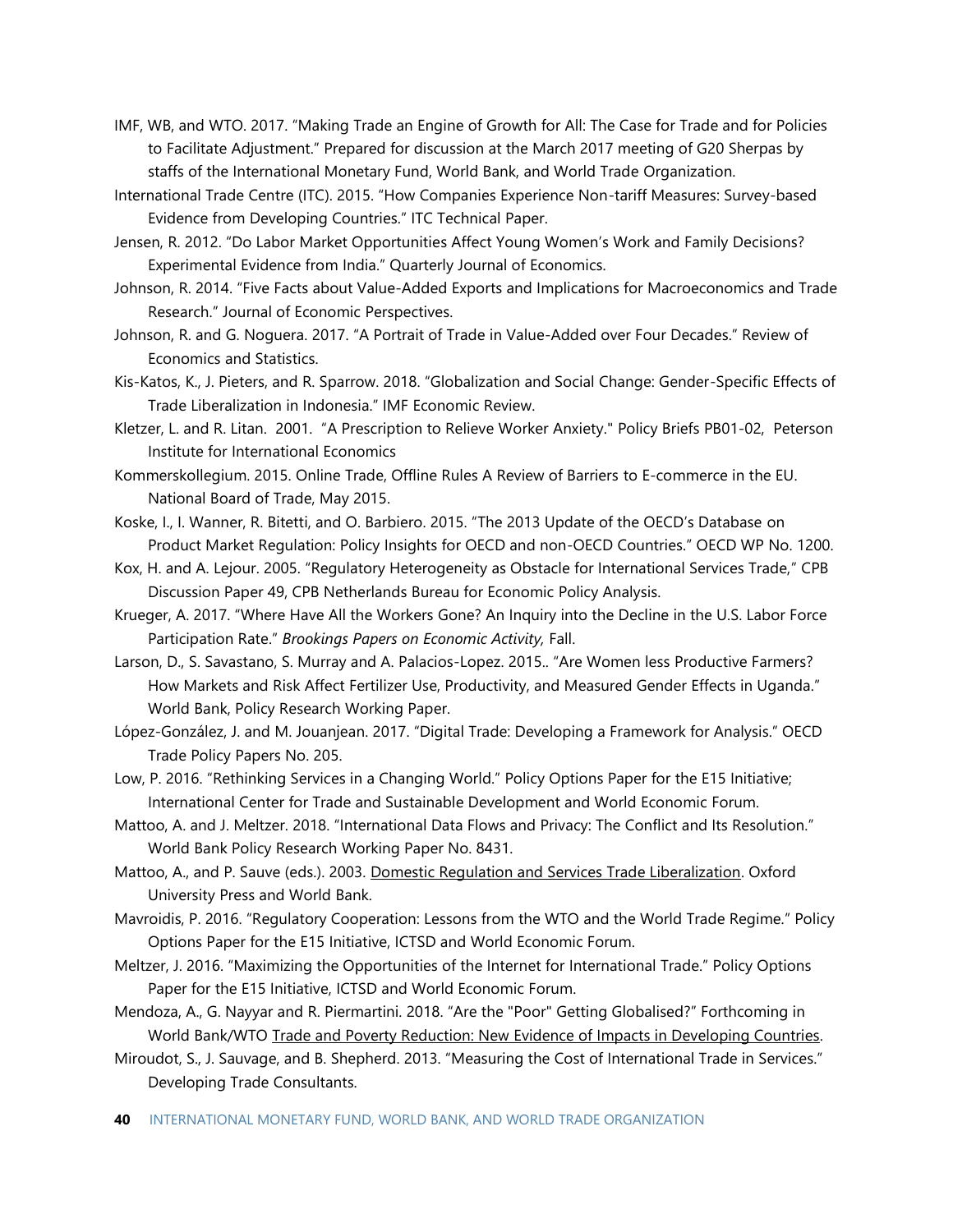IMF, WB, and WTO. 2017. "Making Trade an Engine of Growth for All: The Case for Trade and for Policies to Facilitate Adjustment." Prepared for discussion at the March 2017 meeting of G20 Sherpas by staffs of the International Monetary Fund, World Bank, and World Trade Organization.

International Trade Centre (ITC). 2015. "How Companies Experience Non-tariff Measures: Survey-based Evidence from Developing Countries." ITC Technical Paper.

Jensen, R. 2012. "Do Labor Market Opportunities Affect Young Women's Work and Family Decisions? Experimental Evidence from India." Quarterly Journal of Economics.

Johnson, R. 2014. "Five Facts about Value-Added Exports and Implications for Macroeconomics and Trade Research." Journal of Economic Perspectives.

Johnson, R. and G. Noguera. 2017. "A Portrait of Trade in Value-Added over Four Decades." Review of Economics and Statistics.

Kis-Katos, K., J. Pieters, and R. Sparrow. 2018. "Globalization and Social Change: Gender-Specific Effects of Trade Liberalization in Indonesia." IMF Economic Review.

Kletzer, L. and R. Litan. 2001. "A Prescription to Relieve Worker Anxiety." Policy Briefs PB01-02, Peterson Institute for International Economics

Kommerskollegium. 2015. Online Trade, Offline Rules A Review of Barriers to E-commerce in the EU. National Board of Trade, May 2015.

Koske, I., I. Wanner, R. Bitetti, and O. Barbiero. 2015. "The 2013 Update of the OECD's Database on Product Market Regulation: Policy Insights for OECD and non-OECD Countries." OECD WP No. 1200.

Kox, H. and A. Lejour. 2005. "Regulatory Heterogeneity as Obstacle for International Services Trade," CPB Discussion Paper 49, CPB Netherlands Bureau for Economic Policy Analysis.

Krueger, A. 2017. "Where Have All the Workers Gone? An Inquiry into the Decline in the U.S. Labor Force Participation Rate." *Brookings Papers on Economic Activity,* Fall.

Larson, D., S. Savastano, S. Murray and A. Palacios-Lopez. 2015.. "Are Women less Productive Farmers? How Markets and Risk Affect Fertilizer Use, Productivity, and Measured Gender Effects in Uganda." World Bank, Policy Research Working Paper.

López-González, J. and M. Jouanjean. 2017. "Digital Trade: Developing a Framework for Analysis." OECD Trade Policy Papers No. 205.

Low, P. 2016. "Rethinking Services in a Changing World." Policy Options Paper for the E15 Initiative; International Center for Trade and Sustainable Development and World Economic Forum.

Mattoo, A. and J. Meltzer. 2018. "International Data Flows and Privacy: The Conflict and Its Resolution." World Bank Policy Research Working Paper No. 8431.

Mattoo, A., and P. Sauve (eds.). 2003. Domestic Regulation and Services Trade Liberalization. Oxford University Press and World Bank.

Mavroidis, P. 2016. "Regulatory Cooperation: Lessons from the WTO and the World Trade Regime." Policy Options Paper for the E15 Initiative, ICTSD and World Economic Forum.

Meltzer, J. 2016. "Maximizing the Opportunities of the Internet for International Trade." Policy Options Paper for the E15 Initiative, ICTSD and World Economic Forum.

Mendoza, A., G. Nayyar and R. Piermartini. 2018. "Are the "Poor" Getting Globalised?" Forthcoming in World Bank/WTO Trade and Poverty Reduction: New Evidence of Impacts in Developing Countries.

Miroudot, S., J. Sauvage, and B. Shepherd. 2013. "Measuring the Cost of International Trade in Services." Developing Trade Consultants.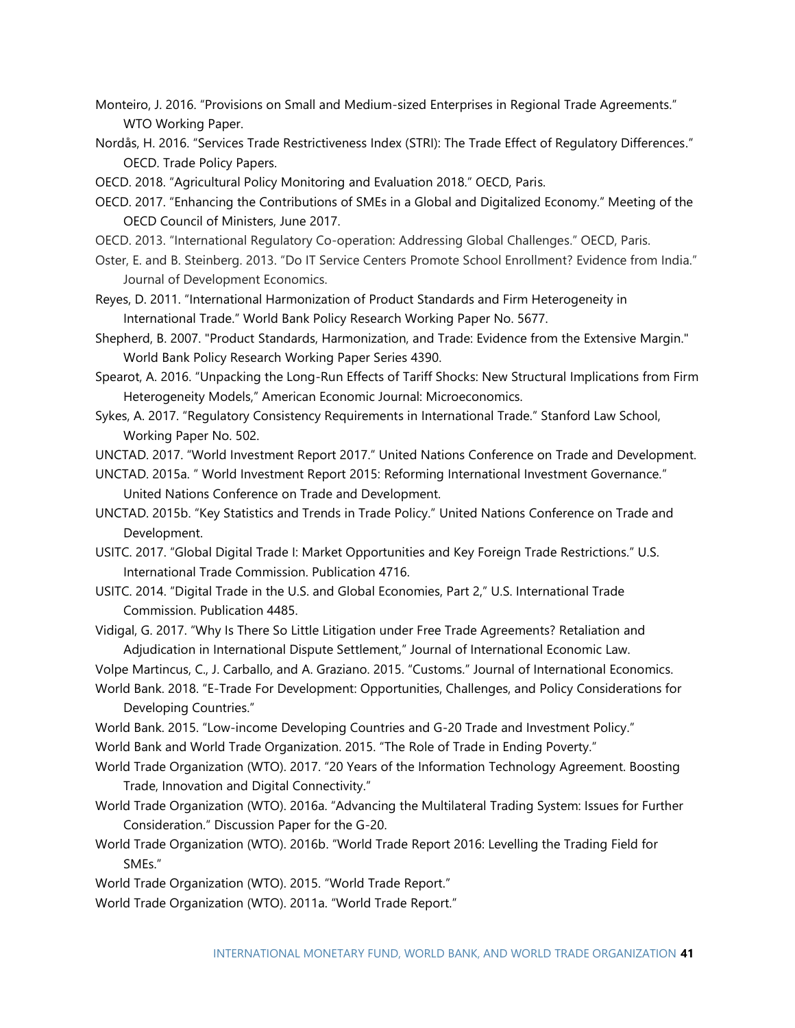Monteiro, J. 2016. "Provisions on Small and Medium-sized Enterprises in Regional Trade Agreements." WTO Working Paper.

Nordås, H. 2016. "Services Trade Restrictiveness Index (STRI): The Trade Effect of Regulatory Differences." OECD. Trade Policy Papers.

OECD. 2018. "Agricultural Policy Monitoring and Evaluation 2018." OECD, Paris.

OECD. 2017. "Enhancing the Contributions of SMEs in a Global and Digitalized Economy." Meeting of the OECD Council of Ministers, June 2017.

OECD. 2013. "International Regulatory Co-operation: Addressing Global Challenges." OECD, Paris.

Oster, E. and B. Steinberg. 2013. "Do IT Service Centers Promote School Enrollment? Evidence from India." Journal of Development Economics.

Reyes, D. 2011. "International Harmonization of Product Standards and Firm Heterogeneity in International Trade." World Bank Policy Research Working Paper No. 5677.

Shepherd, B. 2007. "Product Standards, Harmonization, and Trade: Evidence from the Extensive Margin." World Bank Policy Research Working Paper Series 4390.

Spearot, A. 2016. "Unpacking the Long-Run Effects of Tariff Shocks: New Structural Implications from Firm Heterogeneity Models," American Economic Journal: Microeconomics.

Sykes, A. 2017. "Regulatory Consistency Requirements in International Trade." Stanford Law School, Working Paper No. 502.

UNCTAD. 2017. "World Investment Report 2017." United Nations Conference on Trade and Development.

UNCTAD. 2015a. " World Investment Report 2015: Reforming International Investment Governance." United Nations Conference on Trade and Development.

UNCTAD. 2015b. "Key Statistics and Trends in Trade Policy." United Nations Conference on Trade and Development.

USITC. 2017. "Global Digital Trade I: Market Opportunities and Key Foreign Trade Restrictions." U.S. International Trade Commission. Publication 4716.

USITC. 2014. "Digital Trade in the U.S. and Global Economies, Part 2," U.S. International Trade Commission. Publication 4485.

Vidigal, G. 2017. "Why Is There So Little Litigation under Free Trade Agreements? Retaliation and Adjudication in International Dispute Settlement," Journal of International Economic Law.

Volpe Martincus, C., J. Carballo, and A. Graziano. 2015. "Customs." Journal of International Economics.

World Bank. 2018. "E-Trade For Development: Opportunities, Challenges, and Policy Considerations for Developing Countries."

World Bank. 2015. "Low-income Developing Countries and G-20 Trade and Investment Policy."

World Bank and World Trade Organization. 2015. "The Role of Trade in Ending Poverty."

World Trade Organization (WTO). 2017. "20 Years of the Information Technology Agreement. Boosting Trade, Innovation and Digital Connectivity."

World Trade Organization (WTO). 2016a. "Advancing the Multilateral Trading System: Issues for Further Consideration." Discussion Paper for the G-20.

World Trade Organization (WTO). 2016b. "World Trade Report 2016: Levelling the Trading Field for SMEs."

World Trade Organization (WTO). 2015. "World Trade Report."

World Trade Organization (WTO). 2011a. "World Trade Report."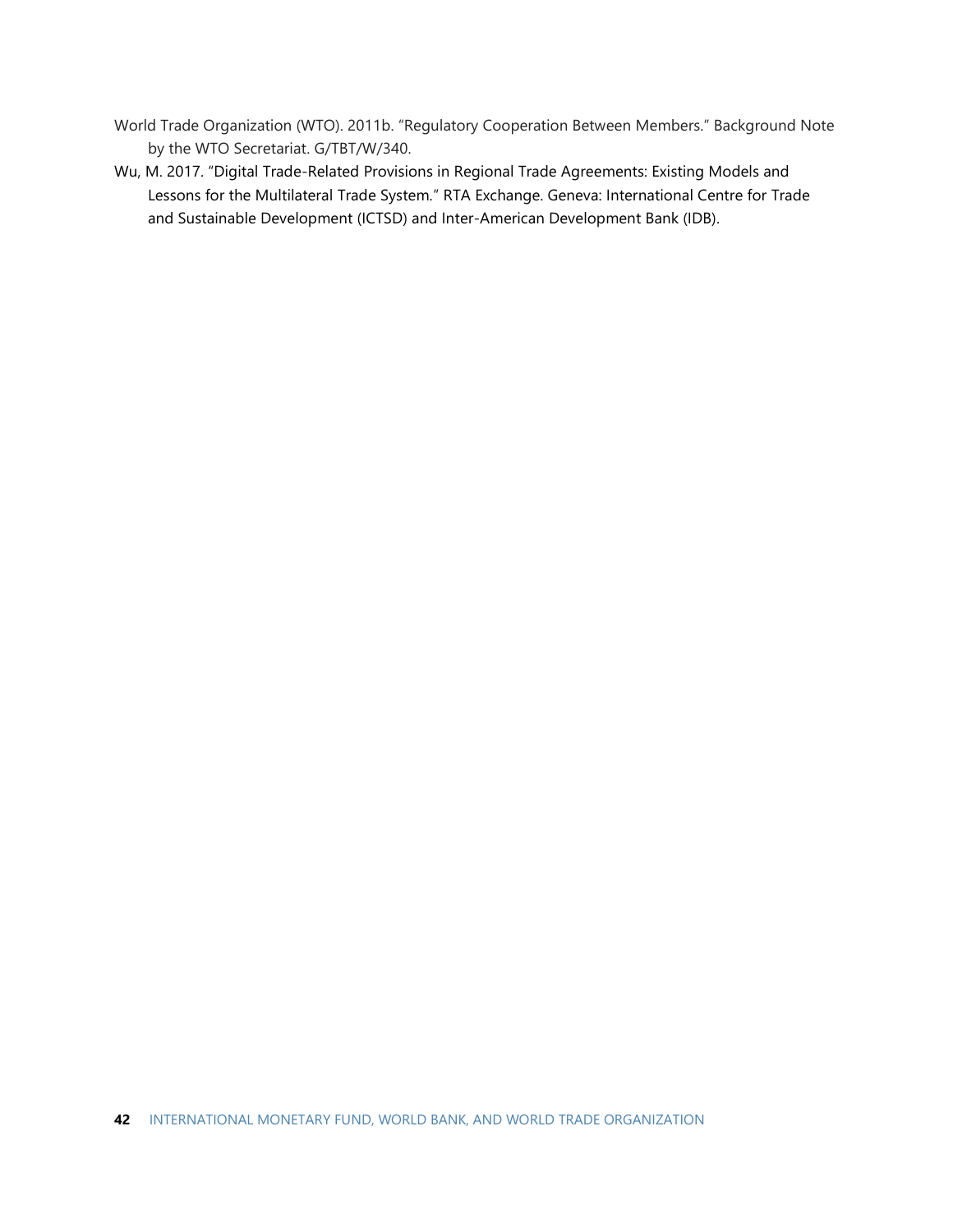World Trade Organization (WTO). 2011b. "Regulatory Cooperation Between Members." Background Note by the WTO Secretariat. G/TBT/W/340.

Wu, M. 2017. "Digital Trade-Related Provisions in Regional Trade Agreements: Existing Models and Lessons for the Multilateral Trade System." RTA Exchange. Geneva: International Centre for Trade and Sustainable Development (ICTSD) and Inter-American Development Bank (IDB).